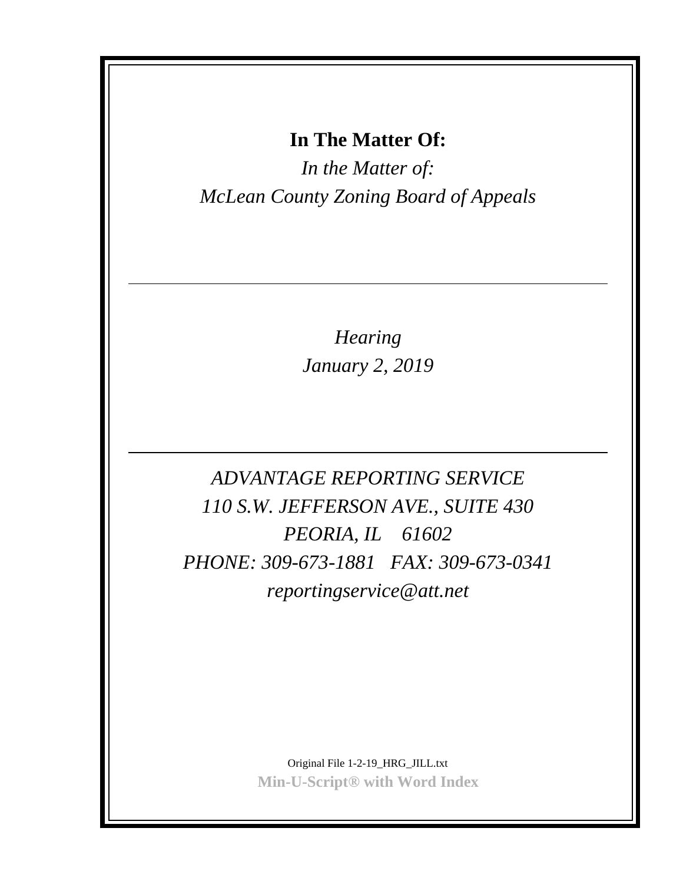**In The Matter Of:**

*In the Matter of:*
*McLean County Zoning Board of Appeals*

---

*Hearing*
*January 2, 2019*

---

*ADVANTAGE REPORTING SERVICE*
*110 S.W. JEFFERSON AVE., SUITE 430*
*PEORIA, IL 61602*
*PHONE: 309-673-1881 FAX: 309-673-0341*
*reportingservice@att.net*

Original File 1-2-19_HRG_JILL.txt
**Min-U-Script® with Word Index**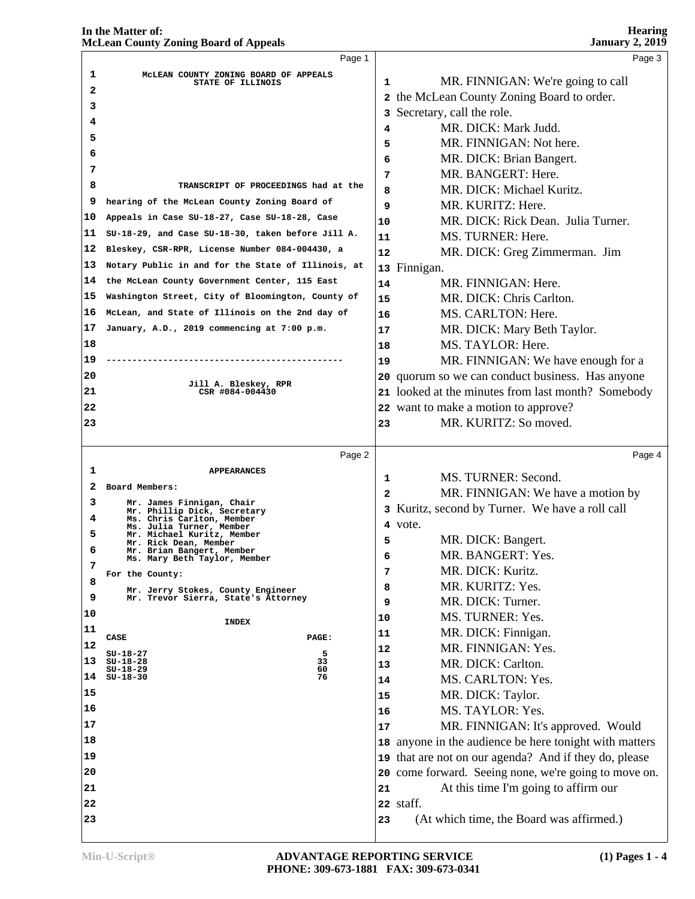**Page 1**

McLEAN COUNTY ZONING BOARD OF APPEALS
STATE OF ILLINOIS

TRANSCRIPT OF PROCEEDINGS had at the hearing of the McLean County Zoning Board of Appeals in Case SU-18-27, Case SU-18-28, Case SU-18-29, and Case SU-18-30, taken before Jill A. Bleskey, CSR-RPR, License Number 084-004430, a Notary Public in and for the State of Illinois, at the McLean County Government Center, 115 East Washington Street, City of Bloomington, County of McLean, and State of Illinois on the 2nd day of January, A.D., 2019 commencing at 7:00 p.m.

---

Jill A. Bleskey, RPR
CSR #084-004430

**Page 2**

APPEARANCES

Board Members:

Mr. James Finnigan, Chair
Mr. Phillip Dick, Secretary
Ms. Chris Carlton, Member
Ms. Julia Turner, Member
Mr. Michael Kuritz, Member
Mr. Rick Dean, Member
Mr. Brian Bangert, Member
Ms. Mary Beth Taylor, Member

For the County:

Mr. Jerry Stokes, County Engineer
Mr. Trevor Sierra, State's Attorney

INDEX

| CASE | PAGE: |
|---|---|
| SU-18-27 | 5 |
| SU-18-28 | 33 |
| SU-18-29 | 60 |
| SU-18-30 | 76 |

**Page 3**

MR. FINNIGAN: We're going to call the McLean County Zoning Board to order. Secretary, call the role.

MR. DICK: Mark Judd.

MR. FINNIGAN: Not here.

MR. DICK: Brian Bangert.

MR. BANGERT: Here.

MR. DICK: Michael Kuritz.

MR. KURITZ: Here.

MR. DICK: Rick Dean. Julia Turner.

MS. TURNER: Here.

MR. DICK: Greg Zimmerman. Jim Finnigan.

MR. FINNIGAN: Here.

MR. DICK: Chris Carlton.

MS. CARLTON: Here.

MR. DICK: Mary Beth Taylor.

MS. TAYLOR: Here.

MR. FINNIGAN: We have enough for a quorum so we can conduct business. Has anyone looked at the minutes from last month? Somebody want to make a motion to approve?

MR. KURITZ: So moved.

**Page 4**

MS. TURNER: Second.

MR. FINNIGAN: We have a motion by Kuritz, second by Turner. We have a roll call vote.

MR. DICK: Bangert.

MR. BANGERT: Yes.

MR. DICK: Kuritz.

MR. KURITZ: Yes.

MR. DICK: Turner.

MS. TURNER: Yes.

MR. DICK: Finnigan.

MR. FINNIGAN: Yes.

MR. DICK: Carlton.

MS. CARLTON: Yes.

MR. DICK: Taylor.

MS. TAYLOR: Yes.

MR. FINNIGAN: It's approved. Would anyone in the audience be here tonight with matters that are not on our agenda? And if they do, please come forward. Seeing none, we're going to move on.

At this time I'm going to affirm our staff.

(At which time, the Board was affirmed.)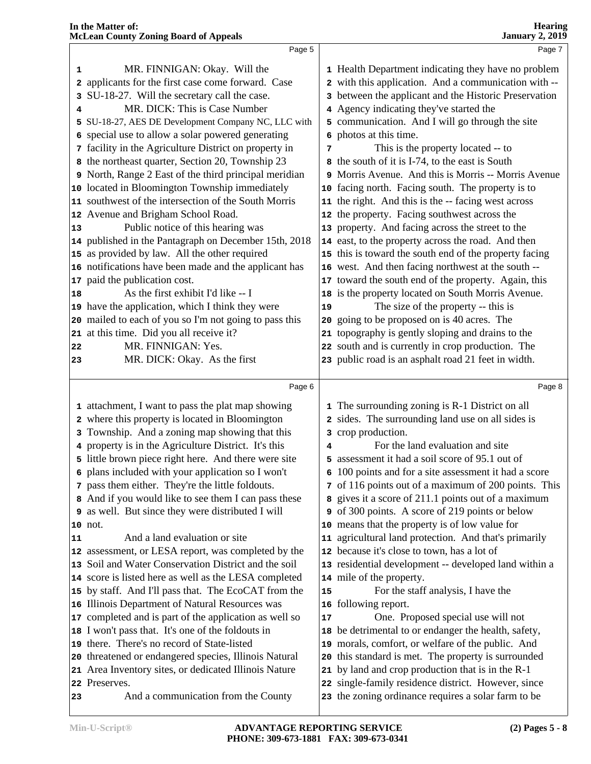MR. FINNIGAN: Okay. Will the applicants for the first case come forward. Case SU-18-27. Will the secretary call the case.

MR. DICK: This is Case Number SU-18-27, AES DE Development Company NC, LLC with special use to allow a solar powered generating facility in the Agriculture District on property in the northeast quarter, Section 20, Township 23 North, Range 2 East of the third principal meridian located in Bloomington Township immediately southwest of the intersection of the South Morris Avenue and Brigham School Road.

Public notice of this hearing was published in the Pantagraph on December 15th, 2018 as provided by law. All the other required notifications have been made and the applicant has paid the publication cost.

As the first exhibit I'd like -- I have the application, which I think they were mailed to each of you so I'm not going to pass this at this time. Did you all receive it?

MR. FINNIGAN: Yes.

MR. DICK: Okay. As the first attachment, I want to pass the plat map showing where this property is located in Bloomington Township. And a zoning map showing that this property is in the Agriculture District. It's this little brown piece right here. And there were site plans included with your application so I won't pass them either. They're the little foldouts. And if you would like to see them I can pass these as well. But since they were distributed I will not.

And a land evaluation or site assessment, or LESA report, was completed by the Soil and Water Conservation District and the soil score is listed here as well as the LESA completed by staff. And I'll pass that. The EcoCAT from the Illinois Department of Natural Resources was completed and is part of the application as well so I won't pass that. It's one of the foldouts in there. There's no record of State-listed threatened or endangered species, Illinois Natural Area Inventory sites, or dedicated Illinois Nature Preserves.

And a communication from the County Health Department indicating they have no problem with this application. And a communication with -- between the applicant and the Historic Preservation Agency indicating they've started the communication. And I will go through the site photos at this time.

This is the property located -- to the south of it is I-74, to the east is South Morris Avenue. And this is Morris -- Morris Avenue facing north. Facing south. The property is to the right. And this is the -- facing west across the property. Facing southwest across the property. And facing across the street to the east, to the property across the road. And then this is toward the south end of the property facing west. And then facing northwest at the south -- toward the south end of the property. Again, this is the property located on South Morris Avenue.

The size of the property -- this is going to be proposed on is 40 acres. The topography is gently sloping and drains to the south and is currently in crop production. The public road is an asphalt road 21 feet in width. The surrounding zoning is R-1 District on all sides. The surrounding land use on all sides is crop production.

For the land evaluation and site assessment it had a soil score of 95.1 out of 100 points and for a site assessment it had a score of 116 points out of a maximum of 200 points. This gives it a score of 211.1 points out of a maximum of 300 points. A score of 219 points or below means that the property is of low value for agricultural land protection. And that's primarily because it's close to town, has a lot of residential development -- developed land within a mile of the property.

For the staff analysis, I have the following report.

One. Proposed special use will not be detrimental to or endanger the health, safety, morals, comfort, or welfare of the public. And this standard is met. The property is surrounded by land and crop production that is in the R-1 single-family residence district. However, since the zoning ordinance requires a solar farm to be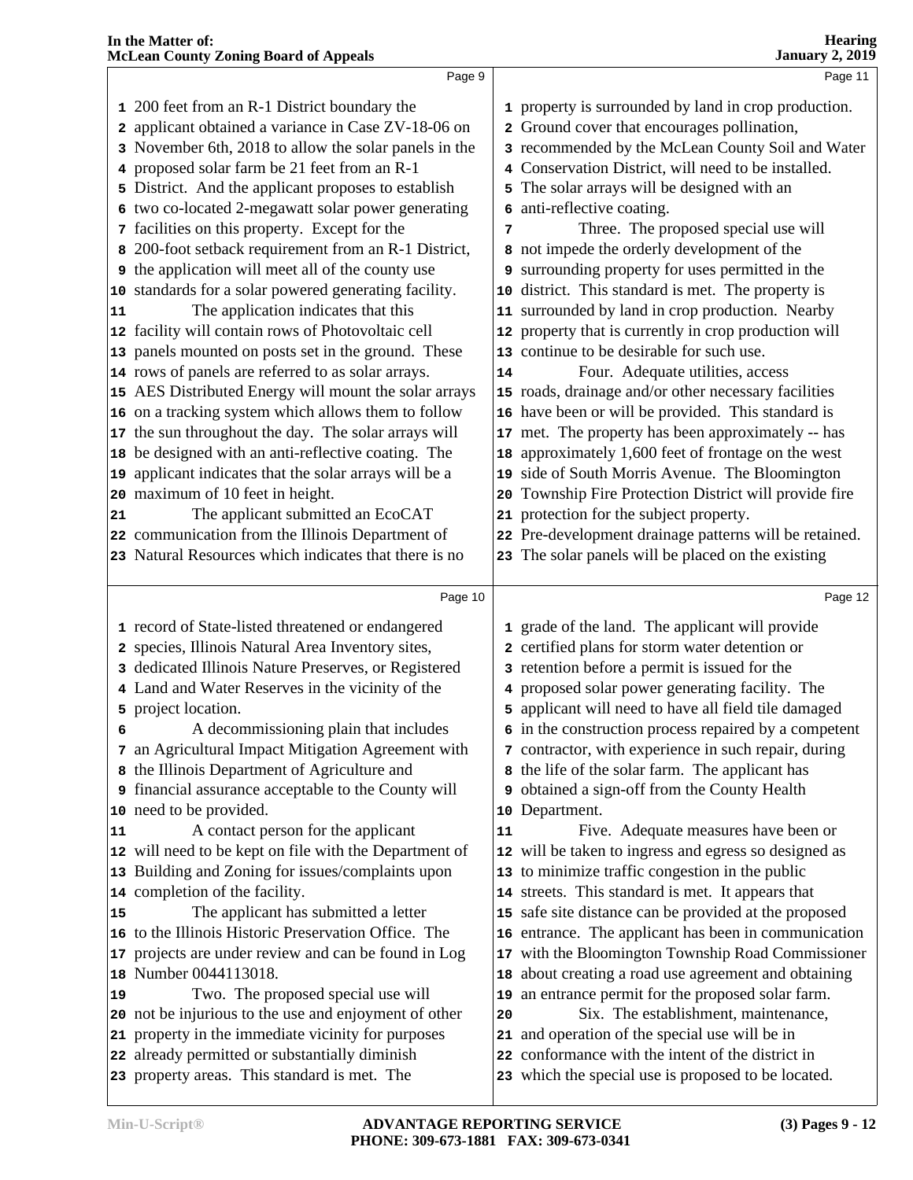200 feet from an R-1 District boundary the applicant obtained a variance in Case ZV-18-06 on November 6th, 2018 to allow the solar panels in the proposed solar farm be 21 feet from an R-1 District. And the applicant proposes to establish two co-located 2-megawatt solar power generating facilities on this property. Except for the 200-foot setback requirement from an R-1 District, the application will meet all of the county use standards for a solar powered generating facility.

The application indicates that this facility will contain rows of Photovoltaic cell panels mounted on posts set in the ground. These rows of panels are referred to as solar arrays. AES Distributed Energy will mount the solar arrays on a tracking system which allows them to follow the sun throughout the day. The solar arrays will be designed with an anti-reflective coating. The applicant indicates that the solar arrays will be a maximum of 10 feet in height.

The applicant submitted an EcoCAT communication from the Illinois Department of Natural Resources which indicates that there is no record of State-listed threatened or endangered species, Illinois Natural Area Inventory sites, dedicated Illinois Nature Preserves, or Registered Land and Water Reserves in the vicinity of the project location.

A decommissioning plain that includes an Agricultural Impact Mitigation Agreement with the Illinois Department of Agriculture and financial assurance acceptable to the County will need to be provided.

A contact person for the applicant will need to be kept on file with the Department of Building and Zoning for issues/complaints upon completion of the facility.

The applicant has submitted a letter to the Illinois Historic Preservation Office. The projects are under review and can be found in Log Number 0044113018.

Two. The proposed special use will not be injurious to the use and enjoyment of other property in the immediate vicinity for purposes already permitted or substantially diminish property areas. This standard is met. The property is surrounded by land in crop production. Ground cover that encourages pollination, recommended by the McLean County Soil and Water Conservation District, will need to be installed. The solar arrays will be designed with an anti-reflective coating.

Three. The proposed special use will not impede the orderly development of the surrounding property for uses permitted in the district. This standard is met. The property is surrounded by land in crop production. Nearby property that is currently in crop production will continue to be desirable for such use.

Four. Adequate utilities, access roads, drainage and/or other necessary facilities have been or will be provided. This standard is met. The property has been approximately -- has approximately 1,600 feet of frontage on the west side of South Morris Avenue. The Bloomington Township Fire Protection District will provide fire protection for the subject property. Pre-development drainage patterns will be retained. The solar panels will be placed on the existing grade of the land. The applicant will provide certified plans for storm water detention or retention before a permit is issued for the proposed solar power generating facility. The applicant will need to have all field tile damaged in the construction process repaired by a competent contractor, with experience in such repair, during the life of the solar farm. The applicant has obtained a sign-off from the County Health Department.

Five. Adequate measures have been or will be taken to ingress and egress so designed as to minimize traffic congestion in the public streets. This standard is met. It appears that safe site distance can be provided at the proposed entrance. The applicant has been in communication with the Bloomington Township Road Commissioner about creating a road use agreement and obtaining an entrance permit for the proposed solar farm.

Six. The establishment, maintenance, and operation of the special use will be in conformance with the intent of the district in which the special use is proposed to be located.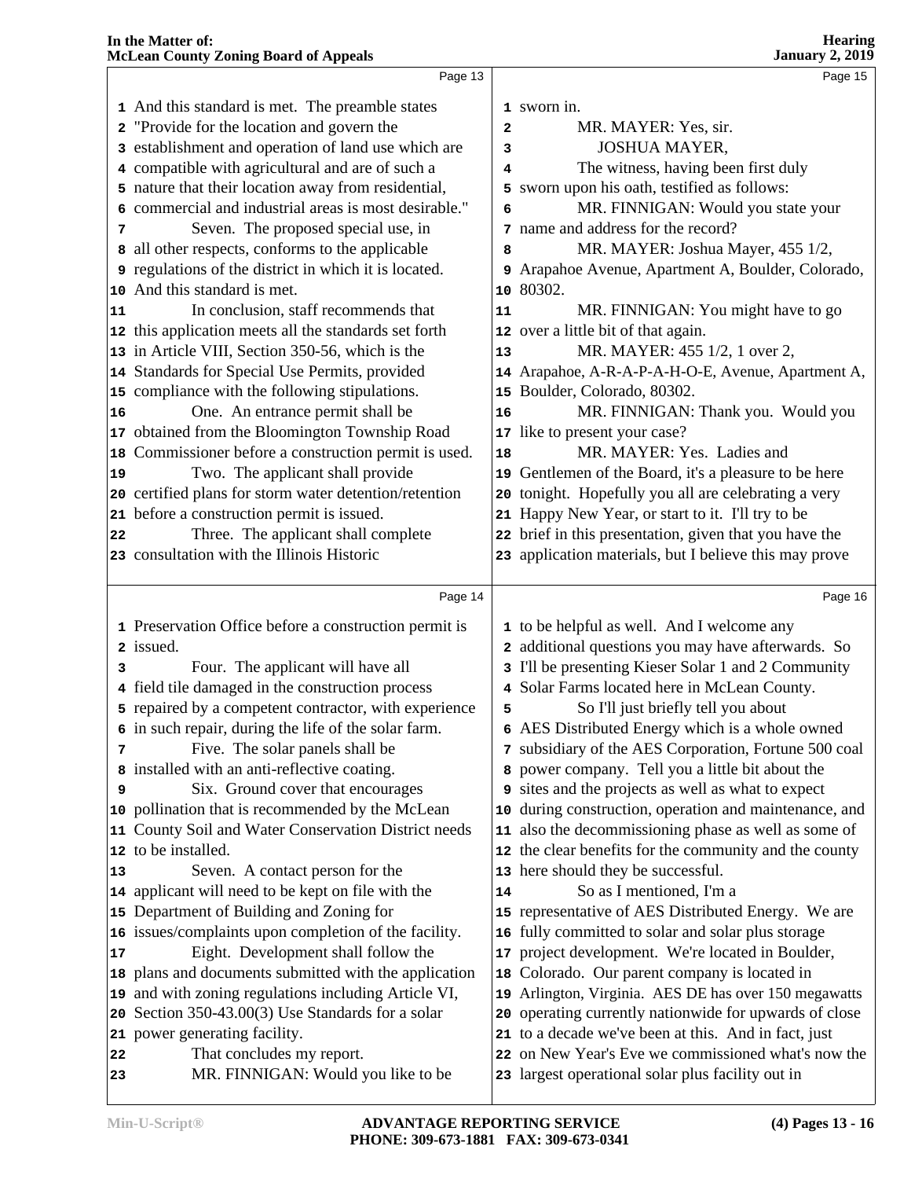Page 13

1 And this standard is met. The preamble states
2 "Provide for the location and govern the
3 establishment and operation of land use which are
4 compatible with agricultural and are of such a
5 nature that their location away from residential,
6 commercial and industrial areas is most desirable."
7 Seven. The proposed special use, in
8 all other respects, conforms to the applicable
9 regulations of the district in which it is located.
10 And this standard is met.
11 In conclusion, staff recommends that
12 this application meets all the standards set forth
13 in Article VIII, Section 350-56, which is the
14 Standards for Special Use Permits, provided
15 compliance with the following stipulations.
16 One. An entrance permit shall be
17 obtained from the Bloomington Township Road
18 Commissioner before a construction permit is used.
19 Two. The applicant shall provide
20 certified plans for storm water detention/retention
21 before a construction permit is issued.
22 Three. The applicant shall complete
23 consultation with the Illinois Historic

Page 14

1 Preservation Office before a construction permit is
2 issued.
3 Four. The applicant will have all
4 field tile damaged in the construction process
5 repaired by a competent contractor, with experience
6 in such repair, during the life of the solar farm.
7 Five. The solar panels shall be
8 installed with an anti-reflective coating.
9 Six. Ground cover that encourages
10 pollination that is recommended by the McLean
11 County Soil and Water Conservation District needs
12 to be installed.
13 Seven. A contact person for the
14 applicant will need to be kept on file with the
15 Department of Building and Zoning for
16 issues/complaints upon completion of the facility.
17 Eight. Development shall follow the
18 plans and documents submitted with the application
19 and with zoning regulations including Article VI,
20 Section 350-43.00(3) Use Standards for a solar
21 power generating facility.
22 That concludes my report.
23 MR. FINNIGAN: Would you like to be

Page 15

1 sworn in.
2 MR. MAYER: Yes, sir.
3 JOSHUA MAYER,
4 The witness, having been first duly
5 sworn upon his oath, testified as follows:
6 MR. FINNIGAN: Would you state your
7 name and address for the record?
8 MR. MAYER: Joshua Mayer, 455 1/2,
9 Arapahoe Avenue, Apartment A, Boulder, Colorado,
10 80302.
11 MR. FINNIGAN: You might have to go
12 over a little bit of that again.
13 MR. MAYER: 455 1/2, 1 over 2,
14 Arapahoe, A-R-A-P-A-H-O-E, Avenue, Apartment A,
15 Boulder, Colorado, 80302.
16 MR. FINNIGAN: Thank you. Would you
17 like to present your case?
18 MR. MAYER: Yes. Ladies and
19 Gentlemen of the Board, it's a pleasure to be here
20 tonight. Hopefully you all are celebrating a very
21 Happy New Year, or start to it. I'll try to be
22 brief in this presentation, given that you have the
23 application materials, but I believe this may prove

Page 16

1 to be helpful as well. And I welcome any
2 additional questions you may have afterwards. So
3 I'll be presenting Kieser Solar 1 and 2 Community
4 Solar Farms located here in McLean County.
5 So I'll just briefly tell you about
6 AES Distributed Energy which is a whole owned
7 subsidiary of the AES Corporation, Fortune 500 coal
8 power company. Tell you a little bit about the
9 sites and the projects as well as what to expect
10 during construction, operation and maintenance, and
11 also the decommissioning phase as well as some of
12 the clear benefits for the community and the county
13 here should they be successful.
14 So as I mentioned, I'm a
15 representative of AES Distributed Energy. We are
16 fully committed to solar and solar plus storage
17 project development. We're located in Boulder,
18 Colorado. Our parent company is located in
19 Arlington, Virginia. AES DE has over 150 megawatts
20 operating currently nationwide for upwards of close
21 to a decade we've been at this. And in fact, just
22 on New Year's Eve we commissioned what's now the
23 largest operational solar plus facility out in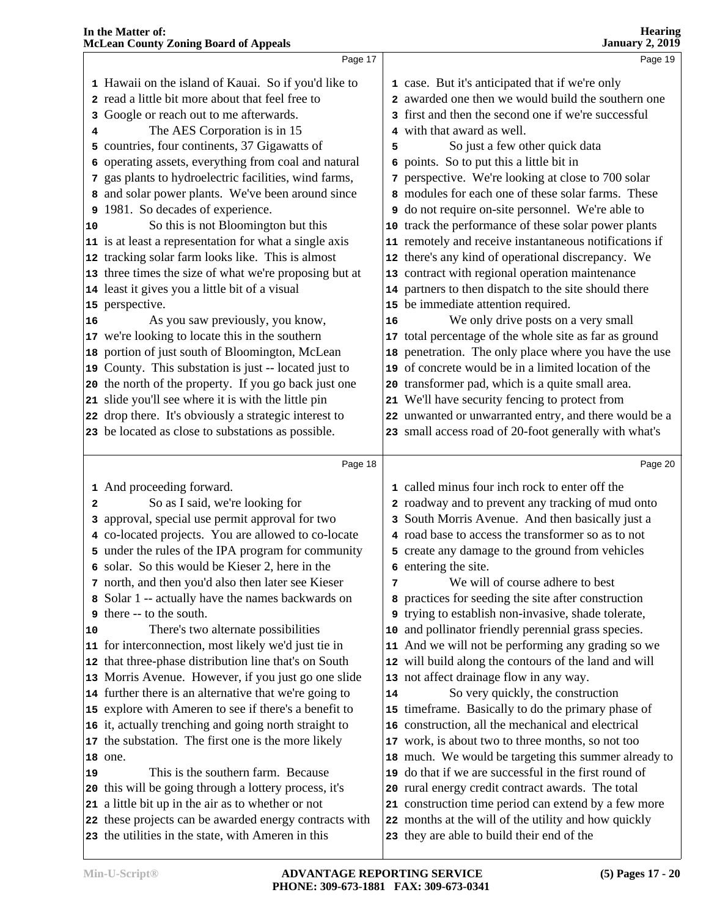Page 17

1 Hawaii on the island of Kauai. So if you'd like to
2 read a little bit more about that feel free to
3 Google or reach out to me afterwards.
4 The AES Corporation is in 15
5 countries, four continents, 37 Gigawatts of
6 operating assets, everything from coal and natural
7 gas plants to hydroelectric facilities, wind farms,
8 and solar power plants. We've been around since
9 1981. So decades of experience.
10 So this is not Bloomington but this
11 is at least a representation for what a single axis
12 tracking solar farm looks like. This is almost
13 three times the size of what we're proposing but at
14 least it gives you a little bit of a visual
15 perspective.
16 As you saw previously, you know,
17 we're looking to locate this in the southern
18 portion of just south of Bloomington, McLean
19 County. This substation is just -- located just to
20 the north of the property. If you go back just one
21 slide you'll see where it is with the little pin
22 drop there. It's obviously a strategic interest to
23 be located as close to substations as possible.

Page 18

1 And proceeding forward.
2 So as I said, we're looking for
3 approval, special use permit approval for two
4 co-located projects. You are allowed to co-locate
5 under the rules of the IPA program for community
6 solar. So this would be Kieser 2, here in the
7 north, and then you'd also then later see Kieser
8 Solar 1 -- actually have the names backwards on
9 there -- to the south.
10 There's two alternate possibilities
11 for interconnection, most likely we'd just tie in
12 that three-phase distribution line that's on South
13 Morris Avenue. However, if you just go one slide
14 further there is an alternative that we're going to
15 explore with Ameren to see if there's a benefit to
16 it, actually trenching and going north straight to
17 the substation. The first one is the more likely
18 one.
19 This is the southern farm. Because
20 this will be going through a lottery process, it's
21 a little bit up in the air as to whether or not
22 these projects can be awarded energy contracts with
23 the utilities in the state, with Ameren in this

Page 19

1 case. But it's anticipated that if we're only
2 awarded one then we would build the southern one
3 first and then the second one if we're successful
4 with that award as well.
5 So just a few other quick data
6 points. So to put this a little bit in
7 perspective. We're looking at close to 700 solar
8 modules for each one of these solar farms. These
9 do not require on-site personnel. We're able to
10 track the performance of these solar power plants
11 remotely and receive instantaneous notifications if
12 there's any kind of operational discrepancy. We
13 contract with regional operation maintenance
14 partners to then dispatch to the site should there
15 be immediate attention required.
16 We only drive posts on a very small
17 total percentage of the whole site as far as ground
18 penetration. The only place where you have the use
19 of concrete would be in a limited location of the
20 transformer pad, which is a quite small area.
21 We'll have security fencing to protect from
22 unwanted or unwarranted entry, and there would be a
23 small access road of 20-foot generally with what's

Page 20

1 called minus four inch rock to enter off the
2 roadway and to prevent any tracking of mud onto
3 South Morris Avenue. And then basically just a
4 road base to access the transformer so as to not
5 create any damage to the ground from vehicles
6 entering the site.
7 We will of course adhere to best
8 practices for seeding the site after construction
9 trying to establish non-invasive, shade tolerate,
10 and pollinator friendly perennial grass species.
11 And we will not be performing any grading so we
12 will build along the contours of the land and will
13 not affect drainage flow in any way.
14 So very quickly, the construction
15 timeframe. Basically to do the primary phase of
16 construction, all the mechanical and electrical
17 work, is about two to three months, so not too
18 much. We would be targeting this summer already to
19 do that if we are successful in the first round of
20 rural energy credit contract awards. The total
21 construction time period can extend by a few more
22 months at the will of the utility and how quickly
23 they are able to build their end of the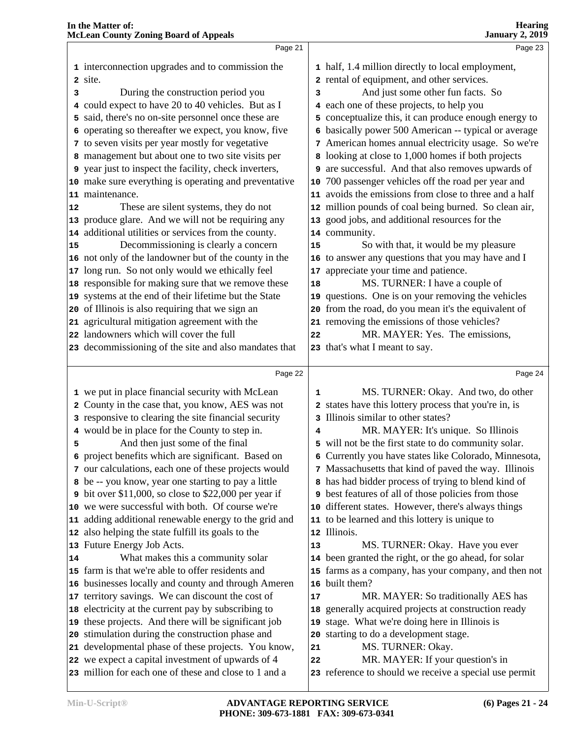interconnection upgrades and to commission the site.

During the construction period you could expect to have 20 to 40 vehicles. But as I said, there's no on-site personnel once these are operating so thereafter we expect, you know, five to seven visits per year mostly for vegetative management but about one to two site visits per year just to inspect the facility, check inverters, make sure everything is operating and preventative maintenance.

These are silent systems, they do not produce glare. And we will not be requiring any additional utilities or services from the county.

Decommissioning is clearly a concern not only of the landowner but of the county in the long run. So not only would we ethically feel responsible for making sure that we remove these systems at the end of their lifetime but the State of Illinois is also requiring that we sign an agricultural mitigation agreement with the landowners which will cover the full decommissioning of the site and also mandates that we put in place financial security with McLean County in the case that, you know, AES was not responsive to clearing the site financial security would be in place for the County to step in.

And then just some of the final project benefits which are significant. Based on our calculations, each one of these projects would be -- you know, year one starting to pay a little bit over $11,000, so close to $22,000 per year if we were successful with both. Of course we're adding additional renewable energy to the grid and also helping the state fulfill its goals to the Future Energy Job Acts.

What makes this a community solar farm is that we're able to offer residents and businesses locally and county and through Ameren territory savings. We can discount the cost of electricity at the current pay by subscribing to these projects. And there will be significant job stimulation during the construction phase and developmental phase of these projects. You know, we expect a capital investment of upwards of 4 million for each one of these and close to 1 and a half, 1.4 million directly to local employment, rental of equipment, and other services.

And just some other fun facts. So each one of these projects, to help you conceptualize this, it can produce enough energy to basically power 500 American -- typical or average American homes annual electricity usage. So we're looking at close to 1,000 homes if both projects are successful. And that also removes upwards of 700 passenger vehicles off the road per year and avoids the emissions from close to three and a half million pounds of coal being burned. So clean air, good jobs, and additional resources for the community.

So with that, it would be my pleasure to answer any questions that you may have and I appreciate your time and patience.

MS. TURNER: I have a couple of questions. One is on your removing the vehicles from the road, do you mean it's the equivalent of removing the emissions of those vehicles?

MR. MAYER: Yes. The emissions, that's what I meant to say.

MS. TURNER: Okay. And two, do other states have this lottery process that you're in, is Illinois similar to other states?

MR. MAYER: It's unique. So Illinois will not be the first state to do community solar. Currently you have states like Colorado, Minnesota, Massachusetts that kind of paved the way. Illinois has had bidder process of trying to blend kind of best features of all of those policies from those different states. However, there's always things to be learned and this lottery is unique to Illinois.

MS. TURNER: Okay. Have you ever been granted the right, or the go ahead, for solar farms as a company, has your company, and then not built them?

MR. MAYER: So traditionally AES has generally acquired projects at construction ready stage. What we're doing here in Illinois is starting to do a development stage.

MS. TURNER: Okay.

MR. MAYER: If your question's in reference to should we receive a special use permit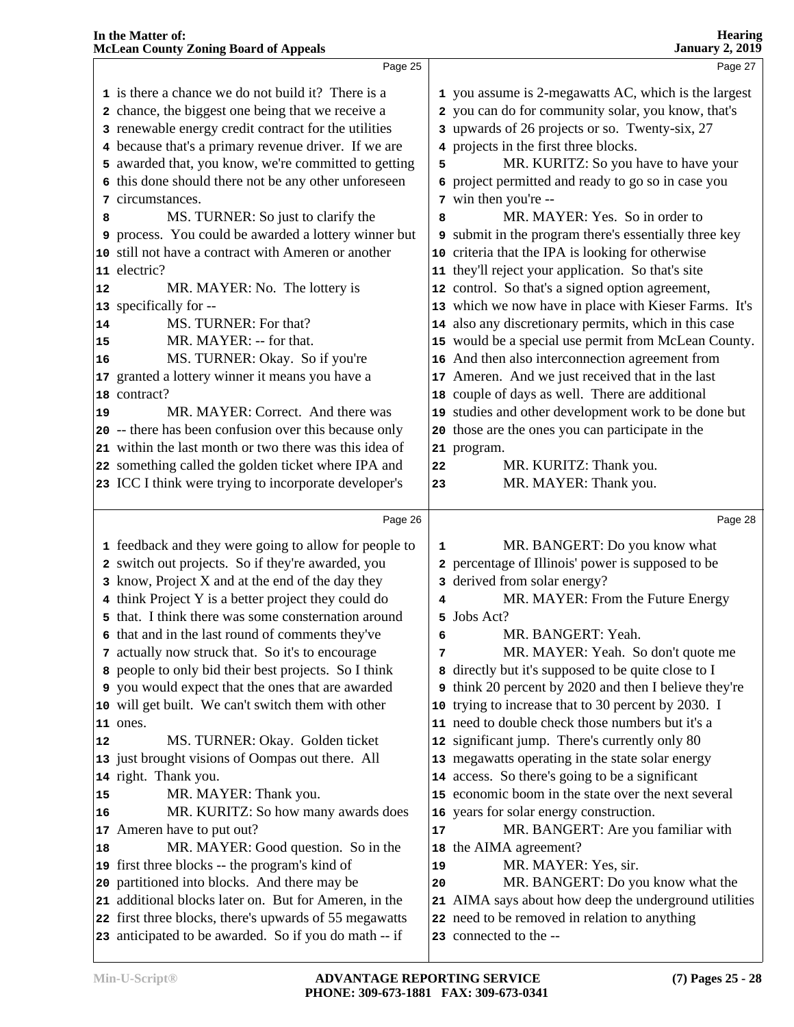is there a chance we do not build it? There is a chance, the biggest one being that we receive a renewable energy credit contract for the utilities because that's a primary revenue driver. If we are awarded that, you know, we're committed to getting this done should there not be any other unforeseen circumstances.

MS. TURNER: So just to clarify the process. You could be awarded a lottery winner but still not have a contract with Ameren or another electric?

MR. MAYER: No. The lottery is specifically for --

MS. TURNER: For that?

MR. MAYER: -- for that.

MS. TURNER: Okay. So if you're granted a lottery winner it means you have a contract?

MR. MAYER: Correct. And there was -- there has been confusion over this because only within the last month or two there was this idea of something called the golden ticket where IPA and ICC I think were trying to incorporate developer's feedback and they were going to allow for people to switch out projects. So if they're awarded, you know, Project X and at the end of the day they think Project Y is a better project they could do that. I think there was some consternation around that and in the last round of comments they've actually now struck that. So it's to encourage people to only bid their best projects. So I think you would expect that the ones that are awarded will get built. We can't switch them with other ones.

MS. TURNER: Okay. Golden ticket just brought visions of Oompas out there. All right. Thank you.

MR. MAYER: Thank you.

MR. KURITZ: So how many awards does Ameren have to put out?

MR. MAYER: Good question. So in the first three blocks -- the program's kind of partitioned into blocks. And there may be additional blocks later on. But for Ameren, in the first three blocks, there's upwards of 55 megawatts anticipated to be awarded. So if you do math -- if you assume is 2-megawatts AC, which is the largest you can do for community solar, you know, that's upwards of 26 projects or so. Twenty-six, 27 projects in the first three blocks.

MR. KURITZ: So you have to have your project permitted and ready to go so in case you win then you're --

MR. MAYER: Yes. So in order to submit in the program there's essentially three key criteria that the IPA is looking for otherwise they'll reject your application. So that's site control. So that's a signed option agreement, which we now have in place with Kieser Farms. It's also any discretionary permits, which in this case would be a special use permit from McLean County. And then also interconnection agreement from Ameren. And we just received that in the last couple of days as well. There are additional studies and other development work to be done but those are the ones you can participate in the program.

MR. KURITZ: Thank you.

MR. MAYER: Thank you.

MR. BANGERT: Do you know what percentage of Illinois' power is supposed to be derived from solar energy?

MR. MAYER: From the Future Energy Jobs Act?

MR. BANGERT: Yeah.

MR. MAYER: Yeah. So don't quote me directly but it's supposed to be quite close to I think 20 percent by 2020 and then I believe they're trying to increase that to 30 percent by 2030. I need to double check those numbers but it's a significant jump. There's currently only 80 megawatts operating in the state solar energy access. So there's going to be a significant economic boom in the state over the next several years for solar energy construction.

MR. BANGERT: Are you familiar with the AIMA agreement?

MR. MAYER: Yes, sir.

MR. BANGERT: Do you know what the AIMA says about how deep the underground utilities need to be removed in relation to anything connected to the --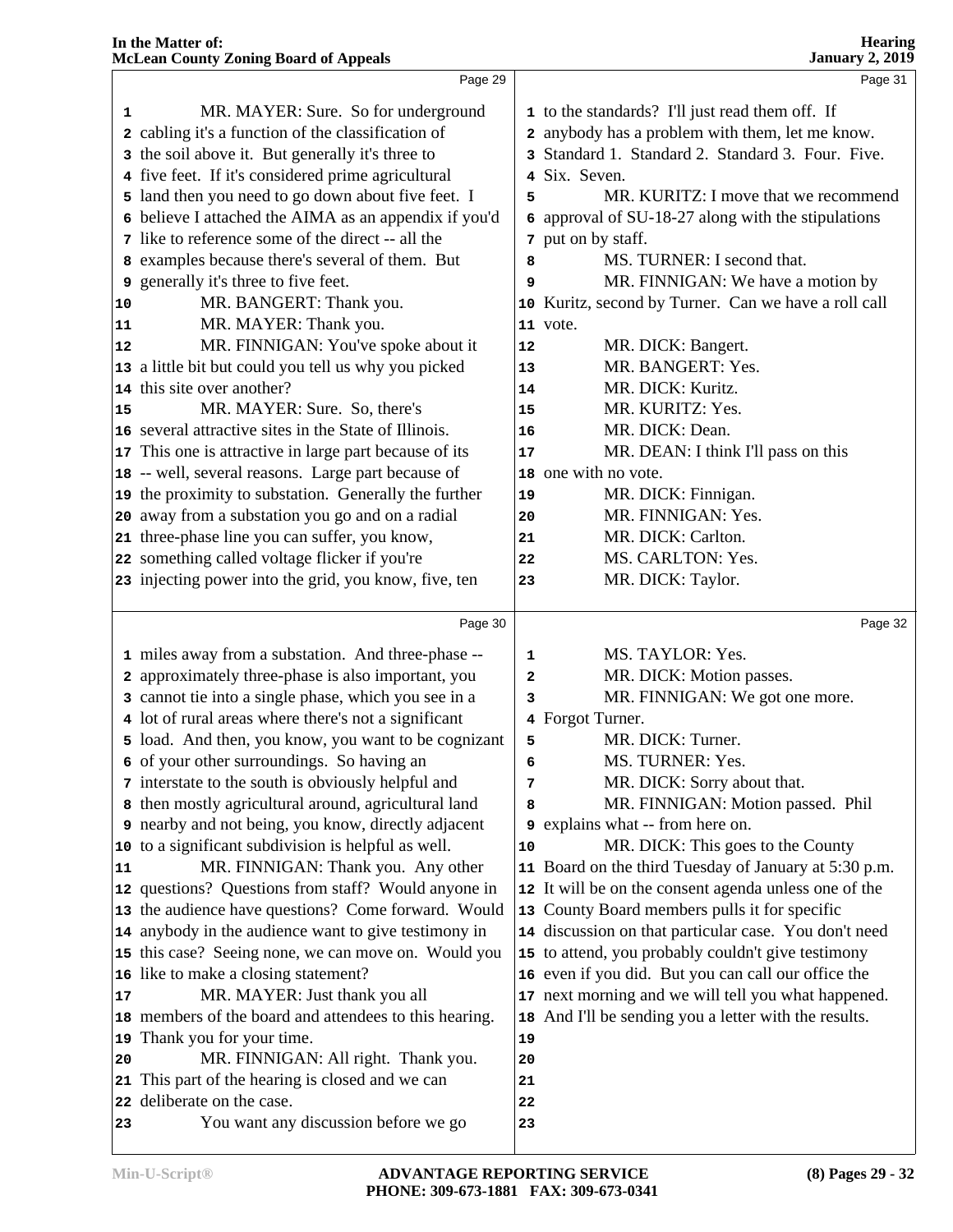Page 29

MR. MAYER: Sure. So for underground cabling it's a function of the classification of the soil above it. But generally it's three to five feet. If it's considered prime agricultural land then you need to go down about five feet. I believe I attached the AIMA as an appendix if you'd like to reference some of the direct -- all the examples because there's several of them. But generally it's three to five feet.

MR. BANGERT: Thank you.

MR. MAYER: Thank you.

MR. FINNIGAN: You've spoke about it a little bit but could you tell us why you picked this site over another?

MR. MAYER: Sure. So, there's several attractive sites in the State of Illinois. This one is attractive in large part because of its -- well, several reasons. Large part because of the proximity to substation. Generally the further away from a substation you go and on a radial three-phase line you can suffer, you know, something called voltage flicker if you're injecting power into the grid, you know, five, ten

Page 30

miles away from a substation. And three-phase -- approximately three-phase is also important, you cannot tie into a single phase, which you see in a lot of rural areas where there's not a significant load. And then, you know, you want to be cognizant of your other surroundings. So having an interstate to the south is obviously helpful and then mostly agricultural around, agricultural land nearby and not being, you know, directly adjacent to a significant subdivision is helpful as well.

MR. FINNIGAN: Thank you. Any other questions? Questions from staff? Would anyone in the audience have questions? Come forward. Would anybody in the audience want to give testimony in this case? Seeing none, we can move on. Would you like to make a closing statement?

MR. MAYER: Just thank you all members of the board and attendees to this hearing. Thank you for your time.

MR. FINNIGAN: All right. Thank you. This part of the hearing is closed and we can deliberate on the case.

You want any discussion before we go

Page 31

to the standards? I'll just read them off. If anybody has a problem with them, let me know. Standard 1. Standard 2. Standard 3. Four. Five. Six. Seven.

MR. KURITZ: I move that we recommend approval of SU-18-27 along with the stipulations put on by staff.

MS. TURNER: I second that.

MR. FINNIGAN: We have a motion by Kuritz, second by Turner. Can we have a roll call vote.

MR. DICK: Bangert.

MR. BANGERT: Yes.

MR. DICK: Kuritz.

MR. KURITZ: Yes.

MR. DICK: Dean.

MR. DEAN: I think I'll pass on this one with no vote.

MR. DICK: Finnigan.

MR. FINNIGAN: Yes.

MR. DICK: Carlton.

MS. CARLTON: Yes.

MR. DICK: Taylor.

Page 32

MS. TAYLOR: Yes.

MR. DICK: Motion passes.

MR. FINNIGAN: We got one more. Forgot Turner.

MR. DICK: Turner.

MS. TURNER: Yes.

MR. DICK: Sorry about that.

MR. FINNIGAN: Motion passed. Phil explains what -- from here on.

MR. DICK: This goes to the County Board on the third Tuesday of January at 5:30 p.m. It will be on the consent agenda unless one of the County Board members pulls it for specific discussion on that particular case. You don't need to attend, you probably couldn't give testimony even if you did. But you can call our office the next morning and we will tell you what happened. And I'll be sending you a letter with the results.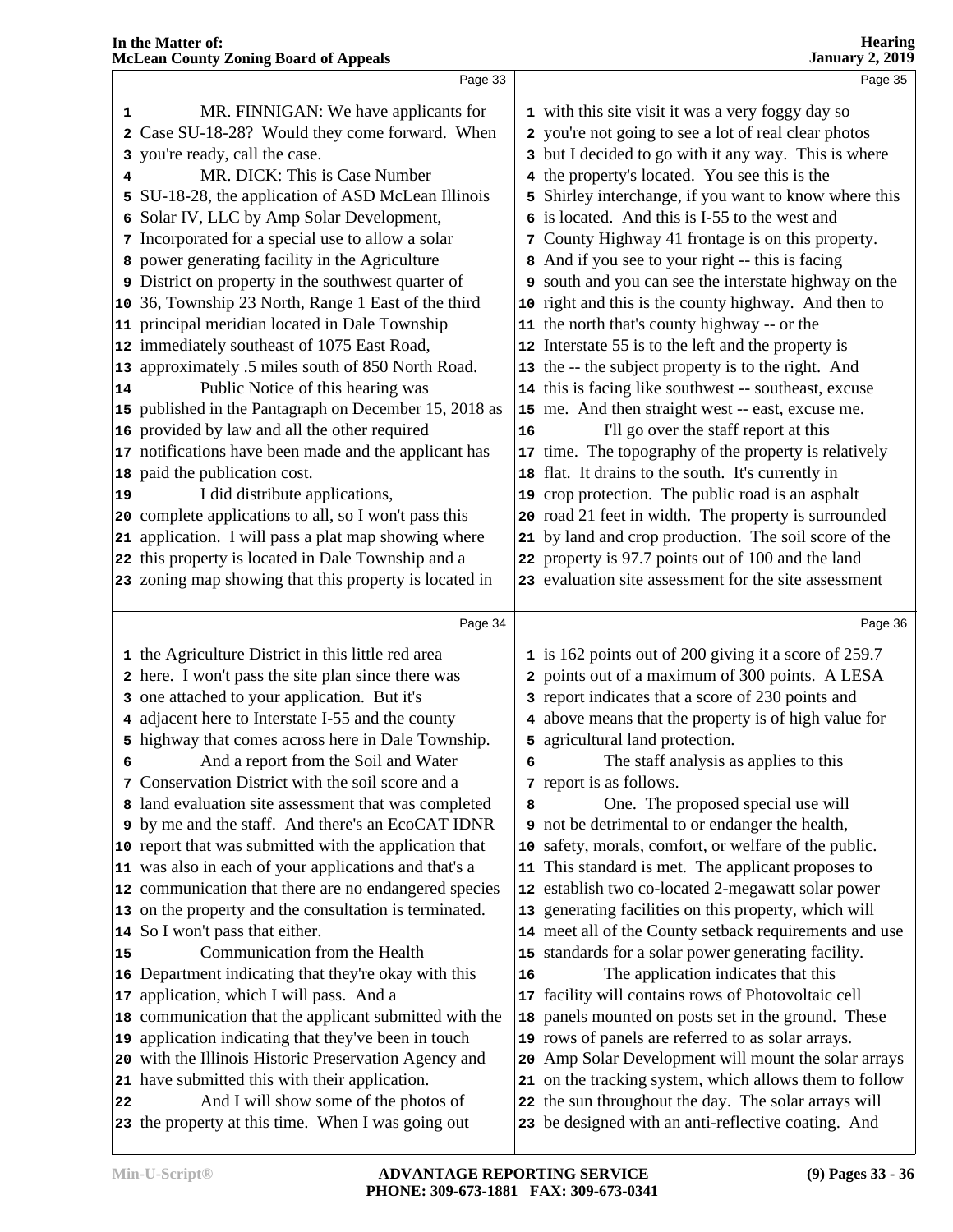MR. FINNIGAN: We have applicants for Case SU-18-28? Would they come forward. When you're ready, call the case.

MR. DICK: This is Case Number SU-18-28, the application of ASD McLean Illinois Solar IV, LLC by Amp Solar Development, Incorporated for a special use to allow a solar power generating facility in the Agriculture District on property in the southwest quarter of 36, Township 23 North, Range 1 East of the third principal meridian located in Dale Township immediately southeast of 1075 East Road, approximately .5 miles south of 850 North Road.

Public Notice of this hearing was published in the Pantagraph on December 15, 2018 as provided by law and all the other required notifications have been made and the applicant has paid the publication cost.

I did distribute applications, complete applications to all, so I won't pass this application. I will pass a plat map showing where this property is located in Dale Township and a zoning map showing that this property is located in the Agriculture District in this little red area here. I won't pass the site plan since there was one attached to your application. But it's adjacent here to Interstate I-55 and the county highway that comes across here in Dale Township.

And a report from the Soil and Water Conservation District with the soil score and a land evaluation site assessment that was completed by me and the staff. And there's an EcoCAT IDNR report that was submitted with the application that was also in each of your applications and that's a communication that there are no endangered species on the property and the consultation is terminated. So I won't pass that either.

Communication from the Health Department indicating that they're okay with this application, which I will pass. And a communication that the applicant submitted with the application indicating that they've been in touch with the Illinois Historic Preservation Agency and have submitted this with their application.

And I will show some of the photos of the property at this time. When I was going out with this site visit it was a very foggy day so you're not going to see a lot of real clear photos but I decided to go with it any way. This is where the property's located. You see this is the Shirley interchange, if you want to know where this is located. And this is I-55 to the west and County Highway 41 frontage is on this property. And if you see to your right -- this is facing south and you can see the interstate highway on the right and this is the county highway. And then to the north that's county highway -- or the Interstate 55 is to the left and the property is the -- the subject property is to the right. And this is facing like southwest -- southeast, excuse me. And then straight west -- east, excuse me.

I'll go over the staff report at this time. The topography of the property is relatively flat. It drains to the south. It's currently in crop protection. The public road is an asphalt road 21 feet in width. The property is surrounded by land and crop production. The soil score of the property is 97.7 points out of 100 and the land evaluation site assessment for the site assessment is 162 points out of 200 giving it a score of 259.7 points out of a maximum of 300 points. A LESA report indicates that a score of 230 points and above means that the property is of high value for agricultural land protection.

The staff analysis as applies to this report is as follows.

One. The proposed special use will not be detrimental to or endanger the health, safety, morals, comfort, or welfare of the public. This standard is met. The applicant proposes to establish two co-located 2-megawatt solar power generating facilities on this property, which will meet all of the County setback requirements and use standards for a solar power generating facility.

The application indicates that this facility will contains rows of Photovoltaic cell panels mounted on posts set in the ground. These rows of panels are referred to as solar arrays. Amp Solar Development will mount the solar arrays on the tracking system, which allows them to follow the sun throughout the day. The solar arrays will be designed with an anti-reflective coating. And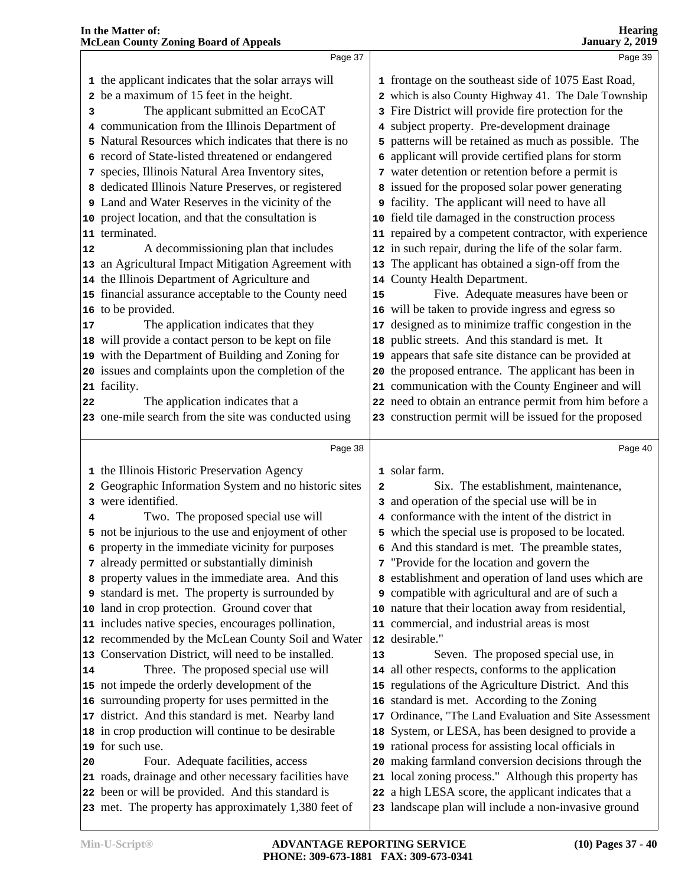Page 37

1 the applicant indicates that the solar arrays will
2 be a maximum of 15 feet in the height.
3 The applicant submitted an EcoCAT
4 communication from the Illinois Department of
5 Natural Resources which indicates that there is no
6 record of State-listed threatened or endangered
7 species, Illinois Natural Area Inventory sites,
8 dedicated Illinois Nature Preserves, or registered
9 Land and Water Reserves in the vicinity of the
10 project location, and that the consultation is
11 terminated.
12 A decommissioning plan that includes
13 an Agricultural Impact Mitigation Agreement with
14 the Illinois Department of Agriculture and
15 financial assurance acceptable to the County need
16 to be provided.
17 The application indicates that they
18 will provide a contact person to be kept on file
19 with the Department of Building and Zoning for
20 issues and complaints upon the completion of the
21 facility.
22 The application indicates that a
23 one-mile search from the site was conducted using

Page 38

1 the Illinois Historic Preservation Agency
2 Geographic Information System and no historic sites
3 were identified.
4 Two. The proposed special use will
5 not be injurious to the use and enjoyment of other
6 property in the immediate vicinity for purposes
7 already permitted or substantially diminish
8 property values in the immediate area. And this
9 standard is met. The property is surrounded by
10 land in crop protection. Ground cover that
11 includes native species, encourages pollination,
12 recommended by the McLean County Soil and Water
13 Conservation District, will need to be installed.
14 Three. The proposed special use will
15 not impede the orderly development of the
16 surrounding property for uses permitted in the
17 district. And this standard is met. Nearby land
18 in crop production will continue to be desirable
19 for such use.
20 Four. Adequate facilities, access
21 roads, drainage and other necessary facilities have
22 been or will be provided. And this standard is
23 met. The property has approximately 1,380 feet of

Page 39

1 frontage on the southeast side of 1075 East Road,
2 which is also County Highway 41. The Dale Township
3 Fire District will provide fire protection for the
4 subject property. Pre-development drainage
5 patterns will be retained as much as possible. The
6 applicant will provide certified plans for storm
7 water detention or retention before a permit is
8 issued for the proposed solar power generating
9 facility. The applicant will need to have all
10 field tile damaged in the construction process
11 repaired by a competent contractor, with experience
12 in such repair, during the life of the solar farm.
13 The applicant has obtained a sign-off from the
14 County Health Department.
15 Five. Adequate measures have been or
16 will be taken to provide ingress and egress so
17 designed as to minimize traffic congestion in the
18 public streets. And this standard is met. It
19 appears that safe site distance can be provided at
20 the proposed entrance. The applicant has been in
21 communication with the County Engineer and will
22 need to obtain an entrance permit from him before a
23 construction permit will be issued for the proposed

Page 40

1 solar farm.
2 Six. The establishment, maintenance,
3 and operation of the special use will be in
4 conformance with the intent of the district in
5 which the special use is proposed to be located.
6 And this standard is met. The preamble states,
7 "Provide for the location and govern the
8 establishment and operation of land uses which are
9 compatible with agricultural and are of such a
10 nature that their location away from residential,
11 commercial, and industrial areas is most
12 desirable."
13 Seven. The proposed special use, in
14 all other respects, conforms to the application
15 regulations of the Agriculture District. And this
16 standard is met. According to the Zoning
17 Ordinance, "The Land Evaluation and Site Assessment
18 System, or LESA, has been designed to provide a
19 rational process for assisting local officials in
20 making farmland conversion decisions through the
21 local zoning process." Although this property has
22 a high LESA score, the applicant indicates that a
23 landscape plan will include a non-invasive ground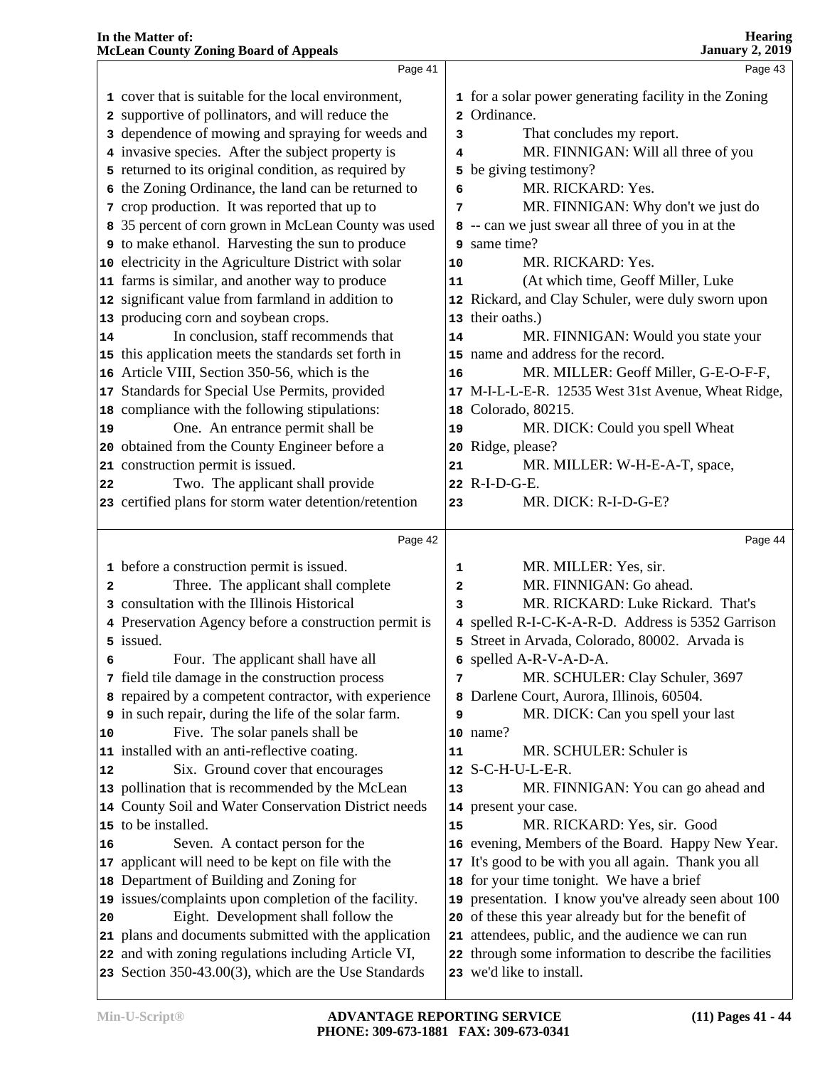Page 41

1 cover that is suitable for the local environment,
2 supportive of pollinators, and will reduce the
3 dependence of mowing and spraying for weeds and
4 invasive species. After the subject property is
5 returned to its original condition, as required by
6 the Zoning Ordinance, the land can be returned to
7 crop production. It was reported that up to
8 35 percent of corn grown in McLean County was used
9 to make ethanol. Harvesting the sun to produce
10 electricity in the Agriculture District with solar
11 farms is similar, and another way to produce
12 significant value from farmland in addition to
13 producing corn and soybean crops.
14 In conclusion, staff recommends that
15 this application meets the standards set forth in
16 Article VIII, Section 350-56, which is the
17 Standards for Special Use Permits, provided
18 compliance with the following stipulations:
19 One. An entrance permit shall be
20 obtained from the County Engineer before a
21 construction permit is issued.
22 Two. The applicant shall provide
23 certified plans for storm water detention/retention

Page 42

1 before a construction permit is issued.
2 Three. The applicant shall complete
3 consultation with the Illinois Historical
4 Preservation Agency before a construction permit is
5 issued.
6 Four. The applicant shall have all
7 field tile damage in the construction process
8 repaired by a competent contractor, with experience
9 in such repair, during the life of the solar farm.
10 Five. The solar panels shall be
11 installed with an anti-reflective coating.
12 Six. Ground cover that encourages
13 pollination that is recommended by the McLean
14 County Soil and Water Conservation District needs
15 to be installed.
16 Seven. A contact person for the
17 applicant will need to be kept on file with the
18 Department of Building and Zoning for
19 issues/complaints upon completion of the facility.
20 Eight. Development shall follow the
21 plans and documents submitted with the application
22 and with zoning regulations including Article VI,
23 Section 350-43.00(3), which are the Use Standards

Page 43

1 for a solar power generating facility in the Zoning
2 Ordinance.
3 That concludes my report.
4 MR. FINNIGAN: Will all three of you
5 be giving testimony?
6 MR. RICKARD: Yes.
7 MR. FINNIGAN: Why don't we just do
8 -- can we just swear all three of you in at the
9 same time?
10 MR. RICKARD: Yes.
11 (At which time, Geoff Miller, Luke
12 Rickard, and Clay Schuler, were duly sworn upon
13 their oaths.)
14 MR. FINNIGAN: Would you state your
15 name and address for the record.
16 MR. MILLER: Geoff Miller, G-E-O-F-F,
17 M-I-L-L-E-R. 12535 West 31st Avenue, Wheat Ridge,
18 Colorado, 80215.
19 MR. DICK: Could you spell Wheat
20 Ridge, please?
21 MR. MILLER: W-H-E-A-T, space,
22 R-I-D-G-E.
23 MR. DICK: R-I-D-G-E?

Page 44

1 MR. MILLER: Yes, sir.
2 MR. FINNIGAN: Go ahead.
3 MR. RICKARD: Luke Rickard. That's
4 spelled R-I-C-K-A-R-D. Address is 5352 Garrison
5 Street in Arvada, Colorado, 80002. Arvada is
6 spelled A-R-V-A-D-A.
7 MR. SCHULER: Clay Schuler, 3697
8 Darlene Court, Aurora, Illinois, 60504.
9 MR. DICK: Can you spell your last
10 name?
11 MR. SCHULER: Schuler is
12 S-C-H-U-L-E-R.
13 MR. FINNIGAN: You can go ahead and
14 present your case.
15 MR. RICKARD: Yes, sir. Good
16 evening, Members of the Board. Happy New Year.
17 It's good to be with you all again. Thank you all
18 for your time tonight. We have a brief
19 presentation. I know you've already seen about 100
20 of these this year already but for the benefit of
21 attendees, public, and the audience we can run
22 through some information to describe the facilities
23 we'd like to install.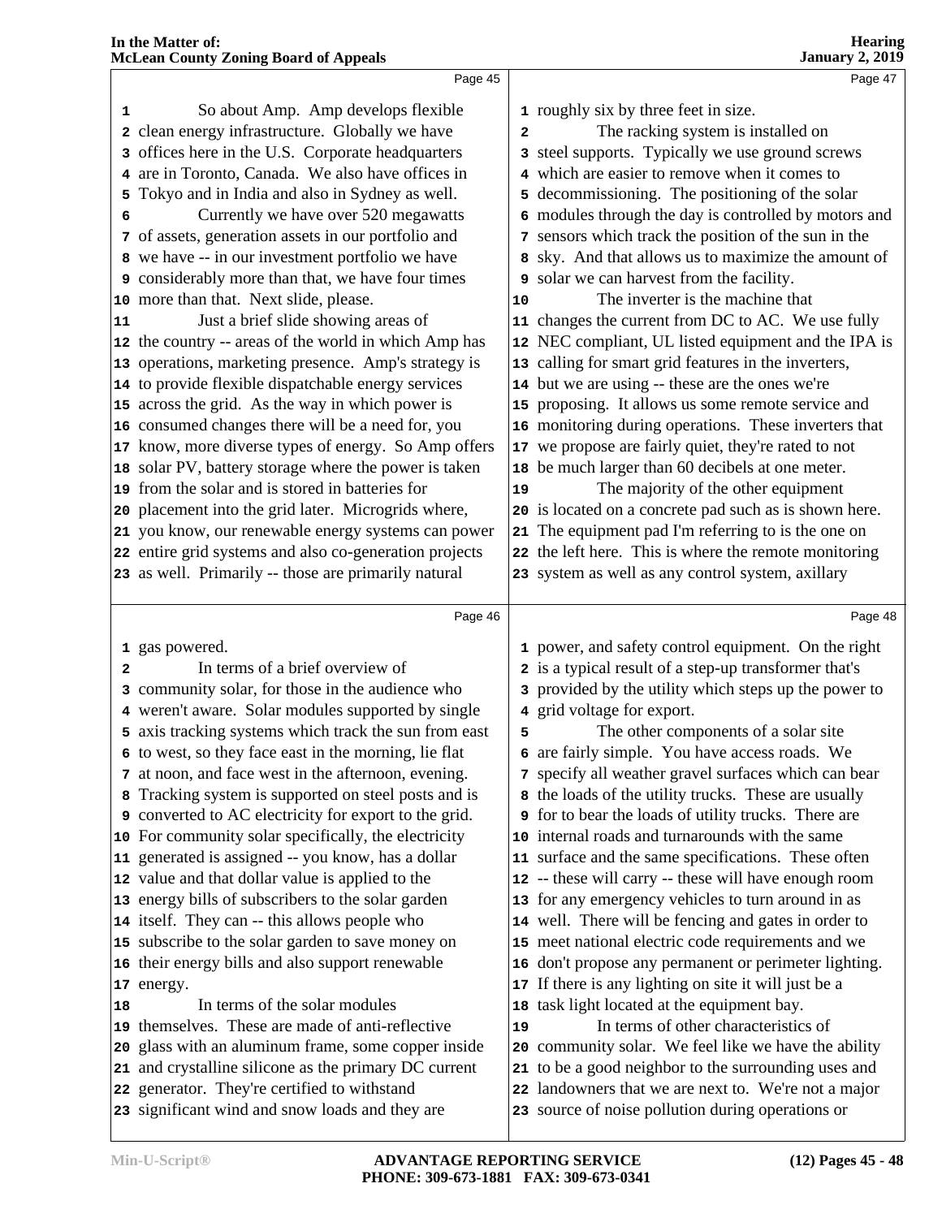**Page 45**

1 So about Amp. Amp develops flexible
2 clean energy infrastructure. Globally we have
3 offices here in the U.S. Corporate headquarters
4 are in Toronto, Canada. We also have offices in
5 Tokyo and in India and also in Sydney as well.
6 Currently we have over 520 megawatts
7 of assets, generation assets in our portfolio and
8 we have -- in our investment portfolio we have
9 considerably more than that, we have four times
10 more than that. Next slide, please.
11 Just a brief slide showing areas of
12 the country -- areas of the world in which Amp has
13 operations, marketing presence. Amp's strategy is
14 to provide flexible dispatchable energy services
15 across the grid. As the way in which power is
16 consumed changes there will be a need for, you
17 know, more diverse types of energy. So Amp offers
18 solar PV, battery storage where the power is taken
19 from the solar and is stored in batteries for
20 placement into the grid later. Microgrids where,
21 you know, our renewable energy systems can power
22 entire grid systems and also co-generation projects
23 as well. Primarily -- those are primarily natural

**Page 46**

1 gas powered.
2 In terms of a brief overview of
3 community solar, for those in the audience who
4 weren't aware. Solar modules supported by single
5 axis tracking systems which track the sun from east
6 to west, so they face east in the morning, lie flat
7 at noon, and face west in the afternoon, evening.
8 Tracking system is supported on steel posts and is
9 converted to AC electricity for export to the grid.
10 For community solar specifically, the electricity
11 generated is assigned -- you know, has a dollar
12 value and that dollar value is applied to the
13 energy bills of subscribers to the solar garden
14 itself. They can -- this allows people who
15 subscribe to the solar garden to save money on
16 their energy bills and also support renewable
17 energy.
18 In terms of the solar modules
19 themselves. These are made of anti-reflective
20 glass with an aluminum frame, some copper inside
21 and crystalline silicone as the primary DC current
22 generator. They're certified to withstand
23 significant wind and snow loads and they are

**Page 47**

1 roughly six by three feet in size.
2 The racking system is installed on
3 steel supports. Typically we use ground screws
4 which are easier to remove when it comes to
5 decommissioning. The positioning of the solar
6 modules through the day is controlled by motors and
7 sensors which track the position of the sun in the
8 sky. And that allows us to maximize the amount of
9 solar we can harvest from the facility.
10 The inverter is the machine that
11 changes the current from DC to AC. We use fully
12 NEC compliant, UL listed equipment and the IPA is
13 calling for smart grid features in the inverters,
14 but we are using -- these are the ones we're
15 proposing. It allows us some remote service and
16 monitoring during operations. These inverters that
17 we propose are fairly quiet, they're rated to not
18 be much larger than 60 decibels at one meter.
19 The majority of the other equipment
20 is located on a concrete pad such as is shown here.
21 The equipment pad I'm referring to is the one on
22 the left here. This is where the remote monitoring
23 system as well as any control system, axillary

**Page 48**

1 power, and safety control equipment. On the right
2 is a typical result of a step-up transformer that's
3 provided by the utility which steps up the power to
4 grid voltage for export.
5 The other components of a solar site
6 are fairly simple. You have access roads. We
7 specify all weather gravel surfaces which can bear
8 the loads of the utility trucks. These are usually
9 for to bear the loads of utility trucks. There are
10 internal roads and turnarounds with the same
11 surface and the same specifications. These often
12 -- these will carry -- these will have enough room
13 for any emergency vehicles to turn around in as
14 well. There will be fencing and gates in order to
15 meet national electric code requirements and we
16 don't propose any permanent or perimeter lighting.
17 If there is any lighting on site it will just be a
18 task light located at the equipment bay.
19 In terms of other characteristics of
20 community solar. We feel like we have the ability
21 to be a good neighbor to the surrounding uses and
22 landowners that we are next to. We're not a major
23 source of noise pollution during operations or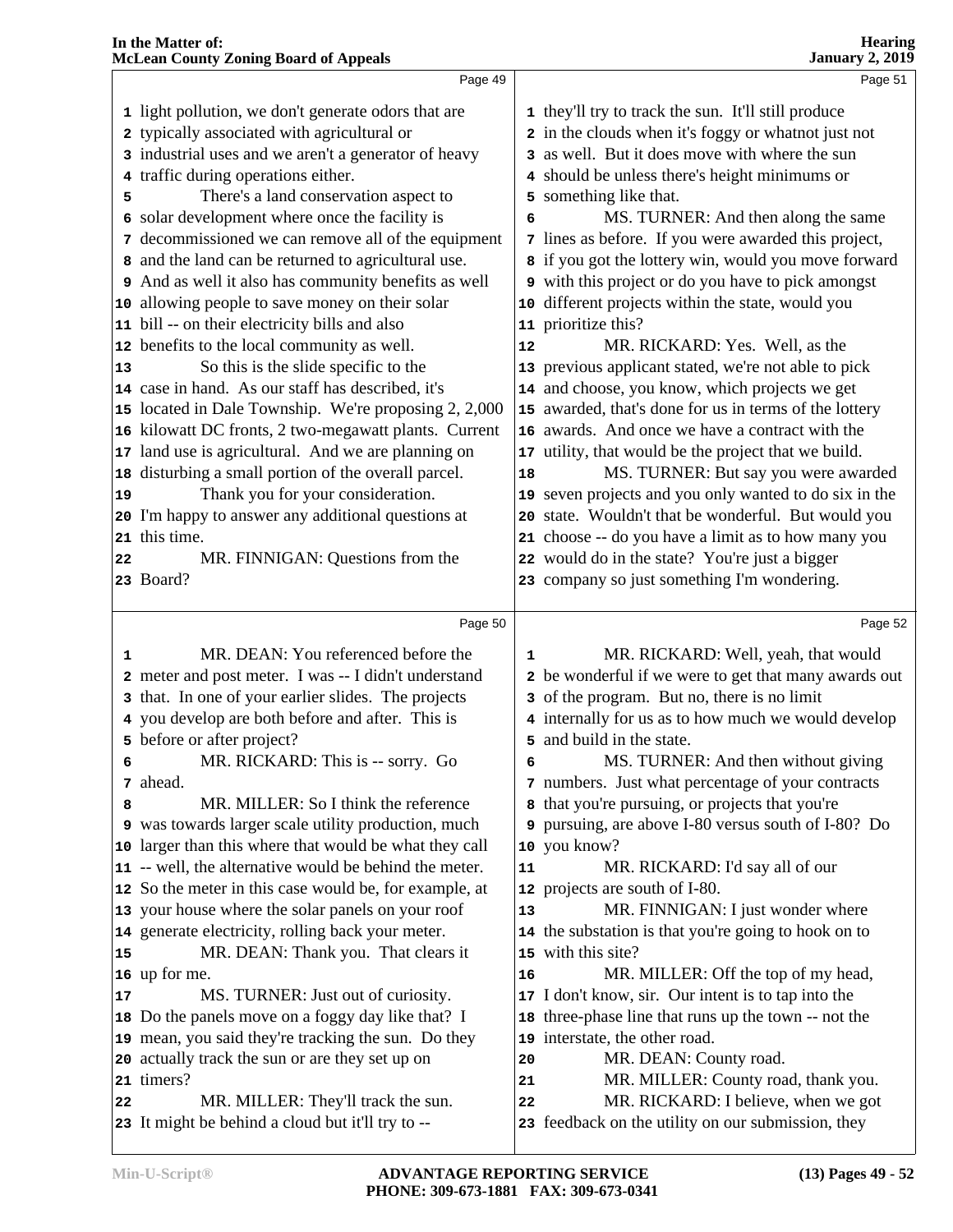light pollution, we don't generate odors that are typically associated with agricultural or industrial uses and we aren't a generator of heavy traffic during operations either.

There's a land conservation aspect to solar development where once the facility is decommissioned we can remove all of the equipment and the land can be returned to agricultural use. And as well it also has community benefits as well allowing people to save money on their solar bill -- on their electricity bills and also benefits to the local community as well.

So this is the slide specific to the case in hand. As our staff has described, it's located in Dale Township. We're proposing 2, 2,000 kilowatt DC fronts, 2 two-megawatt plants. Current land use is agricultural. And we are planning on disturbing a small portion of the overall parcel.

Thank you for your consideration. I'm happy to answer any additional questions at this time.

MR. FINNIGAN: Questions from the Board?

MR. DEAN: You referenced before the meter and post meter. I was -- I didn't understand that. In one of your earlier slides. The projects you develop are both before and after. This is before or after project?

MR. RICKARD: This is -- sorry. Go ahead.

MR. MILLER: So I think the reference was towards larger scale utility production, much larger than this where that would be what they call -- well, the alternative would be behind the meter. So the meter in this case would be, for example, at your house where the solar panels on your roof generate electricity, rolling back your meter.

MR. DEAN: Thank you. That clears it up for me.

MS. TURNER: Just out of curiosity. Do the panels move on a foggy day like that? I mean, you said they're tracking the sun. Do they actually track the sun or are they set up on timers?

MR. MILLER: They'll track the sun. It might be behind a cloud but it'll try to -- they'll try to track the sun. It'll still produce in the clouds when it's foggy or whatnot just not as well. But it does move with where the sun should be unless there's height minimums or something like that.

MS. TURNER: And then along the same lines as before. If you were awarded this project, if you got the lottery win, would you move forward with this project or do you have to pick amongst different projects within the state, would you prioritize this?

MR. RICKARD: Yes. Well, as the previous applicant stated, we're not able to pick and choose, you know, which projects we get awarded, that's done for us in terms of the lottery awards. And once we have a contract with the utility, that would be the project that we build.

MS. TURNER: But say you were awarded seven projects and you only wanted to do six in the state. Wouldn't that be wonderful. But would you choose -- do you have a limit as to how many you would do in the state? You're just a bigger company so just something I'm wondering.

MR. RICKARD: Well, yeah, that would be wonderful if we were to get that many awards out of the program. But no, there is no limit internally for us as to how much we would develop and build in the state.

MS. TURNER: And then without giving numbers. Just what percentage of your contracts that you're pursuing, or projects that you're pursuing, are above I-80 versus south of I-80? Do you know?

MR. RICKARD: I'd say all of our projects are south of I-80.

MR. FINNIGAN: I just wonder where the substation is that you're going to hook on to with this site?

MR. MILLER: Off the top of my head, I don't know, sir. Our intent is to tap into the three-phase line that runs up the town -- not the interstate, the other road.

MR. DEAN: County road.

MR. MILLER: County road, thank you.

MR. RICKARD: I believe, when we got feedback on the utility on our submission, they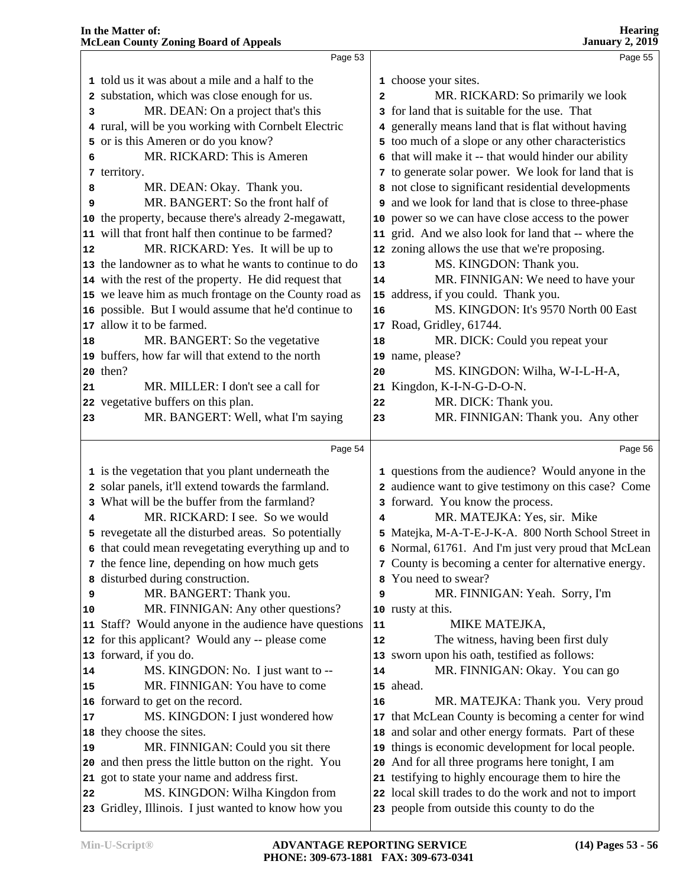**Page 53**

1 told us it was about a mile and a half to the
2 substation, which was close enough for us.
3 MR. DEAN: On a project that's this
4 rural, will be you working with Cornbelt Electric
5 or is this Ameren or do you know?
6 MR. RICKARD: This is Ameren
7 territory.
8 MR. DEAN: Okay. Thank you.
9 MR. BANGERT: So the front half of
10 the property, because there's already 2-megawatt,
11 will that front half then continue to be farmed?
12 MR. RICKARD: Yes. It will be up to
13 the landowner as to what he wants to continue to do
14 with the rest of the property. He did request that
15 we leave him as much frontage on the County road as
16 possible. But I would assume that he'd continue to
17 allow it to be farmed.
18 MR. BANGERT: So the vegetative
19 buffers, how far will that extend to the north
20 then?
21 MR. MILLER: I don't see a call for
22 vegetative buffers on this plan.
23 MR. BANGERT: Well, what I'm saying

**Page 54**

1 is the vegetation that you plant underneath the
2 solar panels, it'll extend towards the farmland.
3 What will be the buffer from the farmland?
4 MR. RICKARD: I see. So we would
5 revegetate all the disturbed areas. So potentially
6 that could mean revegetating everything up and to
7 the fence line, depending on how much gets
8 disturbed during construction.
9 MR. BANGERT: Thank you.
10 MR. FINNIGAN: Any other questions?
11 Staff? Would anyone in the audience have questions
12 for this applicant? Would any -- please come
13 forward, if you do.
14 MS. KINGDON: No. I just want to --
15 MR. FINNIGAN: You have to come
16 forward to get on the record.
17 MS. KINGDON: I just wondered how
18 they choose the sites.
19 MR. FINNIGAN: Could you sit there
20 and then press the little button on the right. You
21 got to state your name and address first.
22 MS. KINGDON: Wilha Kingdon from
23 Gridley, Illinois. I just wanted to know how you

**Page 55**

1 choose your sites.
2 MR. RICKARD: So primarily we look
3 for land that is suitable for the use. That
4 generally means land that is flat without having
5 too much of a slope or any other characteristics
6 that will make it -- that would hinder our ability
7 to generate solar power. We look for land that is
8 not close to significant residential developments
9 and we look for land that is close to three-phase
10 power so we can have close access to the power
11 grid. And we also look for land that -- where the
12 zoning allows the use that we're proposing.
13 MS. KINGDON: Thank you.
14 MR. FINNIGAN: We need to have your
15 address, if you could. Thank you.
16 MS. KINGDON: It's 9570 North 00 East
17 Road, Gridley, 61744.
18 MR. DICK: Could you repeat your
19 name, please?
20 MS. KINGDON: Wilha, W-I-L-H-A,
21 Kingdon, K-I-N-G-D-O-N.
22 MR. DICK: Thank you.
23 MR. FINNIGAN: Thank you. Any other

**Page 56**

1 questions from the audience? Would anyone in the
2 audience want to give testimony on this case? Come
3 forward. You know the process.
4 MR. MATEJKA: Yes, sir. Mike
5 Matejka, M-A-T-E-J-K-A. 800 North School Street in
6 Normal, 61761. And I'm just very proud that McLean
7 County is becoming a center for alternative energy.
8 You need to swear?
9 MR. FINNIGAN: Yeah. Sorry, I'm
10 rusty at this.
11 MIKE MATEJKA,
12 The witness, having been first duly
13 sworn upon his oath, testified as follows:
14 MR. FINNIGAN: Okay. You can go
15 ahead.
16 MR. MATEJKA: Thank you. Very proud
17 that McLean County is becoming a center for wind
18 and solar and other energy formats. Part of these
19 things is economic development for local people.
20 And for all three programs here tonight, I am
21 testifying to highly encourage them to hire the
22 local skill trades to do the work and not to import
23 people from outside this county to do the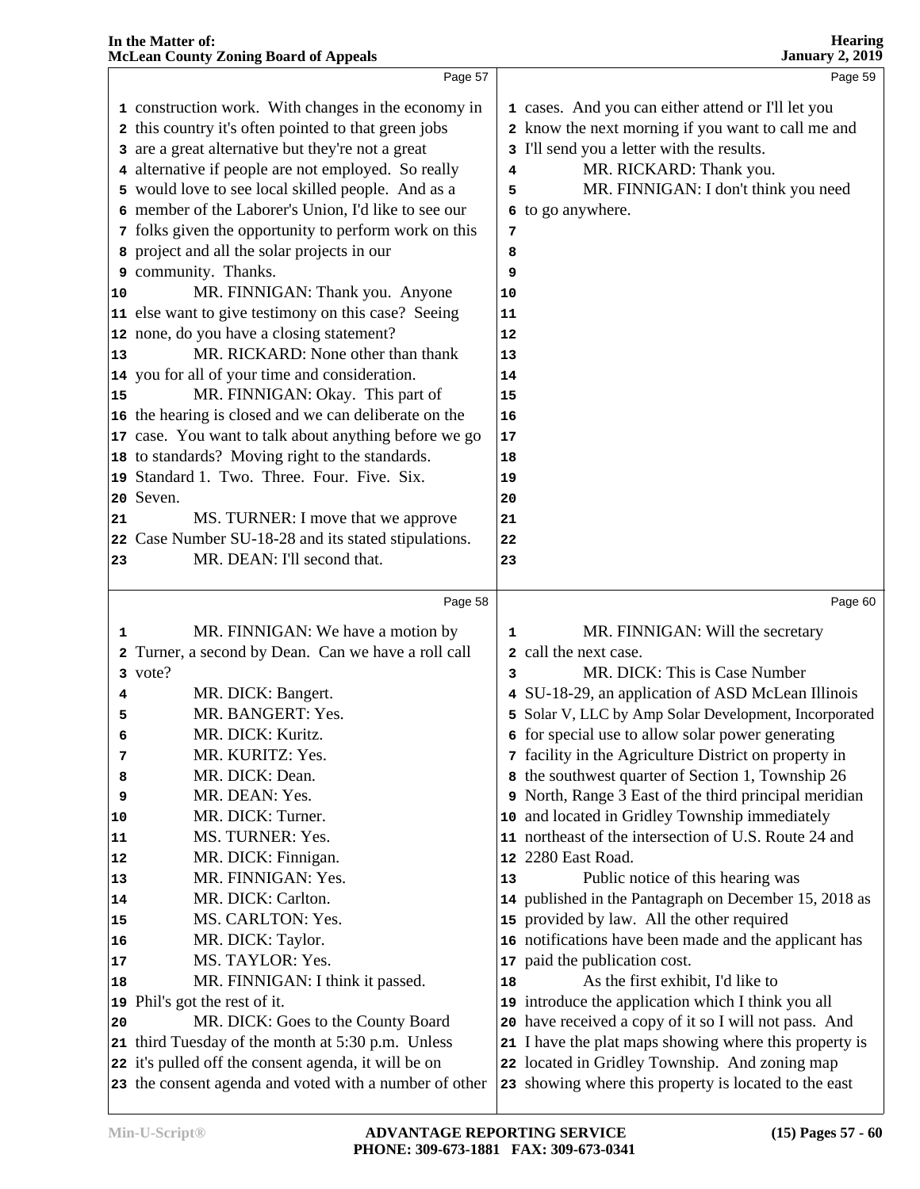**Page 57**

1 construction work. With changes in the economy in
2 this country it's often pointed to that green jobs
3 are a great alternative but they're not a great
4 alternative if people are not employed. So really
5 would love to see local skilled people. And as a
6 member of the Laborer's Union, I'd like to see our
7 folks given the opportunity to perform work on this
8 project and all the solar projects in our
9 community. Thanks.
10 MR. FINNIGAN: Thank you. Anyone
11 else want to give testimony on this case? Seeing
12 none, do you have a closing statement?
13 MR. RICKARD: None other than thank
14 you for all of your time and consideration.
15 MR. FINNIGAN: Okay. This part of
16 the hearing is closed and we can deliberate on the
17 case. You want to talk about anything before we go
18 to standards? Moving right to the standards.
19 Standard 1. Two. Three. Four. Five. Six.
20 Seven.
21 MS. TURNER: I move that we approve
22 Case Number SU-18-28 and its stated stipulations.
23 MR. DEAN: I'll second that.

**Page 58**

1 MR. FINNIGAN: We have a motion by
2 Turner, a second by Dean. Can we have a roll call
3 vote?
4 MR. DICK: Bangert.
5 MR. BANGERT: Yes.
6 MR. DICK: Kuritz.
7 MR. KURITZ: Yes.
8 MR. DICK: Dean.
9 MR. DEAN: Yes.
10 MR. DICK: Turner.
11 MS. TURNER: Yes.
12 MR. DICK: Finnigan.
13 MR. FINNIGAN: Yes.
14 MR. DICK: Carlton.
15 MS. CARLTON: Yes.
16 MR. DICK: Taylor.
17 MS. TAYLOR: Yes.
18 MR. FINNIGAN: I think it passed.
19 Phil's got the rest of it.
20 MR. DICK: Goes to the County Board
21 third Tuesday of the month at 5:30 p.m. Unless
22 it's pulled off the consent agenda, it will be on
23 the consent agenda and voted with a number of other

**Page 59**

1 cases. And you can either attend or I'll let you
2 know the next morning if you want to call me and
3 I'll send you a letter with the results.
4 MR. RICKARD: Thank you.
5 MR. FINNIGAN: I don't think you need
6 to go anywhere.

**Page 60**

1 MR. FINNIGAN: Will the secretary
2 call the next case.
3 MR. DICK: This is Case Number
4 SU-18-29, an application of ASD McLean Illinois
5 Solar V, LLC by Amp Solar Development, Incorporated
6 for special use to allow solar power generating
7 facility in the Agriculture District on property in
8 the southwest quarter of Section 1, Township 26
9 North, Range 3 East of the third principal meridian
10 and located in Gridley Township immediately
11 northeast of the intersection of U.S. Route 24 and
12 2280 East Road.
13 Public notice of this hearing was
14 published in the Pantagraph on December 15, 2018 as
15 provided by law. All the other required
16 notifications have been made and the applicant has
17 paid the publication cost.
18 As the first exhibit, I'd like to
19 introduce the application which I think you all
20 have received a copy of it so I will not pass. And
21 I have the plat maps showing where this property is
22 located in Gridley Township. And zoning map
23 showing where this property is located to the east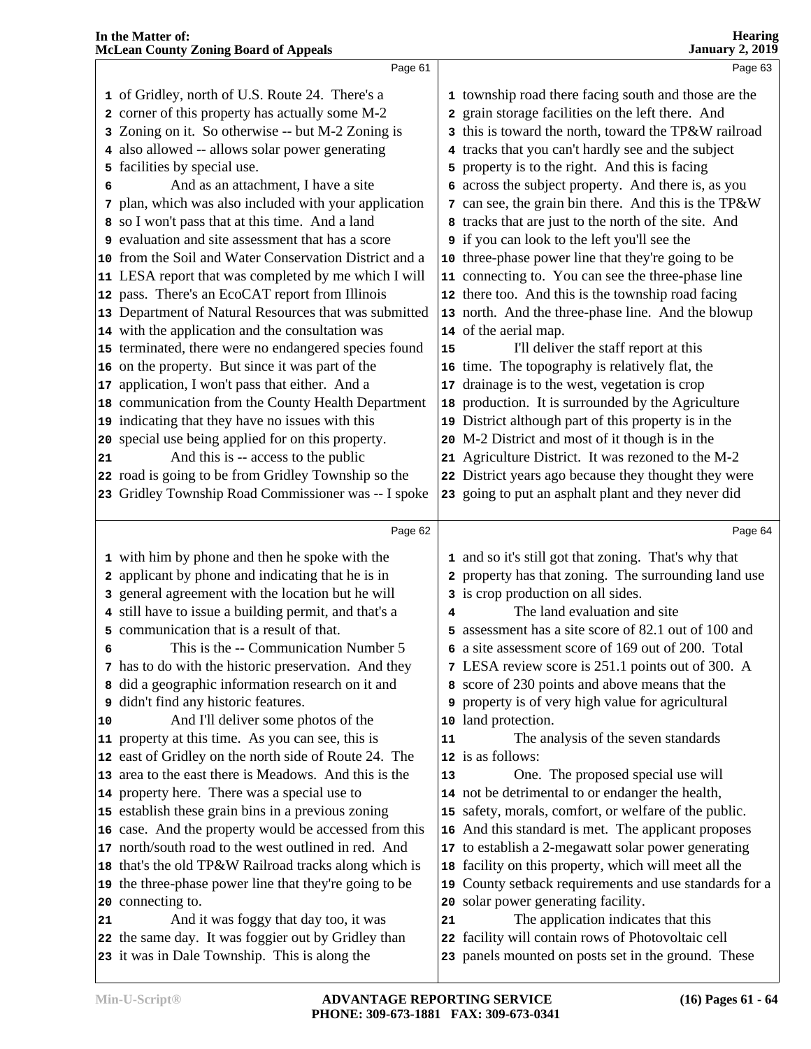Page 61

1 of Gridley, north of U.S. Route 24. There's a
2 corner of this property has actually some M-2
3 Zoning on it. So otherwise -- but M-2 Zoning is
4 also allowed -- allows solar power generating
5 facilities by special use.
6 And as an attachment, I have a site
7 plan, which was also included with your application
8 so I won't pass that at this time. And a land
9 evaluation and site assessment that has a score
10 from the Soil and Water Conservation District and a
11 LESA report that was completed by me which I will
12 pass. There's an EcoCAT report from Illinois
13 Department of Natural Resources that was submitted
14 with the application and the consultation was
15 terminated, there were no endangered species found
16 on the property. But since it was part of the
17 application, I won't pass that either. And a
18 communication from the County Health Department
19 indicating that they have no issues with this
20 special use being applied for on this property.
21 And this is -- access to the public
22 road is going to be from Gridley Township so the
23 Gridley Township Road Commissioner was -- I spoke

Page 62

1 with him by phone and then he spoke with the
2 applicant by phone and indicating that he is in
3 general agreement with the location but he will
4 still have to issue a building permit, and that's a
5 communication that is a result of that.
6 This is the -- Communication Number 5
7 has to do with the historic preservation. And they
8 did a geographic information research on it and
9 didn't find any historic features.
10 And I'll deliver some photos of the
11 property at this time. As you can see, this is
12 east of Gridley on the north side of Route 24. The
13 area to the east there is Meadows. And this is the
14 property here. There was a special use to
15 establish these grain bins in a previous zoning
16 case. And the property would be accessed from this
17 north/south road to the west outlined in red. And
18 that's the old TP&W Railroad tracks along which is
19 the three-phase power line that they're going to be
20 connecting to.
21 And it was foggy that day too, it was
22 the same day. It was foggier out by Gridley than
23 it was in Dale Township. This is along the

Page 63

1 township road there facing south and those are the
2 grain storage facilities on the left there. And
3 this is toward the north, toward the TP&W railroad
4 tracks that you can't hardly see and the subject
5 property is to the right. And this is facing
6 across the subject property. And there is, as you
7 can see, the grain bin there. And this is the TP&W
8 tracks that are just to the north of the site. And
9 if you can look to the left you'll see the
10 three-phase power line that they're going to be
11 connecting to. You can see the three-phase line
12 there too. And this is the township road facing
13 north. And the three-phase line. And the blowup
14 of the aerial map.
15 I'll deliver the staff report at this
16 time. The topography is relatively flat, the
17 drainage is to the west, vegetation is crop
18 production. It is surrounded by the Agriculture
19 District although part of this property is in the
20 M-2 District and most of it though is in the
21 Agriculture District. It was rezoned to the M-2
22 District years ago because they thought they were
23 going to put an asphalt plant and they never did

Page 64

1 and so it's still got that zoning. That's why that
2 property has that zoning. The surrounding land use
3 is crop production on all sides.
4 The land evaluation and site
5 assessment has a site score of 82.1 out of 100 and
6 a site assessment score of 169 out of 200. Total
7 LESA review score is 251.1 points out of 300. A
8 score of 230 points and above means that the
9 property is of very high value for agricultural
10 land protection.
11 The analysis of the seven standards
12 is as follows:
13 One. The proposed special use will
14 not be detrimental to or endanger the health,
15 safety, morals, comfort, or welfare of the public.
16 And this standard is met. The applicant proposes
17 to establish a 2-megawatt solar power generating
18 facility on this property, which will meet all the
19 County setback requirements and use standards for a
20 solar power generating facility.
21 The application indicates that this
22 facility will contain rows of Photovoltaic cell
23 panels mounted on posts set in the ground. These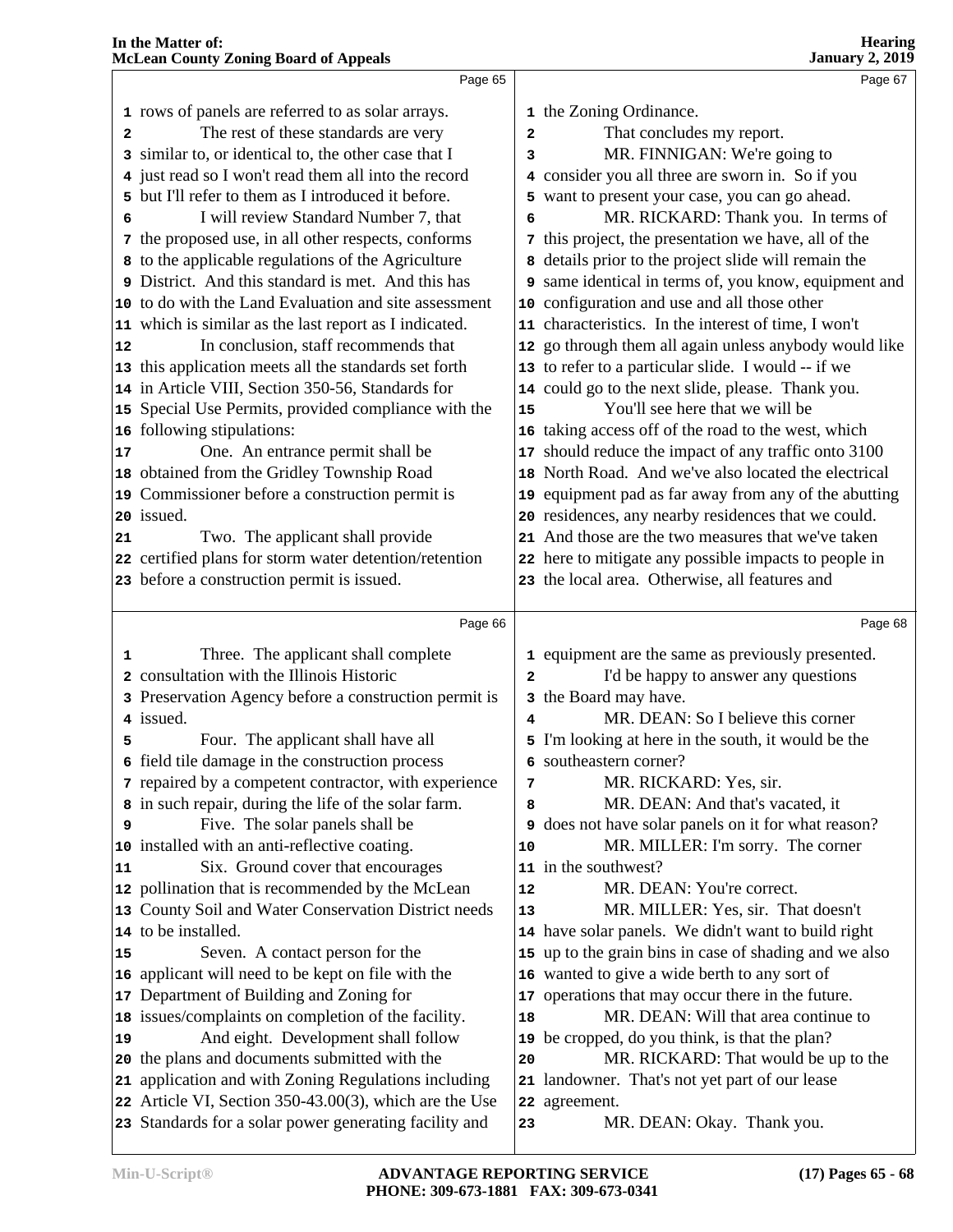rows of panels are referred to as solar arrays.

The rest of these standards are very similar to, or identical to, the other case that I just read so I won't read them all into the record but I'll refer to them as I introduced it before.

I will review Standard Number 7, that the proposed use, in all other respects, conforms to the applicable regulations of the Agriculture District. And this standard is met. And this has to do with the Land Evaluation and site assessment which is similar as the last report as I indicated.

In conclusion, staff recommends that this application meets all the standards set forth in Article VIII, Section 350-56, Standards for Special Use Permits, provided compliance with the following stipulations:

One. An entrance permit shall be obtained from the Gridley Township Road Commissioner before a construction permit is issued.

Two. The applicant shall provide certified plans for storm water detention/retention before a construction permit is issued.

Three. The applicant shall complete consultation with the Illinois Historic Preservation Agency before a construction permit is issued.

Four. The applicant shall have all field tile damage in the construction process repaired by a competent contractor, with experience in such repair, during the life of the solar farm.

Five. The solar panels shall be installed with an anti-reflective coating.

Six. Ground cover that encourages pollination that is recommended by the McLean County Soil and Water Conservation District needs to be installed.

Seven. A contact person for the applicant will need to be kept on file with the Department of Building and Zoning for issues/complaints on completion of the facility.

And eight. Development shall follow the plans and documents submitted with the application and with Zoning Regulations including Article VI, Section 350-43.00(3), which are the Use Standards for a solar power generating facility and the Zoning Ordinance.

That concludes my report.

MR. FINNIGAN: We're going to consider you all three are sworn in. So if you want to present your case, you can go ahead.

MR. RICKARD: Thank you. In terms of this project, the presentation we have, all of the details prior to the project slide will remain the same identical in terms of, you know, equipment and configuration and use and all those other characteristics. In the interest of time, I won't go through them all again unless anybody would like to refer to a particular slide. I would -- if we could go to the next slide, please. Thank you.

You'll see here that we will be taking access off of the road to the west, which should reduce the impact of any traffic onto 3100 North Road. And we've also located the electrical equipment pad as far away from any of the abutting residences, any nearby residences that we could. And those are the two measures that we've taken here to mitigate any possible impacts to people in the local area. Otherwise, all features and equipment are the same as previously presented.

I'd be happy to answer any questions the Board may have.

MR. DEAN: So I believe this corner I'm looking at here in the south, it would be the southeastern corner?

MR. RICKARD: Yes, sir.

MR. DEAN: And that's vacated, it does not have solar panels on it for what reason?

MR. MILLER: I'm sorry. The corner in the southwest?

MR. DEAN: You're correct.

MR. MILLER: Yes, sir. That doesn't have solar panels. We didn't want to build right up to the grain bins in case of shading and we also wanted to give a wide berth to any sort of operations that may occur there in the future.

MR. DEAN: Will that area continue to be cropped, do you think, is that the plan?

MR. RICKARD: That would be up to the landowner. That's not yet part of our lease agreement.

MR. DEAN: Okay. Thank you.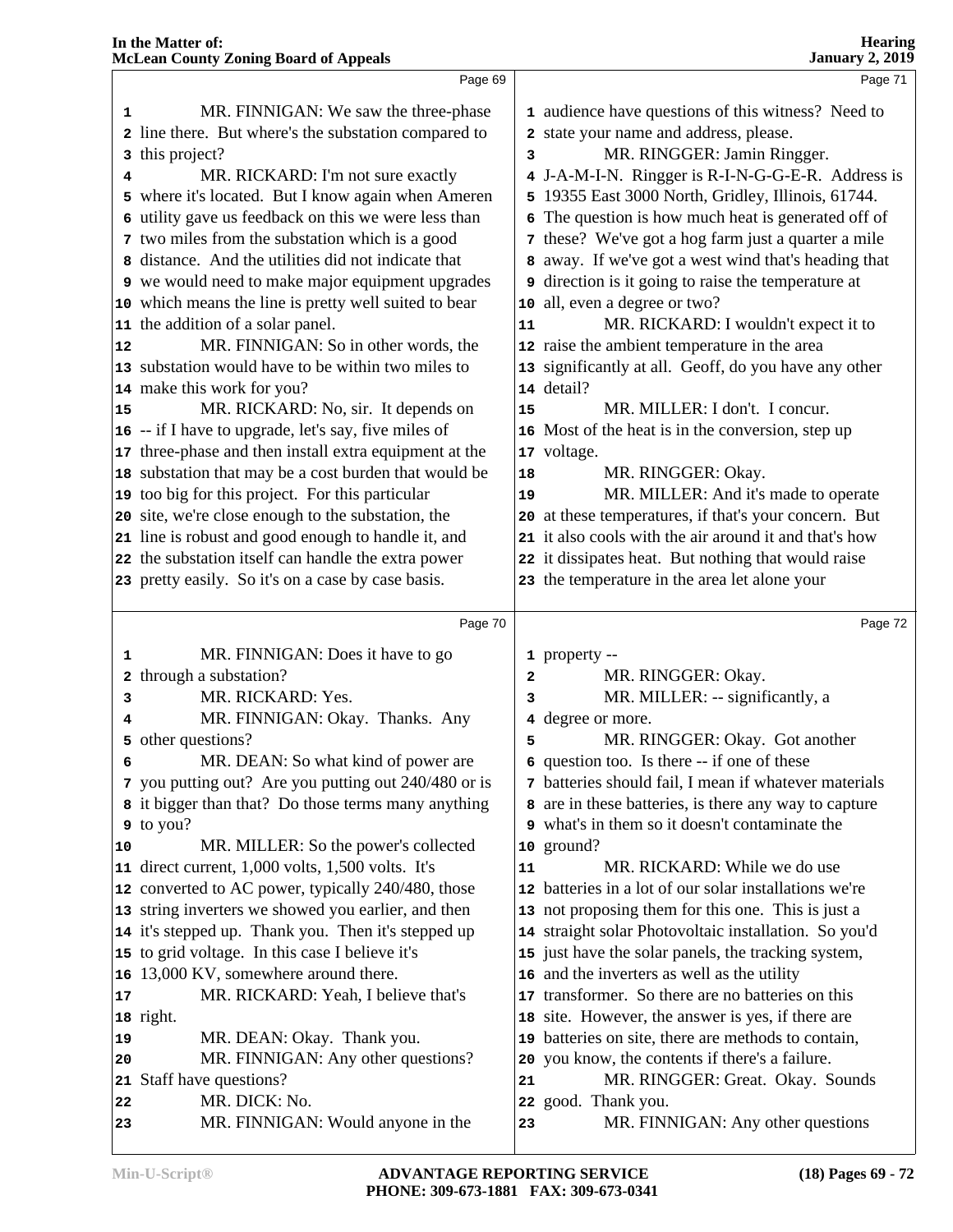Page 69

1 MR. FINNIGAN: We saw the three-phase
2 line there. But where's the substation compared to
3 this project?
4 MR. RICKARD: I'm not sure exactly
5 where it's located. But I know again when Ameren
6 utility gave us feedback on this we were less than
7 two miles from the substation which is a good
8 distance. And the utilities did not indicate that
9 we would need to make major equipment upgrades
10 which means the line is pretty well suited to bear
11 the addition of a solar panel.
12 MR. FINNIGAN: So in other words, the
13 substation would have to be within two miles to
14 make this work for you?
15 MR. RICKARD: No, sir. It depends on
16 -- if I have to upgrade, let's say, five miles of
17 three-phase and then install extra equipment at the
18 substation that may be a cost burden that would be
19 too big for this project. For this particular
20 site, we're close enough to the substation, the
21 line is robust and good enough to handle it, and
22 the substation itself can handle the extra power
23 pretty easily. So it's on a case by case basis.

Page 70

1 MR. FINNIGAN: Does it have to go
2 through a substation?
3 MR. RICKARD: Yes.
4 MR. FINNIGAN: Okay. Thanks. Any
5 other questions?
6 MR. DEAN: So what kind of power are
7 you putting out? Are you putting out 240/480 or is
8 it bigger than that? Do those terms many anything
9 to you?
10 MR. MILLER: So the power's collected
11 direct current, 1,000 volts, 1,500 volts. It's
12 converted to AC power, typically 240/480, those
13 string inverters we showed you earlier, and then
14 it's stepped up. Thank you. Then it's stepped up
15 to grid voltage. In this case I believe it's
16 13,000 KV, somewhere around there.
17 MR. RICKARD: Yeah, I believe that's
18 right.
19 MR. DEAN: Okay. Thank you.
20 MR. FINNIGAN: Any other questions?
21 Staff have questions?
22 MR. DICK: No.
23 MR. FINNIGAN: Would anyone in the

Page 71

1 audience have questions of this witness? Need to
2 state your name and address, please.
3 MR. RINGGER: Jamin Ringger.
4 J-A-M-I-N. Ringger is R-I-N-G-G-E-R. Address is
5 19355 East 3000 North, Gridley, Illinois, 61744.
6 The question is how much heat is generated off of
7 these? We've got a hog farm just a quarter a mile
8 away. If we've got a west wind that's heading that
9 direction is it going to raise the temperature at
10 all, even a degree or two?
11 MR. RICKARD: I wouldn't expect it to
12 raise the ambient temperature in the area
13 significantly at all. Geoff, do you have any other
14 detail?
15 MR. MILLER: I don't. I concur.
16 Most of the heat is in the conversion, step up
17 voltage.
18 MR. RINGGER: Okay.
19 MR. MILLER: And it's made to operate
20 at these temperatures, if that's your concern. But
21 it also cools with the air around it and that's how
22 it dissipates heat. But nothing that would raise
23 the temperature in the area let alone your

Page 72

1 property --
2 MR. RINGGER: Okay.
3 MR. MILLER: -- significantly, a
4 degree or more.
5 MR. RINGGER: Okay. Got another
6 question too. Is there -- if one of these
7 batteries should fail, I mean if whatever materials
8 are in these batteries, is there any way to capture
9 what's in them so it doesn't contaminate the
10 ground?
11 MR. RICKARD: While we do use
12 batteries in a lot of our solar installations we're
13 not proposing them for this one. This is just a
14 straight solar Photovoltaic installation. So you'd
15 just have the solar panels, the tracking system,
16 and the inverters as well as the utility
17 transformer. So there are no batteries on this
18 site. However, the answer is yes, if there are
19 batteries on site, there are methods to contain,
20 you know, the contents if there's a failure.
21 MR. RINGGER: Great. Okay. Sounds
22 good. Thank you.
23 MR. FINNIGAN: Any other questions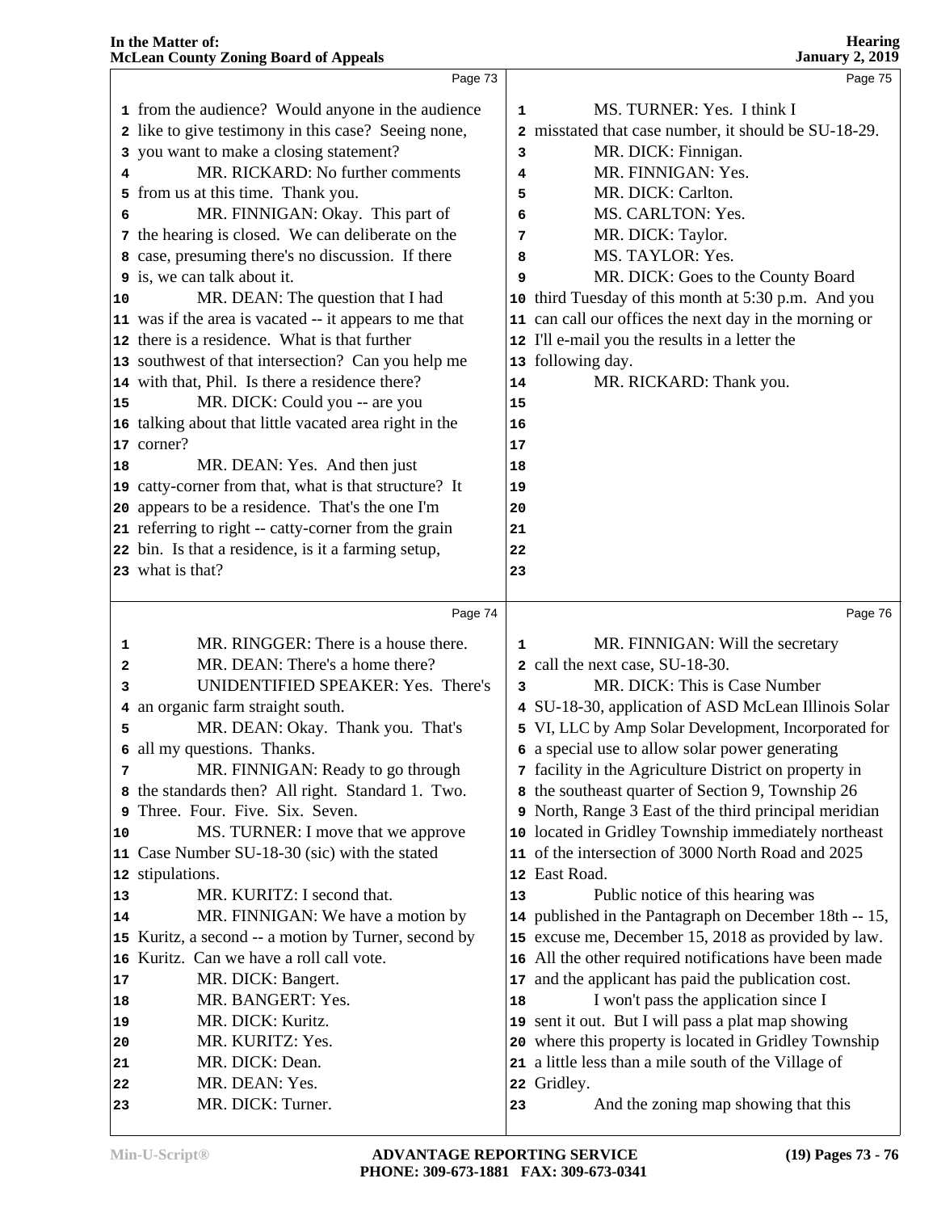Page 73

1 from the audience? Would anyone in the audience
2 like to give testimony in this case? Seeing none,
3 you want to make a closing statement?
4 MR. RICKARD: No further comments
5 from us at this time. Thank you.
6 MR. FINNIGAN: Okay. This part of
7 the hearing is closed. We can deliberate on the
8 case, presuming there's no discussion. If there
9 is, we can talk about it.
10 MR. DEAN: The question that I had
11 was if the area is vacated -- it appears to me that
12 there is a residence. What is that further
13 southwest of that intersection? Can you help me
14 with that, Phil. Is there a residence there?
15 MR. DICK: Could you -- are you
16 talking about that little vacated area right in the
17 corner?
18 MR. DEAN: Yes. And then just
19 catty-corner from that, what is that structure? It
20 appears to be a residence. That's the one I'm
21 referring to right -- catty-corner from the grain
22 bin. Is that a residence, is it a farming setup,
23 what is that?

Page 74

1 MR. RINGGER: There is a house there.
2 MR. DEAN: There's a home there?
3 UNIDENTIFIED SPEAKER: Yes. There's
4 an organic farm straight south.
5 MR. DEAN: Okay. Thank you. That's
6 all my questions. Thanks.
7 MR. FINNIGAN: Ready to go through
8 the standards then? All right. Standard 1. Two.
9 Three. Four. Five. Six. Seven.
10 MS. TURNER: I move that we approve
11 Case Number SU-18-30 (sic) with the stated
12 stipulations.
13 MR. KURITZ: I second that.
14 MR. FINNIGAN: We have a motion by
15 Kuritz, a second -- a motion by Turner, second by
16 Kuritz. Can we have a roll call vote.
17 MR. DICK: Bangert.
18 MR. BANGERT: Yes.
19 MR. DICK: Kuritz.
20 MR. KURITZ: Yes.
21 MR. DICK: Dean.
22 MR. DEAN: Yes.
23 MR. DICK: Turner.

Page 75

1 MS. TURNER: Yes. I think I
2 misstated that case number, it should be SU-18-29.
3 MR. DICK: Finnigan.
4 MR. FINNIGAN: Yes.
5 MR. DICK: Carlton.
6 MS. CARLTON: Yes.
7 MR. DICK: Taylor.
8 MS. TAYLOR: Yes.
9 MR. DICK: Goes to the County Board
10 third Tuesday of this month at 5:30 p.m. And you
11 can call our offices the next day in the morning or
12 I'll e-mail you the results in a letter the
13 following day.
14 MR. RICKARD: Thank you.

Page 76

1 MR. FINNIGAN: Will the secretary
2 call the next case, SU-18-30.
3 MR. DICK: This is Case Number
4 SU-18-30, application of ASD McLean Illinois Solar
5 VI, LLC by Amp Solar Development, Incorporated for
6 a special use to allow solar power generating
7 facility in the Agriculture District on property in
8 the southeast quarter of Section 9, Township 26
9 North, Range 3 East of the third principal meridian
10 located in Gridley Township immediately northeast
11 of the intersection of 3000 North Road and 2025
12 East Road.
13 Public notice of this hearing was
14 published in the Pantagraph on December 18th -- 15,
15 excuse me, December 15, 2018 as provided by law.
16 All the other required notifications have been made
17 and the applicant has paid the publication cost.
18 I won't pass the application since I
19 sent it out. But I will pass a plat map showing
20 where this property is located in Gridley Township
21 a little less than a mile south of the Village of
22 Gridley.
23 And the zoning map showing that this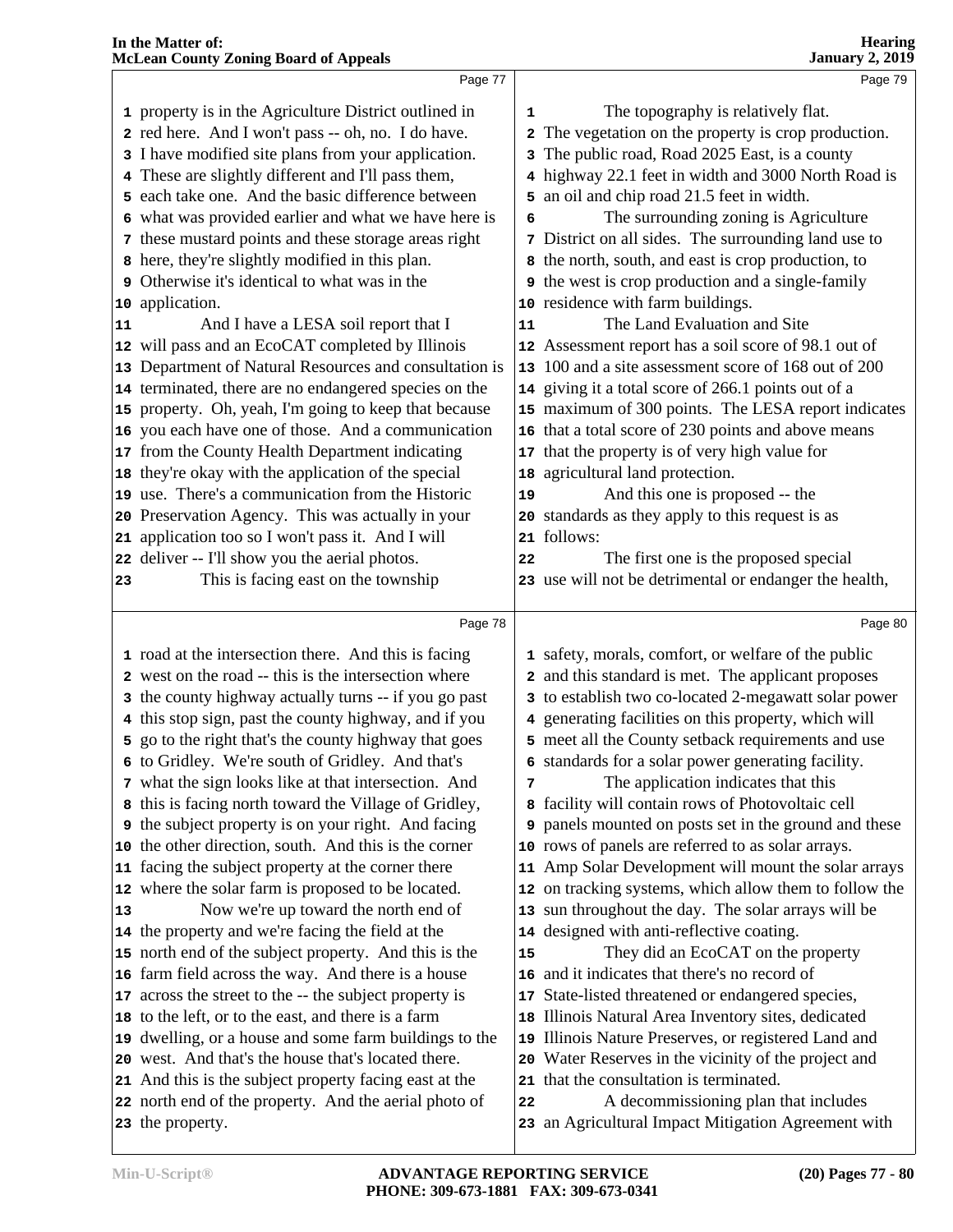Page 77

1 property is in the Agriculture District outlined in
2 red here. And I won't pass -- oh, no. I do have.
3 I have modified site plans from your application.
4 These are slightly different and I'll pass them,
5 each take one. And the basic difference between
6 what was provided earlier and what we have here is
7 these mustard points and these storage areas right
8 here, they're slightly modified in this plan.
9 Otherwise it's identical to what was in the
10 application.
11 And I have a LESA soil report that I
12 will pass and an EcoCAT completed by Illinois
13 Department of Natural Resources and consultation is
14 terminated, there are no endangered species on the
15 property. Oh, yeah, I'm going to keep that because
16 you each have one of those. And a communication
17 from the County Health Department indicating
18 they're okay with the application of the special
19 use. There's a communication from the Historic
20 Preservation Agency. This was actually in your
21 application too so I won't pass it. And I will
22 deliver -- I'll show you the aerial photos.
23 This is facing east on the township

Page 78

1 road at the intersection there. And this is facing
2 west on the road -- this is the intersection where
3 the county highway actually turns -- if you go past
4 this stop sign, past the county highway, and if you
5 go to the right that's the county highway that goes
6 to Gridley. We're south of Gridley. And that's
7 what the sign looks like at that intersection. And
8 this is facing north toward the Village of Gridley,
9 the subject property is on your right. And facing
10 the other direction, south. And this is the corner
11 facing the subject property at the corner there
12 where the solar farm is proposed to be located.
13 Now we're up toward the north end of
14 the property and we're facing the field at the
15 north end of the subject property. And this is the
16 farm field across the way. And there is a house
17 across the street to the -- the subject property is
18 to the left, or to the east, and there is a farm
19 dwelling, or a house and some farm buildings to the
20 west. And that's the house that's located there.
21 And this is the subject property facing east at the
22 north end of the property. And the aerial photo of
23 the property.

Page 79

1 The topography is relatively flat.
2 The vegetation on the property is crop production.
3 The public road, Road 2025 East, is a county
4 highway 22.1 feet in width and 3000 North Road is
5 an oil and chip road 21.5 feet in width.
6 The surrounding zoning is Agriculture
7 District on all sides. The surrounding land use to
8 the north, south, and east is crop production, to
9 the west is crop production and a single-family
10 residence with farm buildings.
11 The Land Evaluation and Site
12 Assessment report has a soil score of 98.1 out of
13 100 and a site assessment score of 168 out of 200
14 giving it a total score of 266.1 points out of a
15 maximum of 300 points. The LESA report indicates
16 that a total score of 230 points and above means
17 that the property is of very high value for
18 agricultural land protection.
19 And this one is proposed -- the
20 standards as they apply to this request is as
21 follows:
22 The first one is the proposed special
23 use will not be detrimental or endanger the health,

Page 80

1 safety, morals, comfort, or welfare of the public
2 and this standard is met. The applicant proposes
3 to establish two co-located 2-megawatt solar power
4 generating facilities on this property, which will
5 meet all the County setback requirements and use
6 standards for a solar power generating facility.
7 The application indicates that this
8 facility will contain rows of Photovoltaic cell
9 panels mounted on posts set in the ground and these
10 rows of panels are referred to as solar arrays.
11 Amp Solar Development will mount the solar arrays
12 on tracking systems, which allow them to follow the
13 sun throughout the day. The solar arrays will be
14 designed with anti-reflective coating.
15 They did an EcoCAT on the property
16 and it indicates that there's no record of
17 State-listed threatened or endangered species,
18 Illinois Natural Area Inventory sites, dedicated
19 Illinois Nature Preserves, or registered Land and
20 Water Reserves in the vicinity of the project and
21 that the consultation is terminated.
22 A decommissioning plan that includes
23 an Agricultural Impact Mitigation Agreement with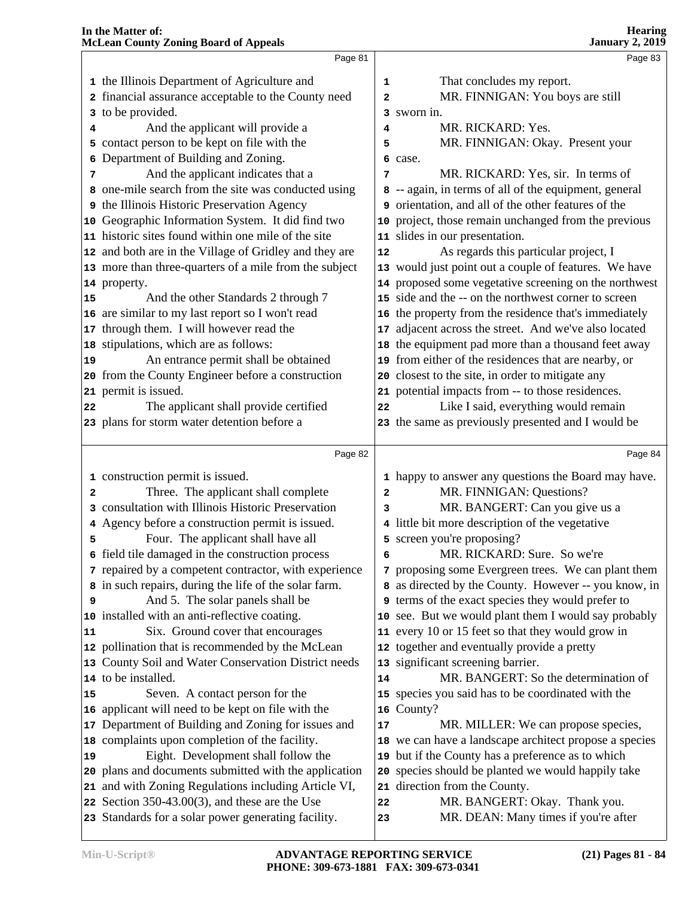Page 81

1 the Illinois Department of Agriculture and
2 financial assurance acceptable to the County need
3 to be provided.
4 And the applicant will provide a
5 contact person to be kept on file with the
6 Department of Building and Zoning.
7 And the applicant indicates that a
8 one-mile search from the site was conducted using
9 the Illinois Historic Preservation Agency
10 Geographic Information System. It did find two
11 historic sites found within one mile of the site
12 and both are in the Village of Gridley and they are
13 more than three-quarters of a mile from the subject
14 property.
15 And the other Standards 2 through 7
16 are similar to my last report so I won't read
17 through them. I will however read the
18 stipulations, which are as follows:
19 An entrance permit shall be obtained
20 from the County Engineer before a construction
21 permit is issued.
22 The applicant shall provide certified
23 plans for storm water detention before a

Page 82

1 construction permit is issued.
2 Three. The applicant shall complete
3 consultation with Illinois Historic Preservation
4 Agency before a construction permit is issued.
5 Four. The applicant shall have all
6 field tile damaged in the construction process
7 repaired by a competent contractor, with experience
8 in such repairs, during the life of the solar farm.
9 And 5. The solar panels shall be
10 installed with an anti-reflective coating.
11 Six. Ground cover that encourages
12 pollination that is recommended by the McLean
13 County Soil and Water Conservation District needs
14 to be installed.
15 Seven. A contact person for the
16 applicant will need to be kept on file with the
17 Department of Building and Zoning for issues and
18 complaints upon completion of the facility.
19 Eight. Development shall follow the
20 plans and documents submitted with the application
21 and with Zoning Regulations including Article VI,
22 Section 350-43.00(3), and these are the Use
23 Standards for a solar power generating facility.

Page 83

1 That concludes my report.
2 MR. FINNIGAN: You boys are still
3 sworn in.
4 MR. RICKARD: Yes.
5 MR. FINNIGAN: Okay. Present your
6 case.
7 MR. RICKARD: Yes, sir. In terms of
8 -- again, in terms of all of the equipment, general
9 orientation, and all of the other features of the
10 project, those remain unchanged from the previous
11 slides in our presentation.
12 As regards this particular project, I
13 would just point out a couple of features. We have
14 proposed some vegetative screening on the northwest
15 side and the -- on the northwest corner to screen
16 the property from the residence that's immediately
17 adjacent across the street. And we've also located
18 the equipment pad more than a thousand feet away
19 from either of the residences that are nearby, or
20 closest to the site, in order to mitigate any
21 potential impacts from -- to those residences.
22 Like I said, everything would remain
23 the same as previously presented and I would be

Page 84

1 happy to answer any questions the Board may have.
2 MR. FINNIGAN: Questions?
3 MR. BANGERT: Can you give us a
4 little bit more description of the vegetative
5 screen you're proposing?
6 MR. RICKARD: Sure. So we're
7 proposing some Evergreen trees. We can plant them
8 as directed by the County. However -- you know, in
9 terms of the exact species they would prefer to
10 see. But we would plant them I would say probably
11 every 10 or 15 feet so that they would grow in
12 together and eventually provide a pretty
13 significant screening barrier.
14 MR. BANGERT: So the determination of
15 species you said has to be coordinated with the
16 County?
17 MR. MILLER: We can propose species,
18 we can have a landscape architect propose a species
19 but if the County has a preference as to which
20 species should be planted we would happily take
21 direction from the County.
22 MR. BANGERT: Okay. Thank you.
23 MR. DEAN: Many times if you're after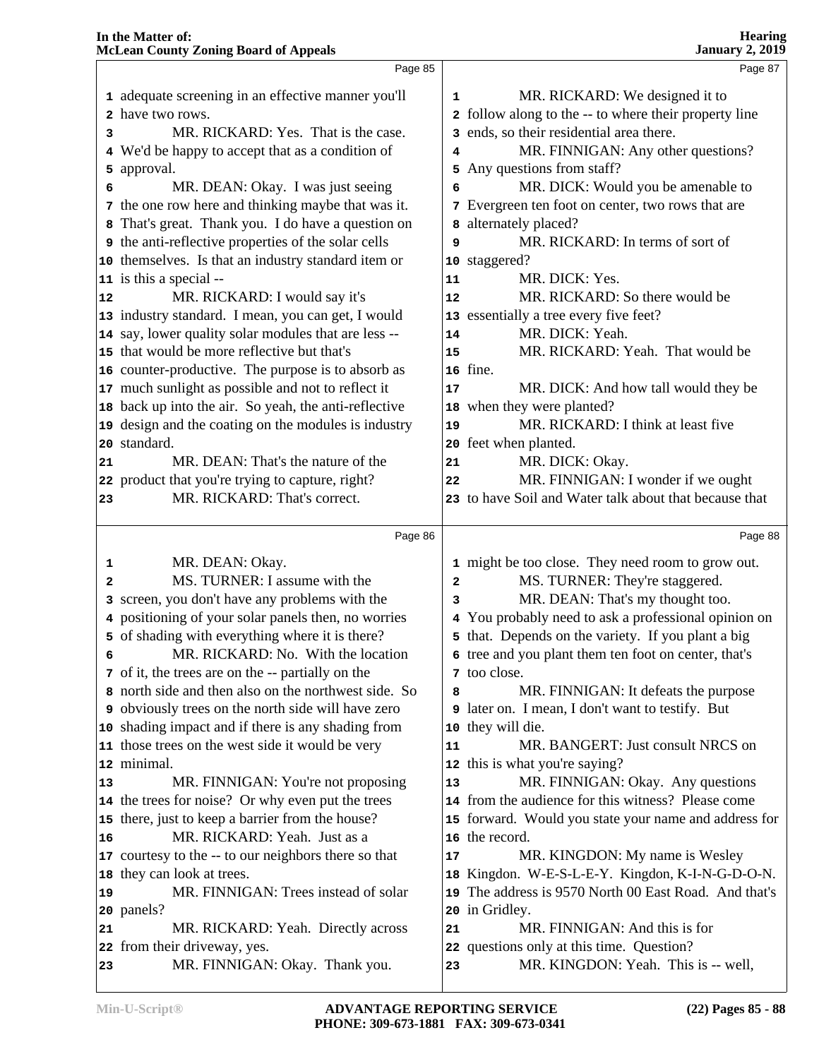Page 85

1 adequate screening in an effective manner you'll
2 have two rows.
3 MR. RICKARD: Yes. That is the case.
4 We'd be happy to accept that as a condition of
5 approval.
6 MR. DEAN: Okay. I was just seeing
7 the one row here and thinking maybe that was it.
8 That's great. Thank you. I do have a question on
9 the anti-reflective properties of the solar cells
10 themselves. Is that an industry standard item or
11 is this a special --
12 MR. RICKARD: I would say it's
13 industry standard. I mean, you can get, I would
14 say, lower quality solar modules that are less --
15 that would be more reflective but that's
16 counter-productive. The purpose is to absorb as
17 much sunlight as possible and not to reflect it
18 back up into the air. So yeah, the anti-reflective
19 design and the coating on the modules is industry
20 standard.
21 MR. DEAN: That's the nature of the
22 product that you're trying to capture, right?
23 MR. RICKARD: That's correct.

Page 86

1 MR. DEAN: Okay.
2 MS. TURNER: I assume with the
3 screen, you don't have any problems with the
4 positioning of your solar panels then, no worries
5 of shading with everything where it is there?
6 MR. RICKARD: No. With the location
7 of it, the trees are on the -- partially on the
8 north side and then also on the northwest side. So
9 obviously trees on the north side will have zero
10 shading impact and if there is any shading from
11 those trees on the west side it would be very
12 minimal.
13 MR. FINNIGAN: You're not proposing
14 the trees for noise? Or why even put the trees
15 there, just to keep a barrier from the house?
16 MR. RICKARD: Yeah. Just as a
17 courtesy to the -- to our neighbors there so that
18 they can look at trees.
19 MR. FINNIGAN: Trees instead of solar
20 panels?
21 MR. RICKARD: Yeah. Directly across
22 from their driveway, yes.
23 MR. FINNIGAN: Okay. Thank you.

Page 87

1 MR. RICKARD: We designed it to
2 follow along to the -- to where their property line
3 ends, so their residential area there.
4 MR. FINNIGAN: Any other questions?
5 Any questions from staff?
6 MR. DICK: Would you be amenable to
7 Evergreen ten foot on center, two rows that are
8 alternately placed?
9 MR. RICKARD: In terms of sort of
10 staggered?
11 MR. DICK: Yes.
12 MR. RICKARD: So there would be
13 essentially a tree every five feet?
14 MR. DICK: Yeah.
15 MR. RICKARD: Yeah. That would be
16 fine.
17 MR. DICK: And how tall would they be
18 when they were planted?
19 MR. RICKARD: I think at least five
20 feet when planted.
21 MR. DICK: Okay.
22 MR. FINNIGAN: I wonder if we ought
23 to have Soil and Water talk about that because that

Page 88

1 might be too close. They need room to grow out.
2 MS. TURNER: They're staggered.
3 MR. DEAN: That's my thought too.
4 You probably need to ask a professional opinion on
5 that. Depends on the variety. If you plant a big
6 tree and you plant them ten foot on center, that's
7 too close.
8 MR. FINNIGAN: It defeats the purpose
9 later on. I mean, I don't want to testify. But
10 they will die.
11 MR. BANGERT: Just consult NRCS on
12 this is what you're saying?
13 MR. FINNIGAN: Okay. Any questions
14 from the audience for this witness? Please come
15 forward. Would you state your name and address for
16 the record.
17 MR. KINGDON: My name is Wesley
18 Kingdon. W-E-S-L-E-Y. Kingdon, K-I-N-G-D-O-N.
19 The address is 9570 North 00 East Road. And that's
20 in Gridley.
21 MR. FINNIGAN: And this is for
22 questions only at this time. Question?
23 MR. KINGDON: Yeah. This is -- well,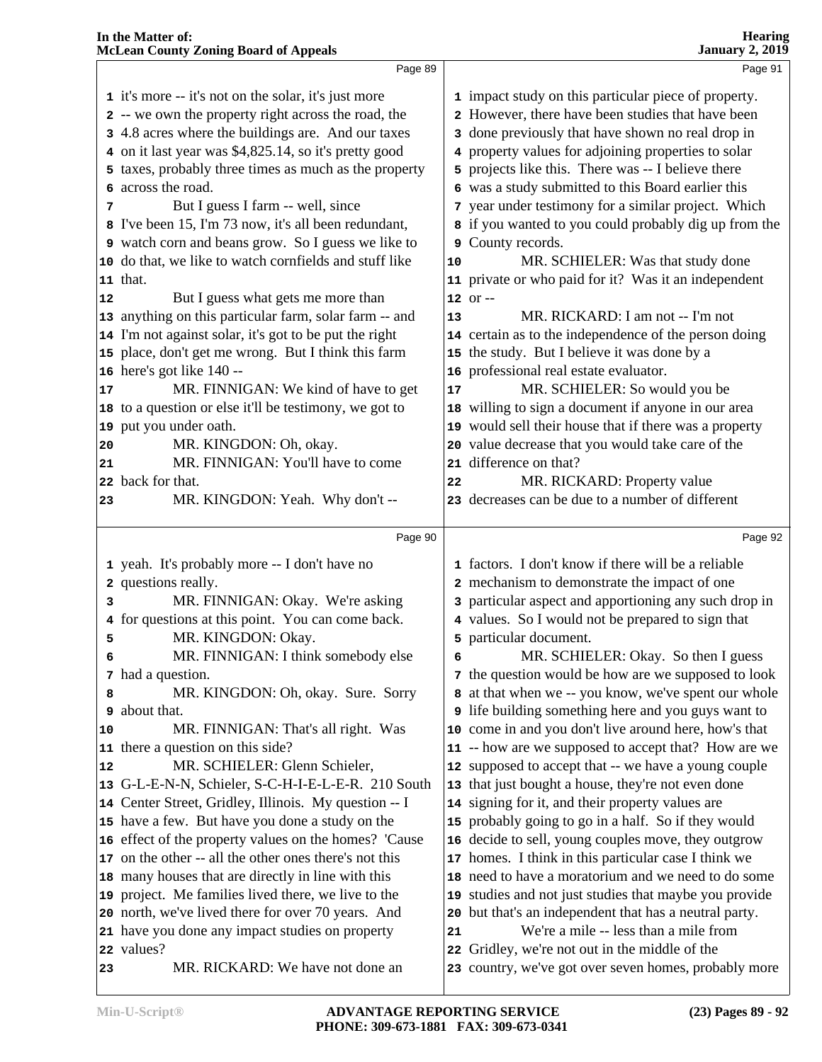Page 89

1 it's more -- it's not on the solar, it's just more
2 -- we own the property right across the road, the
3 4.8 acres where the buildings are. And our taxes
4 on it last year was $4,825.14, so it's pretty good
5 taxes, probably three times as much as the property
6 across the road.
7 But I guess I farm -- well, since
8 I've been 15, I'm 73 now, it's all been redundant,
9 watch corn and beans grow. So I guess we like to
10 do that, we like to watch cornfields and stuff like
11 that.
12 But I guess what gets me more than
13 anything on this particular farm, solar farm -- and
14 I'm not against solar, it's got to be put the right
15 place, don't get me wrong. But I think this farm
16 here's got like 140 --
17 MR. FINNIGAN: We kind of have to get
18 to a question or else it'll be testimony, we got to
19 put you under oath.
20 MR. KINGDON: Oh, okay.
21 MR. FINNIGAN: You'll have to come
22 back for that.
23 MR. KINGDON: Yeah. Why don't --

Page 90

1 yeah. It's probably more -- I don't have no
2 questions really.
3 MR. FINNIGAN: Okay. We're asking
4 for questions at this point. You can come back.
5 MR. KINGDON: Okay.
6 MR. FINNIGAN: I think somebody else
7 had a question.
8 MR. KINGDON: Oh, okay. Sure. Sorry
9 about that.
10 MR. FINNIGAN: That's all right. Was
11 there a question on this side?
12 MR. SCHIELER: Glenn Schieler,
13 G-L-E-N-N, Schieler, S-C-H-I-E-L-E-R. 210 South
14 Center Street, Gridley, Illinois. My question -- I
15 have a few. But have you done a study on the
16 effect of the property values on the homes? 'Cause
17 on the other -- all the other ones there's not this
18 many houses that are directly in line with this
19 project. Me families lived there, we live to the
20 north, we've lived there for over 70 years. And
21 have you done any impact studies on property
22 values?
23 MR. RICKARD: We have not done an

Page 91

1 impact study on this particular piece of property.
2 However, there have been studies that have been
3 done previously that have shown no real drop in
4 property values for adjoining properties to solar
5 projects like this. There was -- I believe there
6 was a study submitted to this Board earlier this
7 year under testimony for a similar project. Which
8 if you wanted to you could probably dig up from the
9 County records.
10 MR. SCHIELER: Was that study done
11 private or who paid for it? Was it an independent
12 or --
13 MR. RICKARD: I am not -- I'm not
14 certain as to the independence of the person doing
15 the study. But I believe it was done by a
16 professional real estate evaluator.
17 MR. SCHIELER: So would you be
18 willing to sign a document if anyone in our area
19 would sell their house that if there was a property
20 value decrease that you would take care of the
21 difference on that?
22 MR. RICKARD: Property value
23 decreases can be due to a number of different

Page 92

1 factors. I don't know if there will be a reliable
2 mechanism to demonstrate the impact of one
3 particular aspect and apportioning any such drop in
4 values. So I would not be prepared to sign that
5 particular document.
6 MR. SCHIELER: Okay. So then I guess
7 the question would be how are we supposed to look
8 at that when we -- you know, we've spent our whole
9 life building something here and you guys want to
10 come in and you don't live around here, how's that
11 -- how are we supposed to accept that? How are we
12 supposed to accept that -- we have a young couple
13 that just bought a house, they're not even done
14 signing for it, and their property values are
15 probably going to go in a half. So if they would
16 decide to sell, young couples move, they outgrow
17 homes. I think in this particular case I think we
18 need to have a moratorium and we need to do some
19 studies and not just studies that maybe you provide
20 but that's an independent that has a neutral party.
21 We're a mile -- less than a mile from
22 Gridley, we're not out in the middle of the
23 country, we've got over seven homes, probably more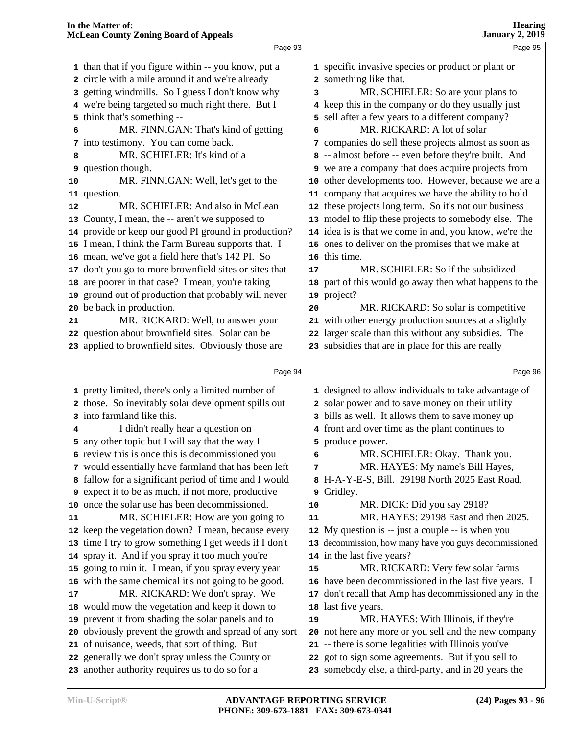Page 93

1 than that if you figure within -- you know, put a
2 circle with a mile around it and we're already
3 getting windmills. So I guess I don't know why
4 we're being targeted so much right there. But I
5 think that's something --
6 MR. FINNIGAN: That's kind of getting
7 into testimony. You can come back.
8 MR. SCHIELER: It's kind of a
9 question though.
10 MR. FINNIGAN: Well, let's get to the
11 question.
12 MR. SCHIELER: And also in McLean
13 County, I mean, the -- aren't we supposed to
14 provide or keep our good PI ground in production?
15 I mean, I think the Farm Bureau supports that. I
16 mean, we've got a field here that's 142 PI. So
17 don't you go to more brownfield sites or sites that
18 are poorer in that case? I mean, you're taking
19 ground out of production that probably will never
20 be back in production.
21 MR. RICKARD: Well, to answer your
22 question about brownfield sites. Solar can be
23 applied to brownfield sites. Obviously those are

Page 94

1 pretty limited, there's only a limited number of
2 those. So inevitably solar development spills out
3 into farmland like this.
4 I didn't really hear a question on
5 any other topic but I will say that the way I
6 review this is once this is decommissioned you
7 would essentially have farmland that has been left
8 fallow for a significant period of time and I would
9 expect it to be as much, if not more, productive
10 once the solar use has been decommissioned.
11 MR. SCHIELER: How are you going to
12 keep the vegetation down? I mean, because every
13 time I try to grow something I get weeds if I don't
14 spray it. And if you spray it too much you're
15 going to ruin it. I mean, if you spray every year
16 with the same chemical it's not going to be good.
17 MR. RICKARD: We don't spray. We
18 would mow the vegetation and keep it down to
19 prevent it from shading the solar panels and to
20 obviously prevent the growth and spread of any sort
21 of nuisance, weeds, that sort of thing. But
22 generally we don't spray unless the County or
23 another authority requires us to do so for a

Page 95

1 specific invasive species or product or plant or
2 something like that.
3 MR. SCHIELER: So are your plans to
4 keep this in the company or do they usually just
5 sell after a few years to a different company?
6 MR. RICKARD: A lot of solar
7 companies do sell these projects almost as soon as
8 -- almost before -- even before they're built. And
9 we are a company that does acquire projects from
10 other developments too. However, because we are a
11 company that acquires we have the ability to hold
12 these projects long term. So it's not our business
13 model to flip these projects to somebody else. The
14 idea is is that we come in and, you know, we're the
15 ones to deliver on the promises that we make at
16 this time.
17 MR. SCHIELER: So if the subsidized
18 part of this would go away then what happens to the
19 project?
20 MR. RICKARD: So solar is competitive
21 with other energy production sources at a slightly
22 larger scale than this without any subsidies. The
23 subsidies that are in place for this are really

Page 96

1 designed to allow individuals to take advantage of
2 solar power and to save money on their utility
3 bills as well. It allows them to save money up
4 front and over time as the plant continues to
5 produce power.
6 MR. SCHIELER: Okay. Thank you.
7 MR. HAYES: My name's Bill Hayes,
8 H-A-Y-E-S, Bill. 29198 North 2025 East Road,
9 Gridley.
10 MR. DICK: Did you say 2918?
11 MR. HAYES: 29198 East and then 2025.
12 My question is -- just a couple -- is when you
13 decommission, how many have you guys decommissioned
14 in the last five years?
15 MR. RICKARD: Very few solar farms
16 have been decommissioned in the last five years. I
17 don't recall that Amp has decommissioned any in the
18 last five years.
19 MR. HAYES: With Illinois, if they're
20 not here any more or you sell and the new company
21 -- there is some legalities with Illinois you've
22 got to sign some agreements. But if you sell to
23 somebody else, a third-party, and in 20 years the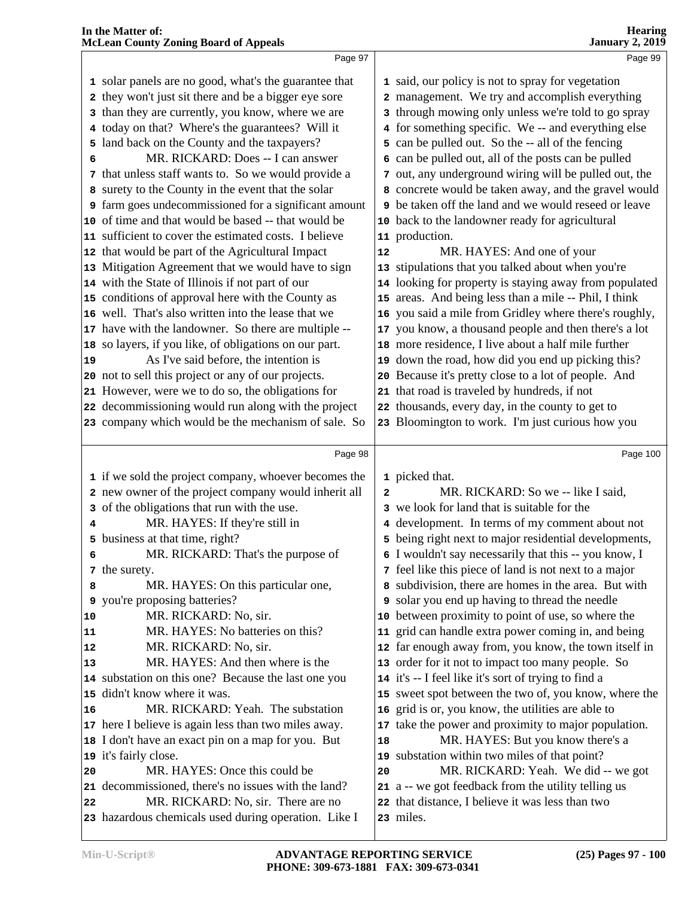Page 97

1 solar panels are no good, what's the guarantee that
2 they won't just sit there and be a bigger eye sore
3 than they are currently, you know, where we are
4 today on that? Where's the guarantees? Will it
5 land back on the County and the taxpayers?
6 MR. RICKARD: Does -- I can answer
7 that unless staff wants to. So we would provide a
8 surety to the County in the event that the solar
9 farm goes undecommissioned for a significant amount
10 of time and that would be based -- that would be
11 sufficient to cover the estimated costs. I believe
12 that would be part of the Agricultural Impact
13 Mitigation Agreement that we would have to sign
14 with the State of Illinois if not part of our
15 conditions of approval here with the County as
16 well. That's also written into the lease that we
17 have with the landowner. So there are multiple --
18 so layers, if you like, of obligations on our part.
19 As I've said before, the intention is
20 not to sell this project or any of our projects.
21 However, were we to do so, the obligations for
22 decommissioning would run along with the project
23 company which would be the mechanism of sale. So

Page 98

1 if we sold the project company, whoever becomes the
2 new owner of the project company would inherit all
3 of the obligations that run with the use.
4 MR. HAYES: If they're still in
5 business at that time, right?
6 MR. RICKARD: That's the purpose of
7 the surety.
8 MR. HAYES: On this particular one,
9 you're proposing batteries?
10 MR. RICKARD: No, sir.
11 MR. HAYES: No batteries on this?
12 MR. RICKARD: No, sir.
13 MR. HAYES: And then where is the
14 substation on this one? Because the last one you
15 didn't know where it was.
16 MR. RICKARD: Yeah. The substation
17 here I believe is again less than two miles away.
18 I don't have an exact pin on a map for you. But
19 it's fairly close.
20 MR. HAYES: Once this could be
21 decommissioned, there's no issues with the land?
22 MR. RICKARD: No, sir. There are no
23 hazardous chemicals used during operation. Like I

Page 99

1 said, our policy is not to spray for vegetation
2 management. We try and accomplish everything
3 through mowing only unless we're told to go spray
4 for something specific. We -- and everything else
5 can be pulled out. So the -- all of the fencing
6 can be pulled out, all of the posts can be pulled
7 out, any underground wiring will be pulled out, the
8 concrete would be taken away, and the gravel would
9 be taken off the land and we would reseed or leave
10 back to the landowner ready for agricultural
11 production.
12 MR. HAYES: And one of your
13 stipulations that you talked about when you're
14 looking for property is staying away from populated
15 areas. And being less than a mile -- Phil, I think
16 you said a mile from Gridley where there's roughly,
17 you know, a thousand people and then there's a lot
18 more residence, I live about a half mile further
19 down the road, how did you end up picking this?
20 Because it's pretty close to a lot of people. And
21 that road is traveled by hundreds, if not
22 thousands, every day, in the county to get to
23 Bloomington to work. I'm just curious how you

Page 100

1 picked that.
2 MR. RICKARD: So we -- like I said,
3 we look for land that is suitable for the
4 development. In terms of my comment about not
5 being right next to major residential developments,
6 I wouldn't say necessarily that this -- you know, I
7 feel like this piece of land is not next to a major
8 subdivision, there are homes in the area. But with
9 solar you end up having to thread the needle
10 between proximity to point of use, so where the
11 grid can handle extra power coming in, and being
12 far enough away from, you know, the town itself in
13 order for it not to impact too many people. So
14 it's -- I feel like it's sort of trying to find a
15 sweet spot between the two of, you know, where the
16 grid is or, you know, the utilities are able to
17 take the power and proximity to major population.
18 MR. HAYES: But you know there's a
19 substation within two miles of that point?
20 MR. RICKARD: Yeah. We did -- we got
21 a -- we got feedback from the utility telling us
22 that distance, I believe it was less than two
23 miles.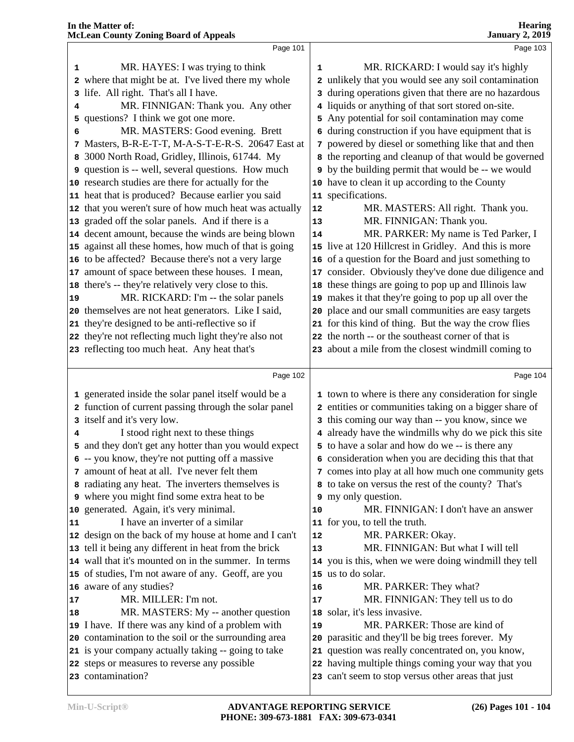Page 101

MR. HAYES: I was trying to think where that might be at. I've lived there my whole life. All right. That's all I have.

MR. FINNIGAN: Thank you. Any other questions? I think we got one more.

MR. MASTERS: Good evening. Brett Masters, B-R-E-T-T, M-A-S-T-E-R-S. 20647 East at 3000 North Road, Gridley, Illinois, 61744. My question is -- well, several questions. How much research studies are there for actually for the heat that is produced? Because earlier you said that you weren't sure of how much heat was actually graded off the solar panels. And if there is a decent amount, because the winds are being blown against all these homes, how much of that is going to be affected? Because there's not a very large amount of space between these houses. I mean, there's -- they're relatively very close to this.

MR. RICKARD: I'm -- the solar panels themselves are not heat generators. Like I said, they're designed to be anti-reflective so if they're not reflecting much light they're also not reflecting too much heat. Any heat that's

Page 102

generated inside the solar panel itself would be a function of current passing through the solar panel itself and it's very low.

I stood right next to these things and they don't get any hotter than you would expect -- you know, they're not putting off a massive amount of heat at all. I've never felt them radiating any heat. The inverters themselves is where you might find some extra heat to be generated. Again, it's very minimal.

I have an inverter of a similar design on the back of my house at home and I can't tell it being any different in heat from the brick wall that it's mounted on in the summer. In terms of studies, I'm not aware of any. Geoff, are you aware of any studies?

MR. MILLER: I'm not.

MR. MASTERS: My -- another question I have. If there was any kind of a problem with contamination to the soil or the surrounding area is your company actually taking -- going to take steps or measures to reverse any possible contamination?

Page 103

MR. RICKARD: I would say it's highly unlikely that you would see any soil contamination during operations given that there are no hazardous liquids or anything of that sort stored on-site. Any potential for soil contamination may come during construction if you have equipment that is powered by diesel or something like that and then the reporting and cleanup of that would be governed by the building permit that would be -- we would have to clean it up according to the County specifications.

MR. MASTERS: All right. Thank you.

MR. FINNIGAN: Thank you.

MR. PARKER: My name is Ted Parker, I live at 120 Hillcrest in Gridley. And this is more of a question for the Board and just something to consider. Obviously they've done due diligence and these things are going to pop up and Illinois law makes it that they're going to pop up all over the place and our small communities are easy targets for this kind of thing. But the way the crow flies the north -- or the southeast corner of that is about a mile from the closest windmill coming to

Page 104

town to where is there any consideration for single entities or communities taking on a bigger share of this coming our way than -- you know, since we already have the windmills why do we pick this site to have a solar and how do we -- is there any consideration when you are deciding this that that comes into play at all how much one community gets to take on versus the rest of the county? That's my only question.

MR. FINNIGAN: I don't have an answer for you, to tell the truth.

MR. PARKER: Okay.

MR. FINNIGAN: But what I will tell you is this, when we were doing windmill they tell us to do solar.

MR. PARKER: They what?

MR. FINNIGAN: They tell us to do solar, it's less invasive.

MR. PARKER: Those are kind of parasitic and they'll be big trees forever. My question was really concentrated on, you know, having multiple things coming your way that you can't seem to stop versus other areas that just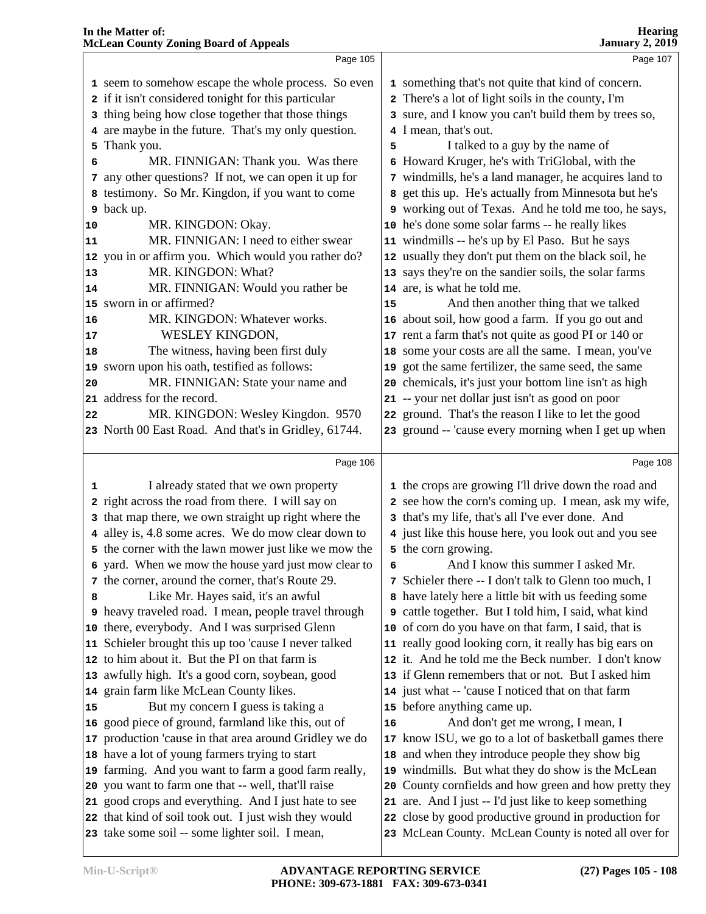Page 105

1 seem to somehow escape the whole process. So even
2 if it isn't considered tonight for this particular
3 thing being how close together that those things
4 are maybe in the future. That's my only question.
5 Thank you.
6 MR. FINNIGAN: Thank you. Was there
7 any other questions? If not, we can open it up for
8 testimony. So Mr. Kingdon, if you want to come
9 back up.
10 MR. KINGDON: Okay.
11 MR. FINNIGAN: I need to either swear
12 you in or affirm you. Which would you rather do?
13 MR. KINGDON: What?
14 MR. FINNIGAN: Would you rather be
15 sworn in or affirmed?
16 MR. KINGDON: Whatever works.
17 WESLEY KINGDON,
18 The witness, having been first duly
19 sworn upon his oath, testified as follows:
20 MR. FINNIGAN: State your name and
21 address for the record.
22 MR. KINGDON: Wesley Kingdon. 9570
23 North 00 East Road. And that's in Gridley, 61744.

Page 106

1 I already stated that we own property
2 right across the road from there. I will say on
3 that map there, we own straight up right where the
4 alley is, 4.8 some acres. We do mow clear down to
5 the corner with the lawn mower just like we mow the
6 yard. When we mow the house yard just mow clear to
7 the corner, around the corner, that's Route 29.
8 Like Mr. Hayes said, it's an awful
9 heavy traveled road. I mean, people travel through
10 there, everybody. And I was surprised Glenn
11 Schieler brought this up too 'cause I never talked
12 to him about it. But the PI on that farm is
13 awfully high. It's a good corn, soybean, good
14 grain farm like McLean County likes.
15 But my concern I guess is taking a
16 good piece of ground, farmland like this, out of
17 production 'cause in that area around Gridley we do
18 have a lot of young farmers trying to start
19 farming. And you want to farm a good farm really,
20 you want to farm one that -- well, that'll raise
21 good crops and everything. And I just hate to see
22 that kind of soil took out. I just wish they would
23 take some soil -- some lighter soil. I mean,

Page 107

1 something that's not quite that kind of concern.
2 There's a lot of light soils in the county, I'm
3 sure, and I know you can't build them by trees so,
4 I mean, that's out.
5 I talked to a guy by the name of
6 Howard Kruger, he's with TriGlobal, with the
7 windmills, he's a land manager, he acquires land to
8 get this up. He's actually from Minnesota but he's
9 working out of Texas. And he told me too, he says,
10 he's done some solar farms -- he really likes
11 windmills -- he's up by El Paso. But he says
12 usually they don't put them on the black soil, he
13 says they're on the sandier soils, the solar farms
14 are, is what he told me.
15 And then another thing that we talked
16 about soil, how good a farm. If you go out and
17 rent a farm that's not quite as good PI or 140 or
18 some your costs are all the same. I mean, you've
19 got the same fertilizer, the same seed, the same
20 chemicals, it's just your bottom line isn't as high
21 -- your net dollar just isn't as good on poor
22 ground. That's the reason I like to let the good
23 ground -- 'cause every morning when I get up when

Page 108

1 the crops are growing I'll drive down the road and
2 see how the corn's coming up. I mean, ask my wife,
3 that's my life, that's all I've ever done. And
4 just like this house here, you look out and you see
5 the corn growing.
6 And I know this summer I asked Mr.
7 Schieler there -- I don't talk to Glenn too much, I
8 have lately here a little bit with us feeding some
9 cattle together. But I told him, I said, what kind
10 of corn do you have on that farm, I said, that is
11 really good looking corn, it really has big ears on
12 it. And he told me the Beck number. I don't know
13 if Glenn remembers that or not. But I asked him
14 just what -- 'cause I noticed that on that farm
15 before anything came up.
16 And don't get me wrong, I mean, I
17 know ISU, we go to a lot of basketball games there
18 and when they introduce people they show big
19 windmills. But what they do show is the McLean
20 County cornfields and how green and how pretty they
21 are. And I just -- I'd just like to keep something
22 close by good productive ground in production for
23 McLean County. McLean County is noted all over for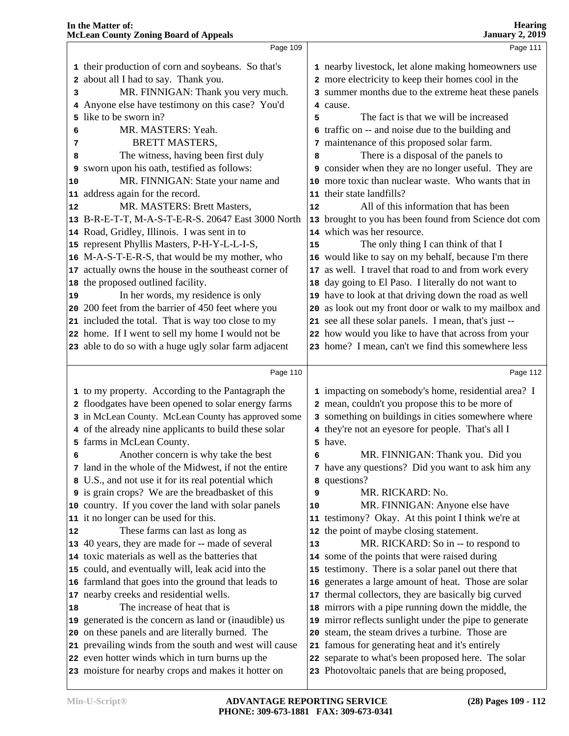Page 109

1 their production of corn and soybeans. So that's
2 about all I had to say. Thank you.
3 MR. FINNIGAN: Thank you very much.
4 Anyone else have testimony on this case? You'd
5 like to be sworn in?
6 MR. MASTERS: Yeah.
7 BRETT MASTERS,
8 The witness, having been first duly
9 sworn upon his oath, testified as follows:
10 MR. FINNIGAN: State your name and
11 address again for the record.
12 MR. MASTERS: Brett Masters,
13 B-R-E-T-T, M-A-S-T-E-R-S. 20647 East 3000 North
14 Road, Gridley, Illinois. I was sent in to
15 represent Phyllis Masters, P-H-Y-L-L-I-S,
16 M-A-S-T-E-R-S, that would be my mother, who
17 actually owns the house in the southeast corner of
18 the proposed outlined facility.
19 In her words, my residence is only
20 200 feet from the barrier of 450 feet where you
21 included the total. That is way too close to my
22 home. If I went to sell my home I would not be
23 able to do so with a huge ugly solar farm adjacent

Page 110

1 to my property. According to the Pantagraph the
2 floodgates have been opened to solar energy farms
3 in McLean County. McLean County has approved some
4 of the already nine applicants to build these solar
5 farms in McLean County.
6 Another concern is why take the best
7 land in the whole of the Midwest, if not the entire
8 U.S., and not use it for its real potential which
9 is grain crops? We are the breadbasket of this
10 country. If you cover the land with solar panels
11 it no longer can be used for this.
12 These farms can last as long as
13 40 years, they are made for -- made of several
14 toxic materials as well as the batteries that
15 could, and eventually will, leak acid into the
16 farmland that goes into the ground that leads to
17 nearby creeks and residential wells.
18 The increase of heat that is
19 generated is the concern as land or (inaudible) us
20 on these panels and are literally burned. The
21 prevailing winds from the south and west will cause
22 even hotter winds which in turn burns up the
23 moisture for nearby crops and makes it hotter on

Page 111

1 nearby livestock, let alone making homeowners use
2 more electricity to keep their homes cool in the
3 summer months due to the extreme heat these panels
4 cause.
5 The fact is that we will be increased
6 traffic on -- and noise due to the building and
7 maintenance of this proposed solar farm.
8 There is a disposal of the panels to
9 consider when they are no longer useful. They are
10 more toxic than nuclear waste. Who wants that in
11 their state landfills?
12 All of this information that has been
13 brought to you has been found from Science dot com
14 which was her resource.
15 The only thing I can think of that I
16 would like to say on my behalf, because I'm there
17 as well. I travel that road to and from work every
18 day going to El Paso. I literally do not want to
19 have to look at that driving down the road as well
20 as look out my front door or walk to my mailbox and
21 see all these solar panels. I mean, that's just --
22 how would you like to have that across from your
23 home? I mean, can't we find this somewhere less

Page 112

1 impacting on somebody's home, residential area? I
2 mean, couldn't you propose this to be more of
3 something on buildings in cities somewhere where
4 they're not an eyesore for people. That's all I
5 have.
6 MR. FINNIGAN: Thank you. Did you
7 have any questions? Did you want to ask him any
8 questions?
9 MR. RICKARD: No.
10 MR. FINNIGAN: Anyone else have
11 testimony? Okay. At this point I think we're at
12 the point of maybe closing statement.
13 MR. RICKARD: So in -- to respond to
14 some of the points that were raised during
15 testimony. There is a solar panel out there that
16 generates a large amount of heat. Those are solar
17 thermal collectors, they are basically big curved
18 mirrors with a pipe running down the middle, the
19 mirror reflects sunlight under the pipe to generate
20 steam, the steam drives a turbine. Those are
21 famous for generating heat and it's entirely
22 separate to what's been proposed here. The solar
23 Photovoltaic panels that are being proposed,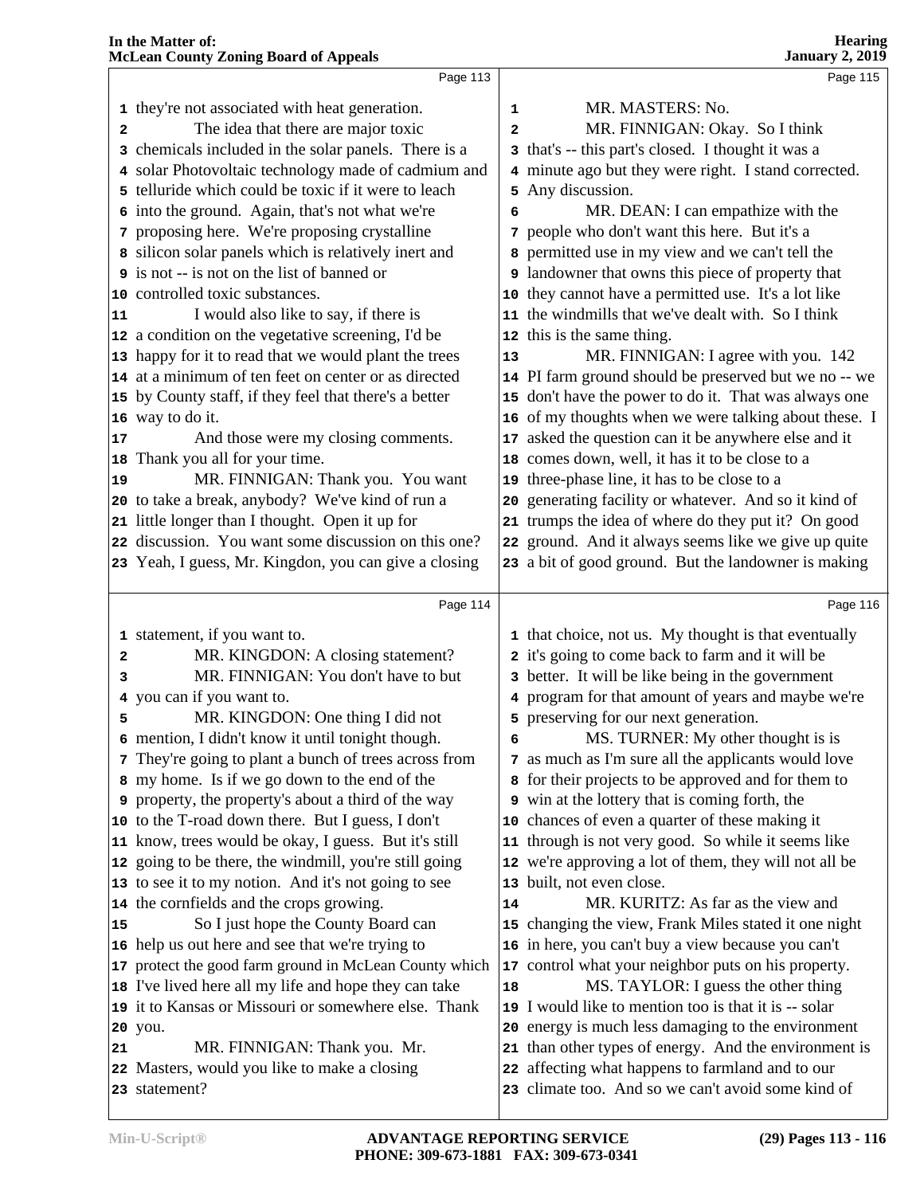Page 113

1 they're not associated with heat generation.
2 The idea that there are major toxic
3 chemicals included in the solar panels. There is a
4 solar Photovoltaic technology made of cadmium and
5 telluride which could be toxic if it were to leach
6 into the ground. Again, that's not what we're
7 proposing here. We're proposing crystalline
8 silicon solar panels which is relatively inert and
9 is not -- is not on the list of banned or
10 controlled toxic substances.
11 I would also like to say, if there is
12 a condition on the vegetative screening, I'd be
13 happy for it to read that we would plant the trees
14 at a minimum of ten feet on center or as directed
15 by County staff, if they feel that there's a better
16 way to do it.
17 And those were my closing comments.
18 Thank you all for your time.
19 MR. FINNIGAN: Thank you. You want
20 to take a break, anybody? We've kind of run a
21 little longer than I thought. Open it up for
22 discussion. You want some discussion on this one?
23 Yeah, I guess, Mr. Kingdon, you can give a closing

Page 114

1 statement, if you want to.
2 MR. KINGDON: A closing statement?
3 MR. FINNIGAN: You don't have to but
4 you can if you want to.
5 MR. KINGDON: One thing I did not
6 mention, I didn't know it until tonight though.
7 They're going to plant a bunch of trees across from
8 my home. If we go down to the end of the
9 property, the property's about a third of the way
10 to the T-road down there. But I guess, I don't
11 know, trees would be okay, I guess. But it's still
12 going to be there, the windmill, you're still going
13 to see it to my notion. And it's not going to see
14 the cornfields and the crops growing.
15 So I just hope the County Board can
16 help us out here and see that we're trying to
17 protect the good farm ground in McLean County which
18 I've lived here all my life and hope they can take
19 it to Kansas or Missouri or somewhere else. Thank
20 you.
21 MR. FINNIGAN: Thank you. Mr.
22 Masters, would you like to make a closing
23 statement?

Page 115

1 MR. MASTERS: No.
2 MR. FINNIGAN: Okay. So I think
3 that's -- this part's closed. I thought it was a
4 minute ago but they were right. I stand corrected.
5 Any discussion.
6 MR. DEAN: I can empathize with the
7 people who don't want this here. But it's a
8 permitted use in my view and we can't tell the
9 landowner that owns this piece of property that
10 they cannot have a permitted use. It's a lot like
11 the windmills that we've dealt with. So I think
12 this is the same thing.
13 MR. FINNIGAN: I agree with you. 142
14 PI farm ground should be preserved but we no -- we
15 don't have the power to do it. That was always one
16 of my thoughts when we were talking about these. I
17 asked the question can it be anywhere else and it
18 comes down, well, it has it to be close to a
19 three-phase line, it has to be close to a
20 generating facility or whatever. And so it kind of
21 trumps the idea of where do they put it? On good
22 ground. And it always seems like we give up quite
23 a bit of good ground. But the landowner is making

Page 116

1 that choice, not us. My thought is that eventually
2 it's going to come back to farm and it will be
3 better. It will be like being in the government
4 program for that amount of years and maybe we're
5 preserving for our next generation.
6 MS. TURNER: My other thought is is
7 as much as I'm sure all the applicants would love
8 for their projects to be approved and for them to
9 win at the lottery that is coming forth, the
10 chances of even a quarter of these making it
11 through is not very good. So while it seems like
12 we're approving a lot of them, they will not all be
13 built, not even close.
14 MR. KURITZ: As far as the view and
15 changing the view, Frank Miles stated it one night
16 in here, you can't buy a view because you can't
17 control what your neighbor puts on his property.
18 MS. TAYLOR: I guess the other thing
19 I would like to mention too is that it is -- solar
20 energy is much less damaging to the environment
21 than other types of energy. And the environment is
22 affecting what happens to farmland and to our
23 climate too. And so we can't avoid some kind of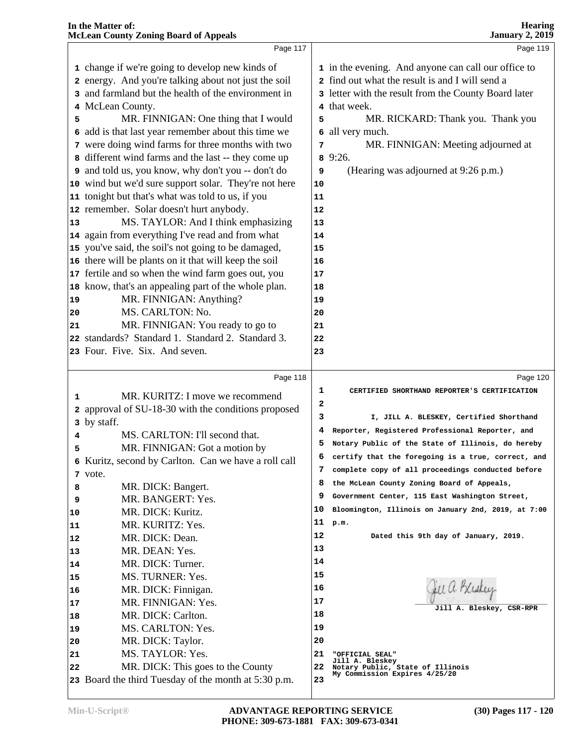Page 117

1 change if we're going to develop new kinds of
2 energy. And you're talking about not just the soil
3 and farmland but the health of the environment in
4 McLean County.
5 MR. FINNIGAN: One thing that I would
6 add is that last year remember about this time we
7 were doing wind farms for three months with two
8 different wind farms and the last -- they come up
9 and told us, you know, why don't you -- don't do
10 wind but we'd sure support solar. They're not here
11 tonight but that's what was told to us, if you
12 remember. Solar doesn't hurt anybody.
13 MS. TAYLOR: And I think emphasizing
14 again from everything I've read and from what
15 you've said, the soil's not going to be damaged,
16 there will be plants on it that will keep the soil
17 fertile and so when the wind farm goes out, you
18 know, that's an appealing part of the whole plan.
19 MR. FINNIGAN: Anything?
20 MS. CARLTON: No.
21 MR. FINNIGAN: You ready to go to
22 standards? Standard 1. Standard 2. Standard 3.
23 Four. Five. Six. And seven.

Page 118

1 MR. KURITZ: I move we recommend
2 approval of SU-18-30 with the conditions proposed
3 by staff.
4 MS. CARLTON: I'll second that.
5 MR. FINNIGAN: Got a motion by
6 Kuritz, second by Carlton. Can we have a roll call
7 vote.
8 MR. DICK: Bangert.
9 MR. BANGERT: Yes.
10 MR. DICK: Kuritz.
11 MR. KURITZ: Yes.
12 MR. DICK: Dean.
13 MR. DEAN: Yes.
14 MR. DICK: Turner.
15 MS. TURNER: Yes.
16 MR. DICK: Finnigan.
17 MR. FINNIGAN: Yes.
18 MR. DICK: Carlton.
19 MS. CARLTON: Yes.
20 MR. DICK: Taylor.
21 MS. TAYLOR: Yes.
22 MR. DICK: This goes to the County
23 Board the third Tuesday of the month at 5:30 p.m.

Page 119

1 in the evening. And anyone can call our office to
2 find out what the result is and I will send a
3 letter with the result from the County Board later
4 that week.
5 MR. RICKARD: Thank you. Thank you
6 all very much.
7 MR. FINNIGAN: Meeting adjourned at
8 9:26.
9 (Hearing was adjourned at 9:26 p.m.)
10
11
12
13
14
15
16
17
18
19
20
21
22
23

Page 120

1 CERTIFIED SHORTHAND REPORTER'S CERTIFICATION
2
3 I, JILL A. BLESKEY, Certified Shorthand
4 Reporter, Registered Professional Reporter, and
5 Notary Public of the State of Illinois, do hereby
6 certify that the foregoing is a true, correct, and
7 complete copy of all proceedings conducted before
8 the McLean County Zoning Board of Appeals,
9 Government Center, 115 East Washington Street,
10 Bloomington, Illinois on January 2nd, 2019, at 7:00
11 p.m.
12 Dated this 9th day of January, 2019.
13
14
15
16
17 Jill A. Bleskey, CSR-RPR
18
19
20
21 "OFFICIAL SEAL"
Jill A. Bleskey
22 Notary Public, State of Illinois
My Commission Expires 4/25/20
23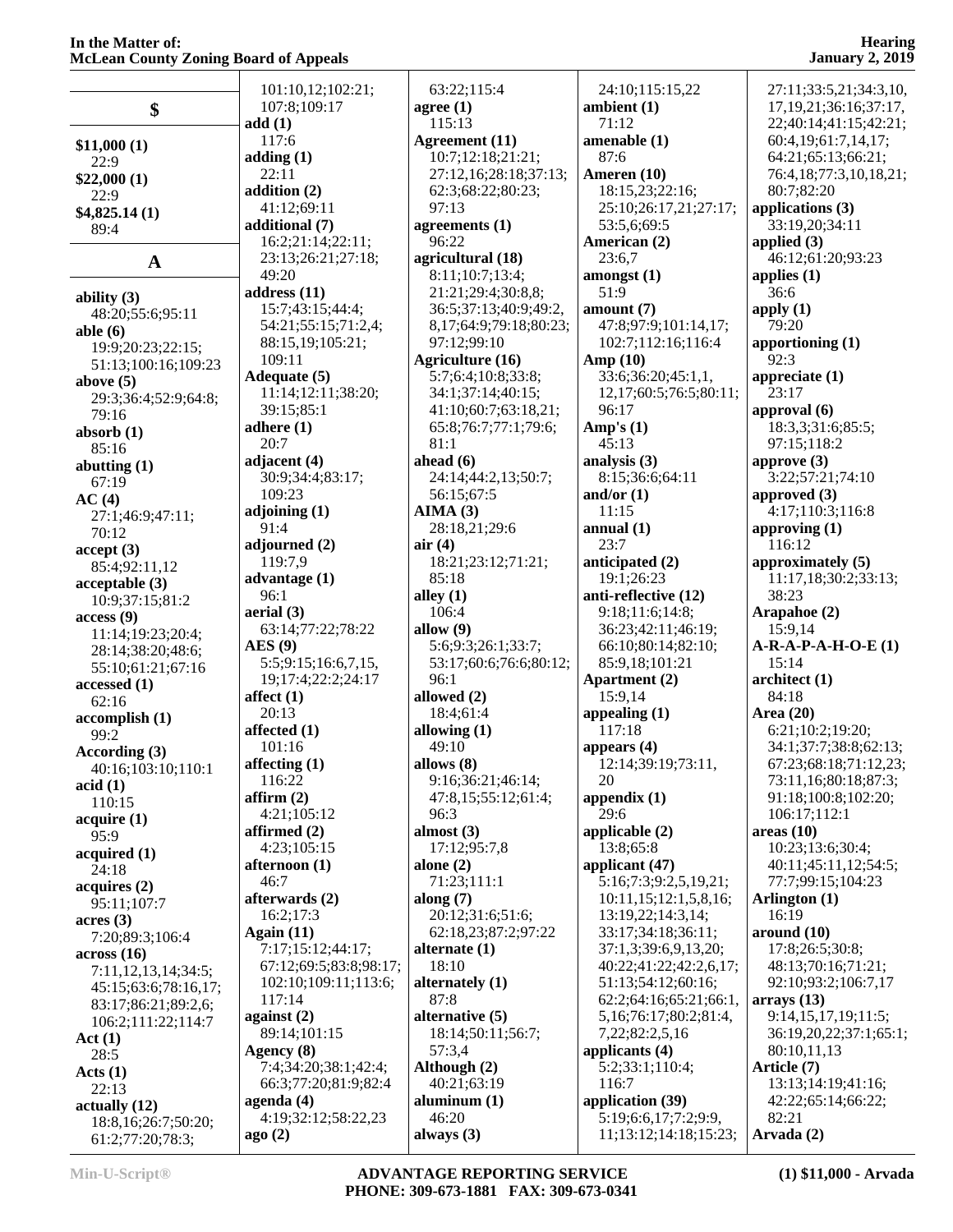## $

**$11,000 (1)**
22:9
**$22,000 (1)**
22:9
**$4,825.14 (1)**
89:4

## A

**ability (3)**
48:20;55:6;95:11
**able (6)**
19:9;20:23;22:15;51:13;100:16;109:23
**above (5)**
29:3;36:4;52:9;64:8;79:16
**absorb (1)**
85:16
**abutting (1)**
67:19
**AC (4)**
27:1;46:9;47:11;70:12
**accept (3)**
85:4;92:11,12
**acceptable (3)**
10:9;37:15;81:2
**access (9)**
11:14;19:23;20:4;28:14;38:20;48:6;55:10;61:21;67:16
**accessed (1)**
62:16
**accomplish (1)**
99:2
**According (3)**
40:16;103:10;110:1
**acid (1)**
110:15
**acquire (1)**
95:9
**acquired (1)**
24:18
**acquires (2)**
95:11;107:7
**acres (3)**
7:20;89:3;106:4
**across (16)**
7:11,12,13,14;34:5;45:15;63:6;78:16,17;83:17;86:21;89:2,6;106:2;111:22;114:7
**Act (1)**
28:5
**Acts (1)**
22:13
**actually (12)**
18:8,16;26:7;50:20;61:2;77:20;78:3;101:10,12;102:21;107:8;109:17
**add (1)**
117:6
**adding (1)**
22:11
**addition (2)**
41:12;69:11
**additional (7)**
16:2;21:14;22:11;23:13;26:21;27:18;49:20
**address (11)**
15:7;43:15;44:4;54:21;55:15;71:2,4;88:15,19;105:21;109:11
**Adequate (5)**
11:14;12:11;38:20;39:15;85:1
**adhere (1)**
20:7
**adjacent (4)**
30:9;34:4;83:17;109:23
**adjoining (1)**
91:4
**adjourned (2)**
119:7,9
**advantage (1)**
96:1
**aerial (3)**
63:14;77:22;78:22
**AES (9)**
5:5;9:15;16:6,7,15,19;17:4;22:2;24:17
**affect (1)**
20:13
**affected (1)**
101:16
**affecting (1)**
116:22
**affirm (2)**
4:21;105:12
**affirmed (2)**
4:23;105:15
**afternoon (1)**
46:7
**afterwards (2)**
16:2;17:3
**Again (11)**
7:17;15:12;44:17;67:12;69:5;83:8;98:17;102:10;109:11;113:6;117:14
**against (2)**
89:14;101:15
**Agency (8)**
7:4;34:20;38:1;42:4;66:3;77:20;81:9;82:4
**agenda (4)**
4:19;32:12;58:22,23
**ago (2)**
63:22;115:4
**agree (1)**
115:13
**Agreement (11)**
10:7;12:18;21:21;27:12,16;28:18;37:13;62:3;68:22;80:23;97:13
**agreements (1)**
96:22
**agricultural (18)**
8:11;10:7;13:4;21:21;29:4;30:8,8;36:5;37:13;40:9;49:2,8,17;64:9;79:18;80:23;97:12;99:10
**Agriculture (16)**
5:7;6:4;10:8;33:8;34:1;37:14;40:15;41:10;60:7;63:18,21;65:8;76:7;77:1;79:6;81:1
**ahead (6)**
24:14;44:2,13;50:7;56:15;67:5
**AIMA (3)**
28:18,21;29:6
**air (4)**
18:21;23:12;71:21;85:18
**alley (1)**
106:4
**allow (9)**
5:6;9:3;26:1;33:7;53:17;60:6;76:6;80:12;96:1
**allowed (2)**
18:4;61:4
**allowing (1)**
49:10
**allows (8)**
9:16;36:21;46:14;47:8,15;55:12;61:4;96:3
**almost (3)**
17:12;95:7,8
**alone (2)**
71:23;111:1
**along (7)**
20:12;31:6;51:6;62:18,23;87:2;97:22
**alternate (1)**
18:10
**alternately (1)**
87:8
**alternative (5)**
18:14;50:11;56:7;57:3,4
**Although (2)**
40:21;63:19
**aluminum (1)**
46:20
**always (3)**
24:10;115:15,22
**ambient (1)**
71:12
**amenable (1)**
87:6
**Ameren (10)**
18:15,23;22:16;25:10;26:17,21;27:17;53:5,6;69:5
**American (2)**
23:6,7
**amongst (1)**
51:9
**amount (7)**
47:8;97:9;101:14,17;102:7;112:16;116:4
**Amp (10)**
33:6;36:20;45:1,1,12,17;60:5;76:5;80:11;96:17
**Amp's (1)**
45:13
**analysis (3)**
8:15;36:6;64:11
**and/or (1)**
11:15
**annual (1)**
23:7
**anticipated (2)**
19:1;26:23
**anti-reflective (12)**
9:18;11:6;14:8;36:23;42:11;46:19;66:10;80:14;82:10;85:9,18;101:21
**Apartment (2)**
15:9,14
**appealing (1)**
117:18
**appears (4)**
12:14;39:19;73:11,20
**appendix (1)**
29:6
**applicable (2)**
13:8;65:8
**applicant (47)**
5:16;7:3;9:2,5,19,21;10:11,15;12:1,5,8,16;13:19,22;14:3,14;33:17;34:18;36:11;37:1,3;39:6,9,13,20;40:22;41:22;42:2,6,17;51:13;54:12;60:16;62:2;64:16;65:21;66:1,5,16;76:17;80:2;81:4,7,22;82:2,5,16
**applicants (4)**
5:2;33:1;110:4;116:7
**application (39)**
5:19;6:6,17;7:2;9:9,11;13:12;14:18;15:23;27:11;33:5,21;34:3,10,17,19,21;36:16;37:17,22;40:14;41:15;42:21;60:4,19;61:7,14,17;64:21;65:13;66:21;76:4,18;77:3,10,18,21;80:7;82:20
**applications (3)**
33:19,20;34:11
**applied (3)**
46:12;61:20;93:23
**applies (1)**
36:6
**apply (1)**
79:20
**apportioning (1)**
92:3
**appreciate (1)**
23:17
**approval (6)**
18:3,3;31:6;85:5;97:15;118:2
**approve (3)**
3:22;57:21;74:10
**approved (3)**
4:17;110:3;116:8
**approving (1)**
116:12
**approximately (5)**
11:17,18;30:2;33:13;38:23
**Arapahoe (2)**
15:9,14
**A-R-A-P-A-H-O-E (1)**
15:14
**architect (1)**
84:18
**Area (20)**
6:21;10:2;19:20;34:1;37:7;38:8;62:13;67:23;68:18;71:12,23;73:11,16;80:18;87:3;91:18;100:8;102:20;106:17;112:1
**areas (10)**
10:23;13:6;30:4;40:11;45:11,12;54:5;77:7;99:15;104:23
**Arlington (1)**
16:19
**around (10)**
17:8;26:5;30:8;48:13;70:16;71:21;92:10;93:2;106:7,17
**arrays (13)**
9:14,15,17,19;11:5;36:19,20,22;37:1;65:1;80:10,11,13
**Article (7)**
13:13;14:19;41:16;42:22;65:14;66:22;82:21
**Arvada (2)**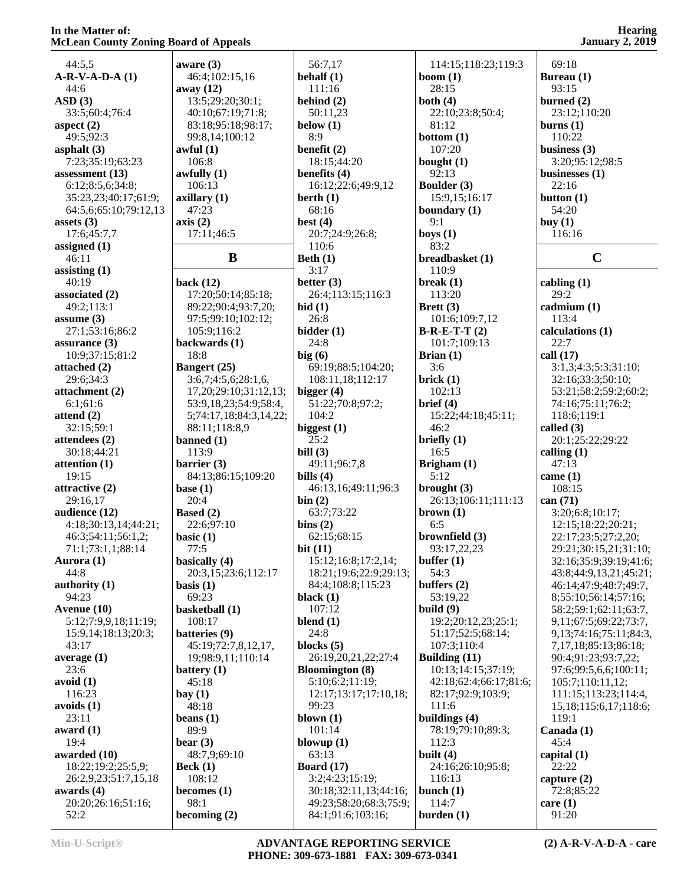44:5,5
**A-R-V-A-D-A (1)**
44:6
**ASD (3)**
33:5;60:4;76:4
**aspect (2)**
49:5;92:3
**asphalt (3)**
7:23;35:19;63:23
**assessment (13)**
6:12;8:5,6;34:8;
35:23,23;40:17;61:9;
64:5,6;65:10;79:12,13
**assets (3)**
17:6;45:7,7
**assigned (1)**
46:11
**assisting (1)**
40:19
**associated (2)**
49:2;113:1
**assume (3)**
27:1;53:16;86:2
**assurance (3)**
10:9;37:15;81:2
**attached (2)**
29:6;34:3
**attachment (2)**
6:1;61:6
**attend (2)**
32:15;59:1
**attendees (2)**
30:18;44:21
**attention (1)**
19:15
**attractive (2)**
29:16,17
**audience (12)**
4:18;30:13,14;44:21;
46:3;54:11;56:1,2;
71:1;73:1,1;88:14
**Aurora (1)**
44:8
**authority (1)**
94:23
**Avenue (10)**
5:12;7:9,9,18;11:19;
15:9,14;18:13;20:3;
43:17
**average (1)**
23:6
**avoid (1)**
116:23
**avoids (1)**
23:11
**award (1)**
19:4
**awarded (10)**
18:22;19:2;25:5,9;
26:2,9,23;51:7,15,18
**awards (4)**
20:20;26:16;51:16;
52:2
**aware (3)**
46:4;102:15,16
**away (12)**
13:5;29:20;30:1;
40:10;67:19;71:8;
83:18;95:18;98:17;
99:8,14;100:12
**awful (1)**
106:8
**awfully (1)**
106:13
**axillary (1)**
47:23
**axis (2)**
17:11;46:5

## B

**back (12)**
17:20;50:14;85:18;
89:22;90:4;93:7,20;
97:5;99:10;102:12;
105:9;116:2
**backwards (1)**
18:8
**Bangert (25)**
3:6,7;4:5,6;28:1,6,
17,20;29:10;31:12,13;
53:9,18,23;54:9;58:4,
5;74:17,18;84:3,14,22;
88:11;118:8,9
**banned (1)**
113:9
**barrier (3)**
84:13;86:15;109:20
**base (1)**
20:4
**Based (2)**
22:6;97:10
**basic (1)**
77:5
**basically (4)**
20:3,15;23:6;112:17
**basis (1)**
69:23
**basketball (1)**
108:17
**batteries (9)**
45:19;72:7,8,12,17,
19;98:9,11;110:14
**battery (1)**
45:18
**bay (1)**
48:18
**beans (1)**
89:9
**bear (3)**
48:7,9;69:10
**Beck (1)**
108:12
**becomes (1)**
98:1
**becoming (2)**
56:7,17
**behalf (1)**
111:16
**behind (2)**
50:11,23
**below (1)**
8:9
**benefit (2)**
18:15;44:20
**benefits (4)**
16:12;22:6;49:9,12
**berth (1)**
68:16
**best (4)**
20:7;24:9;26:8;
110:6
**Beth (1)**
3:17
**better (3)**
26:4;113:15;116:3
**bid (1)**
26:8
**bidder (1)**
24:8
**big (6)**
69:19;88:5;104:20;
108:11,18;112:17
**bigger (4)**
51:22;70:8;97:2;
104:2
**biggest (1)**
25:2
**bill (3)**
49:11;96:7,8
**bills (4)**
46:13,16;49:11;96:3
**bin (2)**
63:7;73:22
**bins (2)**
62:15;68:15
**bit (11)**
15:12;16:8;17:2,14;
18:21;19:6;22:9;29:13;
84:4;108:8;115:23
**black (1)**
107:12
**blend (1)**
24:8
**blocks (5)**
26:19,20,21,22;27:4
**Bloomington (8)**
5:10;6:2;11:19;
12:17;13:17;17:10,18;
99:23
**blown (1)**
101:14
**blowup (1)**
63:13
**Board (17)**
3:2;4:23;15:19;
30:18;32:11,13;44:16;
49:23;58:20;68:3;75:9;
84:1;91:6;103:16;
114:15;118:23;119:3
**boom (1)**
28:15
**both (4)**
22:10;23:8;50:4;
81:12
**bottom (1)**
107:20
**bought (1)**
92:13
**Boulder (3)**
15:9,15;16:17
**boundary (1)**
9:1
**boys (1)**
83:2
**breadbasket (1)**
110:9
**break (1)**
113:20
**Brett (3)**
101:6;109:7,12
**B-R-E-T-T (2)**
101:7;109:13
**Brian (1)**
3:6
**brick (1)**
102:13
**brief (4)**
15:22;44:18;45:11;
46:2
**briefly (1)**
16:5
**Brigham (1)**
5:12
**brought (3)**
26:13;106:11;111:13
**brown (1)**
6:5
**brownfield (3)**
93:17,22,23
**buffer (1)**
54:3
**buffers (2)**
53:19,22
**build (9)**
19:2;20:12,23;25:1;
51:17;52:5;68:14;
107:3;110:4
**Building (11)**
10:13;14:15;37:19;
42:18;62:4;66:17;81:6;
82:17;92:9;103:9;
111:6
**buildings (4)**
78:19;79:10;89:3;
116:13
**built (4)**
24:16;26:10;95:8;
116:13
**bunch (1)**
114:7
**burden (1)**
69:18
**Bureau (1)**
93:15
**burned (2)**
23:12;110:20
**burns (1)**
110:22
**business (3)**
3:20;95:12;98:5
**businesses (1)**
22:16
**button (1)**
54:20
**buy (1)**
116:16

## C

**cabling (1)**
29:2
**cadmium (1)**
113:4
**calculations (1)**
22:7
**call (17)**
3:1,3;4:3;5:3;31:10;
32:16;33:3;50:10;
53:21;58:2;59:2;60:2;
74:16;75:11;76:2;
118:6;119:1
**called (3)**
20:1;25:22;29:22
**calling (1)**
47:13
**came (1)**
108:15
**can (71)**
3:20;6:8;10:17;
12:15;18:22;20:21;
22:17;23:5;27:2,20;
29:21;30:15,21;31:10;
32:16;35:9;39:19;41:6;
43:8;44:9,13,21;45:21;
46:14;47:9;48:7;49:7,
8;55:10;56:14;57:16;
58:2;59:1;62:11;63:7,
9,11;67:5;69:22;73:7,
9,13;74:16;75:11;84:3,
7,17,18;85:13;86:18;
90:4;91:23;93:7,22;
97:6;99:5,6,6;100:11;
105:7;110:11,12;
111:15;113:23;114:4,
15,18;115:6,17;118:6;
119:1
**Canada (1)**
45:4
**capital (1)**
22:22
**capture (2)**
72:8;85:22
**care (1)**
91:20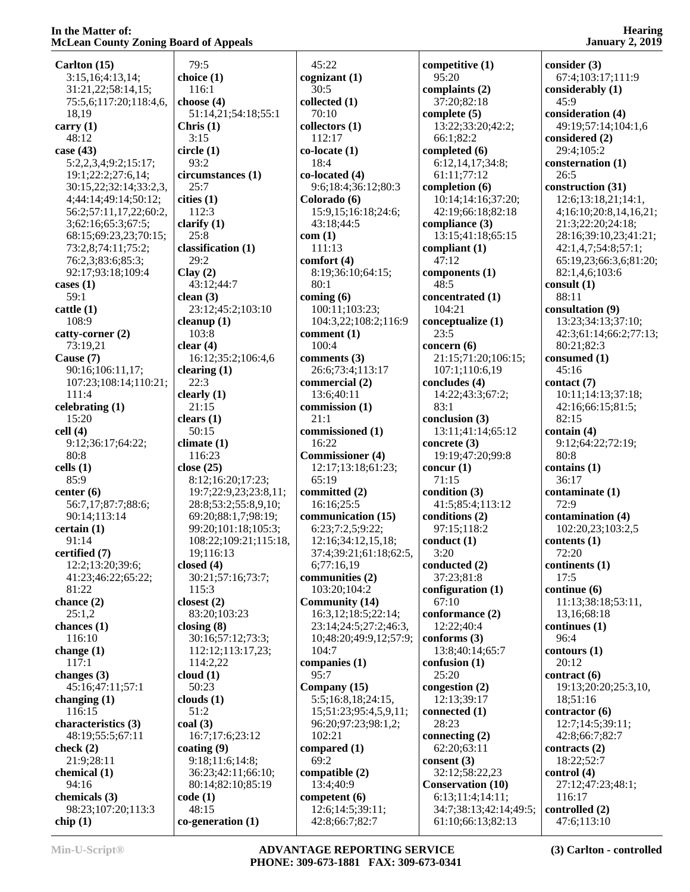**Carlton (15)**
3:15,16;4:13,14;
31:21,22;58:14,15;
75:5,6;117:20;118:4,6,
18,19
**carry (1)**
48:12
**case (43)**
5:2,2,3,4;9:2;15:17;
19:1;22:2;27:6,14;
30:15,22;32:14;33:2,3,
4;44:14;49:14;50:12;
56:2;57:11,17,22;60:2,
3;62:16;65:3;67:5;
68:15;69:23,23;70:15;
73:2,8;74:11;75:2;
76:2,3;83:6;85:3;
92:17;93:18;109:4
**cases (1)**
59:1
**cattle (1)**
108:9
**catty-corner (2)**
73:19,21
**Cause (7)**
90:16;106:11,17;
107:23;108:14;110:21;
111:4
**celebrating (1)**
15:20
**cell (4)**
9:12;36:17;64:22;
80:8
**cells (1)**
85:9
**center (6)**
56:7,17;87:7;88:6;
90:14;113:14
**certain (1)**
91:14
**certified (7)**
12:2;13:20;39:6;
41:23;46:22;65:22;
81:22
**chance (2)**
25:1,2
**chances (1)**
116:10
**change (1)**
117:1
**changes (3)**
45:16;47:11;57:1
**changing (1)**
116:15
**characteristics (3)**
48:19;55:5;67:11
**check (2)**
21:9;28:11
**chemical (1)**
94:16
**chemicals (3)**
98:23;107:20;113:3
**chip (1)**
79:5
**choice (1)**
116:1
**choose (4)**
51:14,21;54:18;55:1
**Chris (1)**
3:15
**circle (1)**
93:2
**circumstances (1)**
25:7
**cities (1)**
112:3
**clarify (1)**
25:8
**classification (1)**
29:2
**Clay (2)**
43:12;44:7
**clean (3)**
23:12;45:2;103:10
**cleanup (1)**
103:8
**clear (4)**
16:12;35:2;106:4,6
**clearing (1)**
22:3
**clearly (1)**
21:15
**clears (1)**
50:15
**climate (1)**
116:23
**close (25)**
8:12;16:20;17:23;
19:7;22:9,23;23:8,11;
28:8;53:2;55:8,9,10;
69:20;88:1,7;98:19;
99:20;101:18;105:3;
108:22;109:21;115:18,
19;116:13
**closed (4)**
30:21;57:16;73:7;
115:3
**closest (2)**
83:20;103:23
**closing (8)**
30:16;57:12;73:3;
112:12;113:17,23;
114:2,22
**cloud (1)**
50:23
**clouds (1)**
51:2
**coal (3)**
16:7;17:6;23:12
**coating (9)**
9:18;11:6;14:8;
36:23;42:11;66:10;
80:14;82:10;85:19
**code (1)**
48:15
**co-generation (1)**
45:22
**cognizant (1)**
30:5
**collected (1)**
70:10
**collectors (1)**
112:17
**co-locate (1)**
18:4
**co-located (4)**
9:6;18:4;36:12;80:3
**Colorado (6)**
15:9,15;16:18;24:6;
43:18;44:5
**com (1)**
111:13
**comfort (4)**
8:19;36:10;64:15;
80:1
**coming (6)**
100:11;103:23;
104:3,22;108:2;116:9
**comment (1)**
100:4
**comments (3)**
26:6;73:4;113:17
**commercial (2)**
13:6;40:11
**commission (1)**
21:1
**commissioned (1)**
16:22
**Commissioner (4)**
12:17;13:18;61:23;
65:19
**committed (2)**
16:16;25:5
**communication (15)**
6:23;7:2,5;9:22;
12:16;34:12,15,18;
37:4;39:21;61:18;62:5,
6;77:16,19
**communities (2)**
103:20;104:2
**Community (14)**
16:3,12;18:5;22:14;
23:14;24:5;27:2;46:3,
10;48:20;49:9,12;57:9;
104:7
**companies (1)**
95:7
**Company (15)**
5:5;16:8,18;24:15,
15;51:23;95:4,5,9,11;
96:20;97:23;98:1,2;
102:21
**compared (1)**
69:2
**compatible (2)**
13:4;40:9
**competent (6)**
12:6;14:5;39:11;
42:8;66:7;82:7
**competitive (1)**
95:20
**complaints (2)**
37:20;82:18
**complete (5)**
13:22;33:20;42:2;
66:1;82:2
**completed (6)**
6:12,14,17;34:8;
61:11;77:12
**completion (6)**
10:14;14:16;37:20;
42:19;66:18;82:18
**compliance (3)**
13:15;41:18;65:15
**compliant (1)**
47:12
**components (1)**
48:5
**concentrated (1)**
104:21
**conceptualize (1)**
23:5
**concern (6)**
21:15;71:20;106:15;
107:1,19;110:6,19
**concludes (4)**
14:22;43:3;67:2;
83:1
**conclusion (3)**
13:11;41:14;65:12
**concrete (3)**
19:19;47:20;99:8
**concur (1)**
71:15
**condition (3)**
41:5;85:4;113:12
**conditions (2)**
97:15;118:2
**conduct (1)**
3:20
**conducted (2)**
37:23;81:8
**configuration (1)**
67:10
**conformance (2)**
12:22;40:4
**conforms (3)**
13:8;40:14;65:7
**confusion (1)**
25:20
**congestion (2)**
12:13;39:17
**connected (1)**
28:23
**connecting (2)**
62:20;63:11
**consent (3)**
32:12;58:22,23
**Conservation (10)**
6:13;11:4;14:11;
34:7;38:13;42:14;49:5;
61:10;66:13;82:13
**consider (3)**
67:4;103:17;111:9
**considerably (1)**
45:9
**consideration (4)**
49:19;57:14;104:1,6
**considered (2)**
29:4;105:2
**consternation (1)**
26:5
**construction (31)**
12:6;13:18,21;14:1,
4;16:10;20:8,14,16,21;
21:3;22:20;24:18;
28:16;39:10,23;41:21;
42:1,4,7;54:8;57:1;
65:19,23;66:3,6;81:20;
82:1,4,6;103:6
**consult (1)**
88:11
**consultation (9)**
13:23;34:13;37:10;
42:3;61:14;66:2;77:13;
80:21;82:3
**consumed (1)**
45:16
**contact (7)**
10:11;14:13;37:18;
42:16;66:15;81:5;
82:15
**contain (4)**
9:12;64:22;72:19;
80:8
**contains (1)**
36:17
**contaminate (1)**
72:9
**contamination (4)**
102:20,23;103:2,5
**contents (1)**
72:20
**continents (1)**
17:5
**continue (6)**
11:13;38:18;53:11,
13,16;68:18
**continues (1)**
96:4
**contours (1)**
20:12
**contract (6)**
19:13;20:20;25:3,10,
18;51:16
**contractor (6)**
12:7;14:5;39:11;
42:8;66:7;82:7
**contracts (2)**
18:22;52:7
**control (4)**
27:12;47:23;48:1;
116:17
**controlled (2)**
47:6;113:10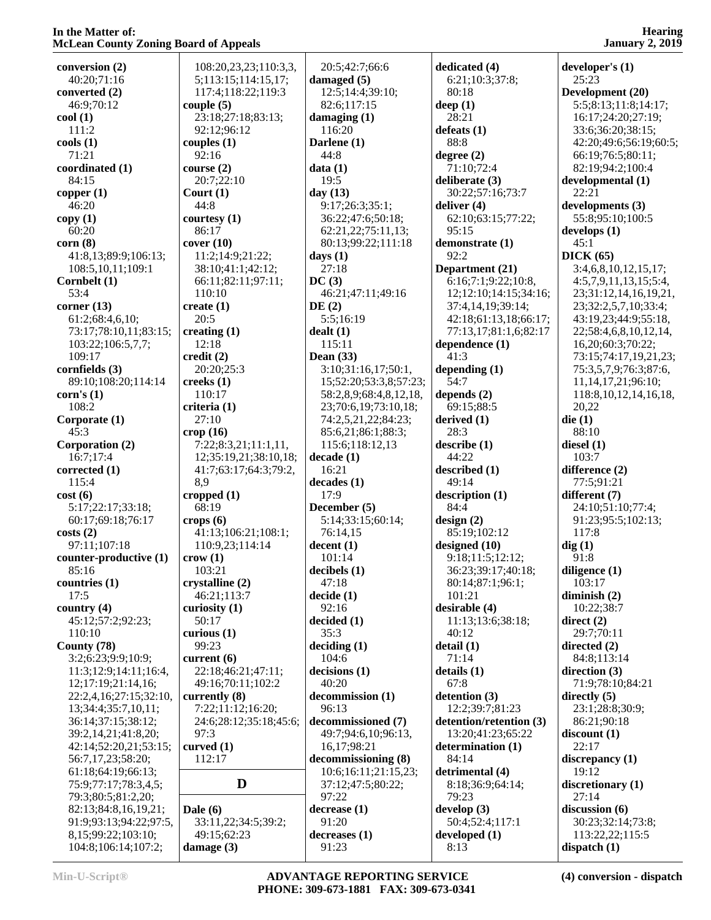**conversion (2)**
40:20;71:16
**converted (2)**
46:9;70:12
**cool (1)**
111:2
**cools (1)**
71:21
**coordinated (1)**
84:15
**copper (1)**
46:20
**copy (1)**
60:20
**corn (8)**
41:8,13;89:9;106:13;108:5,10,11;109:1
**Cornbelt (1)**
53:4
**corner (13)**
61:2;68:4,6,10;73:17;78:10,11;83:15;103:22;106:5,7,7;109:17
**cornfields (3)**
89:10;108:20;114:14
**corn's (1)**
108:2
**Corporate (1)**
45:3
**Corporation (2)**
16:7;17:4
**corrected (1)**
115:4
**cost (6)**
5:17;22:17;33:18;60:17;69:18;76:17
**costs (2)**
97:11;107:18
**counter-productive (1)**
85:16
**countries (1)**
17:5
**country (4)**
45:12;57:2;92:23;110:10
**County (78)**
3:2;6:23;9:9;10:9;11:3;12:9;14:11;16:4,12;17:19;21:14,16;22:2,4,16;27:15;32:10,13;34:4;35:7,10,11;36:14;37:15;38:12;39:2,14,21;41:8,20;42:14;52:20,21;53:15;56:7,17,23;58:20;61:18;64:19;66:13;75:9;77:17;78:3,4,5;79:3;80:5;81:2,20;82:13;84:8,16,19,21;91:9;93:13;94:22;97:5,8,15;99:22;103:10;104:8;106:14;107:2;108:20,23,23;110:3,3,5;113:15;114:15,17;117:4;118:22;119:3
**couple (5)**
23:18;27:18;83:13;92:12;96:12
**couples (1)**
92:16
**course (2)**
20:7;22:10
**Court (1)**
44:8
**courtesy (1)**
86:17
**cover (10)**
11:2;14:9;21:22;38:10;41:1;42:12;66:11;82:11;97:11;110:10
**create (1)**
20:5
**creating (1)**
12:18
**credit (2)**
20:20;25:3
**creeks (1)**
110:17
**criteria (1)**
27:10
**crop (16)**
7:22;8:3,21;11:1,11,12;35:19,21;38:10,18;41:7;63:17;64:3;79:2,8,9
**cropped (1)**
68:19
**crops (6)**
41:13;106:21;108:1;110:9,23;114:14
**crow (1)**
103:21
**crystalline (2)**
46:21;113:7
**curiosity (1)**
50:17
**curious (1)**
99:23
**current (6)**
22:18;46:21;47:11;49:16;70:11;102:2
**currently (8)**
7:22;11:12;16:20;24:6;28:12;35:18;45:6;97:3
**curved (1)**
112:17

## D

**Dale (6)**
33:11,22;34:5;39:2;49:15;62:23
**damage (3)**
20:5;42:7;66:6
**damaged (5)**
12:5;14:4;39:10;82:6;117:15
**damaging (1)**
116:20
**Darlene (1)**
44:8
**data (1)**
19:5
**day (13)**
9:17;26:3;35:1;36:22;47:6;50:18;62:21,22;75:11,13;80:13;99:22;111:18
**days (1)**
27:18
**DC (3)**
46:21;47:11;49:16
**DE (2)**
5:5;16:19
**dealt (1)**
115:11
**Dean (33)**
3:10;31:16,17;50:1,15;52:20;53:3,8;57:23;58:2,8,9;68:4,8,12,18,23;70:6,19;73:10,18;74:2,5,21,22;84:23;85:6,21;86:1;88:3;115:6;118:12,13
**decade (1)**
16:21
**decades (1)**
17:9
**December (5)**
5:14;33:15;60:14;76:14,15
**decent (1)**
101:14
**decibels (1)**
47:18
**decide (1)**
92:16
**decided (1)**
35:3
**deciding (1)**
104:6
**decisions (1)**
40:20
**decommission (1)**
96:13
**decommissioned (7)**
49:7;94:6,10;96:13,16,17;98:21
**decommissioning (8)**
10:6;16:11;21:15,23;37:12;47:5;80:22;97:22
**decrease (1)**
91:20
**decreases (1)**
91:23
**dedicated (4)**
6:21;10:3;37:8;80:18
**deep (1)**
28:21
**defeats (1)**
88:8
**degree (2)**
71:10;72:4
**deliberate (3)**
30:22;57:16;73:7
**deliver (4)**
62:10;63:15;77:22;95:15
**demonstrate (1)**
92:2
**Department (21)**
6:16;7:1;9:22;10:8,12;12:10;14:15;34:16;37:4,14,19;39:14;42:18;61:13,18;66:17;77:13,17;81:1,6;82:17
**dependence (1)**
41:3
**depending (1)**
54:7
**depends (2)**
69:15;88:5
**derived (1)**
28:3
**describe (1)**
44:22
**described (1)**
49:14
**description (1)**
84:4
**design (2)**
85:19;102:12
**designed (10)**
9:18;11:5;12:12;36:23;39:17;40:18;80:14;87:1;96:1;101:21
**desirable (4)**
11:13;13:6;38:18;40:12
**detail (1)**
71:14
**details (1)**
67:8
**detention (3)**
12:2;39:7;81:23
**detention/retention (3)**
13:20;41:23;65:22
**determination (1)**
84:14
**detrimental (4)**
8:18;36:9;64:14;79:23
**develop (3)**
50:4;52:4;117:1
**developed (1)**
8:13
**developer's (1)**
25:23
**Development (20)**
5:5;8:13;11:8;14:17;16:17;24:20;27:19;33:6;36:20;38:15;42:20;49:6;56:19;60:5;66:19;76:5;80:11;82:19;94:2;100:4
**developmental (1)**
22:21
**developments (3)**
55:8;95:10;100:5
**develops (1)**
45:1
**DICK (65)**
3:4,6,8,10,12,15,17;4:5,7,9,11,13,15;5:4,23;31:12,14,16,19,21,23;32:2,5,7,10;33:4;43:19,23;44:9;55:18,22;58:4,6,8,10,12,14,16,20;60:3;70:22;73:15;74:17,19,21,23;75:3,5,7,9;76:3;87:6,11,14,17,21;96:10;118:8,10,12,14,16,18,20,22
**die (1)**
88:10
**diesel (1)**
103:7
**difference (2)**
77:5;91:21
**different (7)**
24:10;51:10;77:4;91:23;95:5;102:13;117:8
**dig (1)**
91:8
**diligence (1)**
103:17
**diminish (2)**
10:22;38:7
**direct (2)**
29:7;70:11
**directed (2)**
84:8;113:14
**direction (3)**
71:9;78:10;84:21
**directly (5)**
23:1;28:8;30:9;86:21;90:18
**discount (1)**
22:17
**discrepancy (1)**
19:12
**discretionary (1)**
27:14
**discussion (6)**
30:23;32:14;73:8;113:22,22;115:5
**dispatch (1)**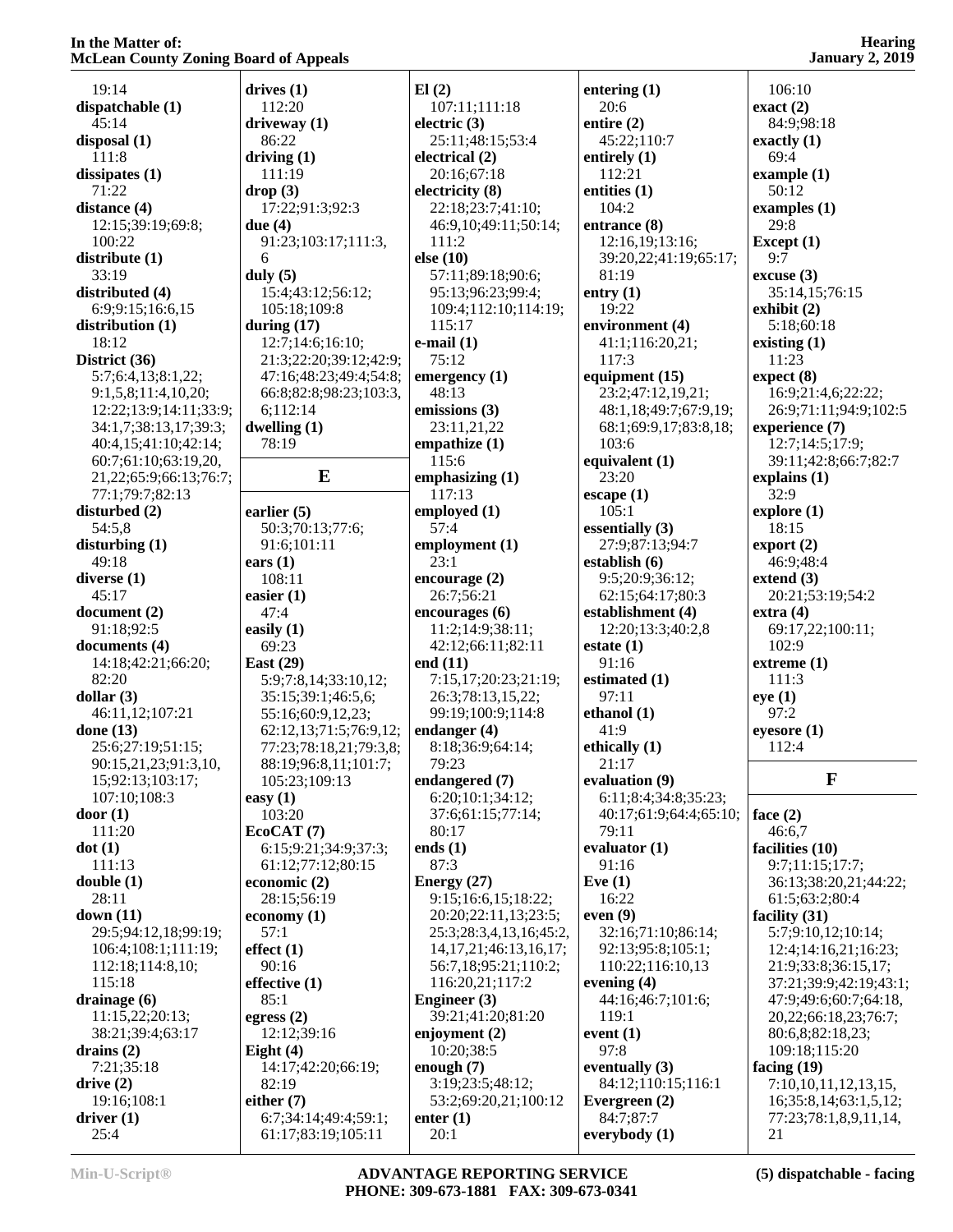19:14
**dispatchable (1)**
45:14
**disposal (1)**
111:8
**dissipates (1)**
71:22
**distance (4)**
12:15;39:19;69:8;
100:22
**distribute (1)**
33:19
**distributed (4)**
6:9;9:15;16:6,15
**distribution (1)**
18:12
**District (36)**
5:7;6:4,13;8:1,22;
9:1,5,8;11:4,10,20;
12:22;13:9;14:11;33:9;
34:1,7;38:13,17;39:3;
40:4,15;41:10;42:14;
60:7;61:10;63:19,20,
21,22;65:9;66:13;76:7;
77:1;79:7;82:13
**disturbed (2)**
54:5,8
**disturbing (1)**
49:18
**diverse (1)**
45:17
**document (2)**
91:18;92:5
**documents (4)**
14:18;42:21;66:20;
82:20
**dollar (3)**
46:11,12;107:21
**done (13)**
25:6;27:19;51:15;
90:15,21,23;91:3,10,
15;92:13;103:17;
107:10;108:3
**door (1)**
111:20
**dot (1)**
111:13
**double (1)**
28:11
**down (11)**
29:5;94:12,18;99:19;
106:4;108:1;111:19;
112:18;114:8,10;
115:18
**drainage (6)**
11:15,22;20:13;
38:21;39:4;63:17
**drains (2)**
7:21;35:18
**drive (2)**
19:16;108:1
**driver (1)**
25:4
**drives (1)**
112:20
**driveway (1)**
86:22
**driving (1)**
111:19
**drop (3)**
17:22;91:3;92:3
**due (4)**
91:23;103:17;111:3,
6
**duly (5)**
15:4;43:12;56:12;
105:18;109:8
**during (17)**
12:7;14:6;16:10;
21:3;22:20;39:12;42:9;
47:16;48:23;49:4;54:8;
66:8;82:8;98:23;103:3,
6;112:14
**dwelling (1)**
78:19

## E

**earlier (5)**
50:3;70:13;77:6;
91:6;101:11
**ears (1)**
108:11
**easier (1)**
47:4
**easily (1)**
69:23
**East (29)**
5:9;7:8,14;33:10,12;
35:15;39:1;46:5,6;
55:16;60:9,12,23;
62:12,13;71:5;76:9,12;
77:23;78:18,21;79:3,8;
88:19;96:8,11;101:7;
105:23;109:13
**easy (1)**
103:20
**EcoCAT (7)**
6:15;9:21;34:9;37:3;
61:12;77:12;80:15
**economic (2)**
28:15;56:19
**economy (1)**
57:1
**effect (1)**
90:16
**effective (1)**
85:1
**egress (2)**
12:12;39:16
**Eight (4)**
14:17;42:20;66:19;
82:19
**either (7)**
6:7;34:14;49:4;59:1;
61:17;83:19;105:11
**El (2)**
107:11;111:18
**electric (3)**
25:11;48:15;53:4
**electrical (2)**
20:16;67:18
**electricity (8)**
22:18;23:7;41:10;
46:9,10;49:11;50:14;
111:2
**else (10)**
57:11;89:18;90:6;
95:13;96:23;99:4;
109:4;112:10;114:19;
115:17
**e-mail (1)**
75:12
**emergency (1)**
48:13
**emissions (3)**
23:11,21,22
**empathize (1)**
115:6
**emphasizing (1)**
117:13
**employed (1)**
57:4
**employment (1)**
23:1
**encourage (2)**
26:7;56:21
**encourages (6)**
11:2;14:9;38:11;
42:12;66:11;82:11
**end (11)**
7:15,17;20:23;21:19;
26:3;78:13,15,22;
99:19;100:9;114:8
**endanger (4)**
8:18;36:9;64:14;
79:23
**endangered (7)**
6:20;10:1;34:12;
37:6;61:15;77:14;
80:17
**ends (1)**
87:3
**Energy (27)**
9:15;16:6,15;18:22;
20:20;22:11,13;23:5;
25:3;28:3,4,13,16;45:2,
14,17,21;46:13,16,17;
56:7,18;95:21;110:2;
116:20,21;117:2
**Engineer (3)**
39:21;41:20;81:20
**enjoyment (2)**
10:20;38:5
**enough (7)**
3:19;23:5;48:12;
53:2;69:20,21;100:12
**enter (1)**
20:1
**entering (1)**
20:6
**entire (2)**
45:22;110:7
**entirely (1)**
112:21
**entities (1)**
104:2
**entrance (8)**
12:16,19;13:16;
39:20,22;41:19;65:17;
81:19
**entry (1)**
19:22
**environment (4)**
41:1;116:20,21;
117:3
**equipment (15)**
23:2;47:12,19,21;
48:1,18;49:7;67:9,19;
68:1;69:9,17;83:8,18;
103:6
**equivalent (1)**
23:20
**escape (1)**
105:1
**essentially (3)**
27:9;87:13;94:7
**establish (6)**
9:5;20:9;36:12;
62:15;64:17;80:3
**establishment (4)**
12:20;13:3;40:2,8
**estate (1)**
91:16
**estimated (1)**
97:11
**ethanol (1)**
41:9
**ethically (1)**
21:17
**evaluation (9)**
6:11;8:4;34:8;35:23;
40:17;61:9;64:4;65:10;
79:11
**evaluator (1)**
91:16
**Eve (1)**
16:22
**even (9)**
32:16;71:10;86:14;
92:13;95:8;105:1;
110:22;116:10,13
**evening (4)**
44:16;46:7;101:6;
119:1
**event (1)**
97:8
**eventually (3)**
84:12;110:15;116:1
**Evergreen (2)**
84:7;87:7
**everybody (1)**
106:10
**exact (2)**
84:9;98:18
**exactly (1)**
69:4
**example (1)**
50:12
**examples (1)**
29:8
**Except (1)**
9:7
**excuse (3)**
35:14,15;76:15
**exhibit (2)**
5:18;60:18
**existing (1)**
11:23
**expect (8)**
16:9;21:4,6;22:22;
26:9;71:11;94:9;102:5
**experience (7)**
12:7;14:5;17:9;
39:11;42:8;66:7;82:7
**explains (1)**
32:9
**explore (1)**
18:15
**export (2)**
46:9;48:4
**extend (3)**
20:21;53:19;54:2
**extra (4)**
69:17,22;100:11;
102:9
**extreme (1)**
111:3
**eye (1)**
97:2
**eyesore (1)**
112:4

## F

**face (2)**
46:6,7
**facilities (10)**
9:7;11:15;17:7;
36:13;38:20,21;44:22;
61:5;63:2;80:4
**facility (31)**
5:7;9:10,12;10:14;
12:4;14:16,21;16:23;
21:9;33:8;36:15,17;
37:21;39:9;42:19;43:1;
47:9;49:6;60:7;64:18,
20,22;66:18,23;76:7;
80:6,8;82:18,23;
109:18;115:20
**facing (19)**
7:10,10,11,12,13,15,
16;35:8,14;63:1,5,12;
77:23;78:1,8,9,11,14,
21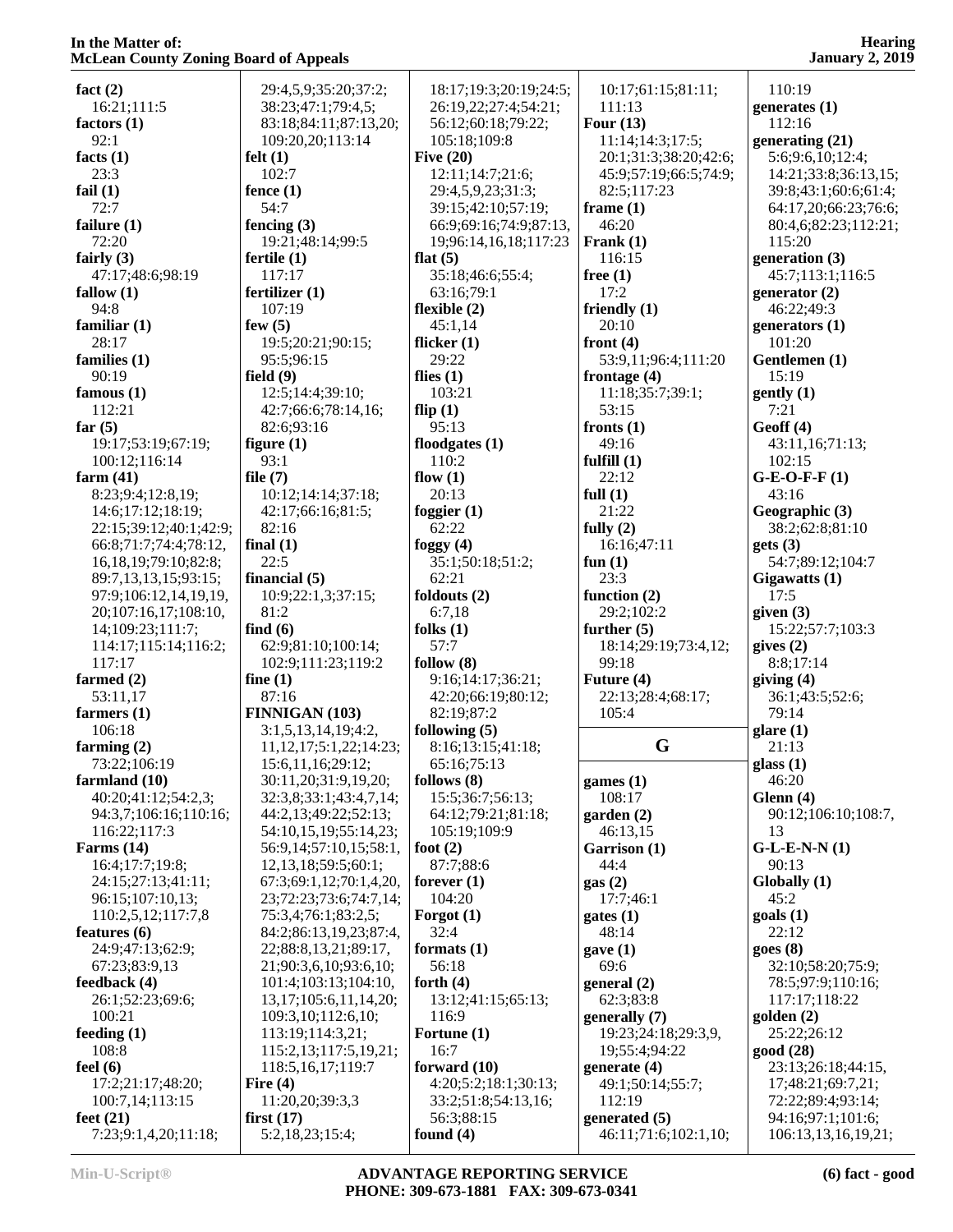**fact (2)**
16:21;111:5
**factors (1)**
92:1
**facts (1)**
23:3
**fail (1)**
72:7
**failure (1)**
72:20
**fairly (3)**
47:17;48:6;98:19
**fallow (1)**
94:8
**familiar (1)**
28:17
**families (1)**
90:19
**famous (1)**
112:21
**far (5)**
19:17;53:19;67:19;100:12;116:14
**farm (41)**
8:23;9:4;12:8,19;14:6;17:12;18:19;22:15;39:12;40:1;42:9;66:8;71:7;74:4;78:12,16,18,19;79:10;82:8;89:7,13,13,15;93:15;97:9;106:12,14,19,19,20;107:16,17;108:10,14;109:23;111:7;114:17;115:14;116:2;117:17
**farmed (2)**
53:11,17
**farmers (1)**
106:18
**farming (2)**
73:22;106:19
**farmland (10)**
40:20;41:12;54:2,3;94:3,7;106:16;110:16;116:22;117:3
**Farms (14)**
16:4;17:7;19:8;24:15;27:13;41:11;96:15;107:10,13;110:2,5,12;117:7,8
**features (6)**
24:9;47:13;62:9;67:23;83:9,13
**feedback (4)**
26:1;52:23;69:6;100:21
**feeding (1)**
108:8
**feel (6)**
17:2;21:17;48:20;100:7,14;113:15
**feet (21)**
7:23;9:1,4,20;11:18;29:4,5,9;35:20;37:2;38:23;47:1;79:4,5;83:18;84:11;87:13,20;109:20,20;113:14
**felt (1)**
102:7
**fence (1)**
54:7
**fencing (3)**
19:21;48:14;99:5
**fertile (1)**
117:17
**fertilizer (1)**
107:19
**few (5)**
19:5;20:21;90:15;95:5;96:15
**field (9)**
12:5;14:4;39:10;42:7;66:6;78:14,16;82:6;93:16
**figure (1)**
93:1
**file (7)**
10:12;14:14;37:18;42:17;66:16;81:5;82:16
**final (1)**
22:5
**financial (5)**
10:9;22:1,3;37:15;81:2
**find (6)**
62:9;81:10;100:14;102:9;111:23;119:2
**fine (1)**
87:16
**FINNIGAN (103)**
3:1,5,13,14,19;4:2,11,12,17;5:1,22;14:23;15:6,11,16;29:12;30:11,20;31:9,19,20;32:3,8;33:1;43:4,7,14;44:2,13;49:22;52:13;54:10,15,19;55:14,23;56:9,14;57:10,15;58:1,12,13,18;59:5;60:1;67:3;69:1,12;70:1,4,20,23;72:23;73:6;74:7,14;75:3,4;76:1;83:2,5;84:2;86:13,19,23;87:4,22;88:8,13,21;89:17,21;90:3,6,10;93:6,10;101:4;103:13;104:10,13,17;105:6,11,14,20;109:3,10;112:6,10;113:19;114:3,21;115:2,13;117:5,19,21;118:5,16,17;119:7
**Fire (4)**
11:20,20;39:3,3
**first (17)**
5:2,18,23;15:4;18:17;19:3;20:19;24:5;26:19,22;27:4;54:21;56:12;60:18;79:22;105:18;109:8
**Five (20)**
12:11;14:7;21:6;29:4,5,9,23;31:3;39:15;42:10;57:19;66:9;69:16;74:9;87:13,19;96:14,16,18;117:23
**flat (5)**
35:18;46:6;55:4;63:16;79:1
**flexible (2)**
45:1,14
**flicker (1)**
29:22
**flies (1)**
103:21
**flip (1)**
95:13
**floodgates (1)**
110:2
**flow (1)**
20:13
**foggier (1)**
62:22
**foggy (4)**
35:1;50:18;51:2;62:21
**foldouts (2)**
6:7,18
**folks (1)**
57:7
**follow (8)**
9:16;14:17;36:21;42:20;66:19;80:12;82:19;87:2
**following (5)**
8:16;13:15;41:18;65:16;75:13
**follows (8)**
15:5;36:7;56:13;64:12;79:21;81:18;105:19;109:9
**foot (2)**
87:7;88:6
**forever (1)**
104:20
**Forgot (1)**
32:4
**formats (1)**
56:18
**forth (4)**
13:12;41:15;65:13;116:9
**Fortune (1)**
16:7
**forward (10)**
4:20;5:2;18:1;30:13;33:2;51:8;54:13,16;56:3;88:15
**found (4)**
10:17;61:15;81:11;111:13
**Four (13)**
11:14;14:3;17:5;20:1;31:3;38:20;42:6;45:9;57:19;66:5;74:9;82:5;117:23
**frame (1)**
46:20
**Frank (1)**
116:15
**free (1)**
17:2
**friendly (1)**
20:10
**front (4)**
53:9,11;96:4;111:20
**frontage (4)**
11:18;35:7;39:1;53:15
**fronts (1)**
49:16
**fulfill (1)**
22:12
**full (1)**
21:22
**fully (2)**
16:16;47:11
**fun (1)**
23:3
**function (2)**
29:2;102:2
**further (5)**
18:14;29:19;73:4,12;99:18
**Future (4)**
22:13;28:4;68:17;105:4

## G

**games (1)**
108:17
**garden (2)**
46:13,15
**Garrison (1)**
44:4
**gas (2)**
17:7;46:1
**gates (1)**
48:14
**gave (1)**
69:6
**general (2)**
62:3;83:8
**generally (7)**
19:23;24:18;29:3,9,19;55:4;94:22
**generate (4)**
49:1;50:14;55:7;112:19
**generated (5)**
46:11;71:6;102:1,10;110:19
**generates (1)**
112:16
**generating (21)**
5:6;9:6,10;12:4;14:21;33:8;36:13,15;39:8;43:1;60:6;61:4;64:17,20;66:23;76:6;80:4,6;82:23;112:21;115:20
**generation (3)**
45:7;113:1;116:5
**generator (2)**
46:22;49:3
**generators (1)**
101:20
**Gentlemen (1)**
15:19
**gently (1)**
7:21
**Geoff (4)**
43:11,16;71:13;102:15
**G-E-O-F-F (1)**
43:16
**Geographic (3)**
38:2;62:8;81:10
**gets (3)**
54:7;89:12;104:7
**Gigawatts (1)**
17:5
**given (3)**
15:22;57:7;103:3
**gives (2)**
8:8;17:14
**giving (4)**
36:1;43:5;52:6;79:14
**glare (1)**
21:13
**glass (1)**
46:20
**Glenn (4)**
90:12;106:10;108:7,13
**G-L-E-N-N (1)**
90:13
**Globally (1)**
45:2
**goals (1)**
22:12
**goes (8)**
32:10;58:20;75:9;78:5;97:9;110:16;117:17;118:22
**golden (2)**
25:22;26:12
**good (28)**
23:13;26:18;44:15,17;48:21;69:7,21;72:22;89:4;93:14;94:16;97:1;101:6;106:13,13,16,19,21;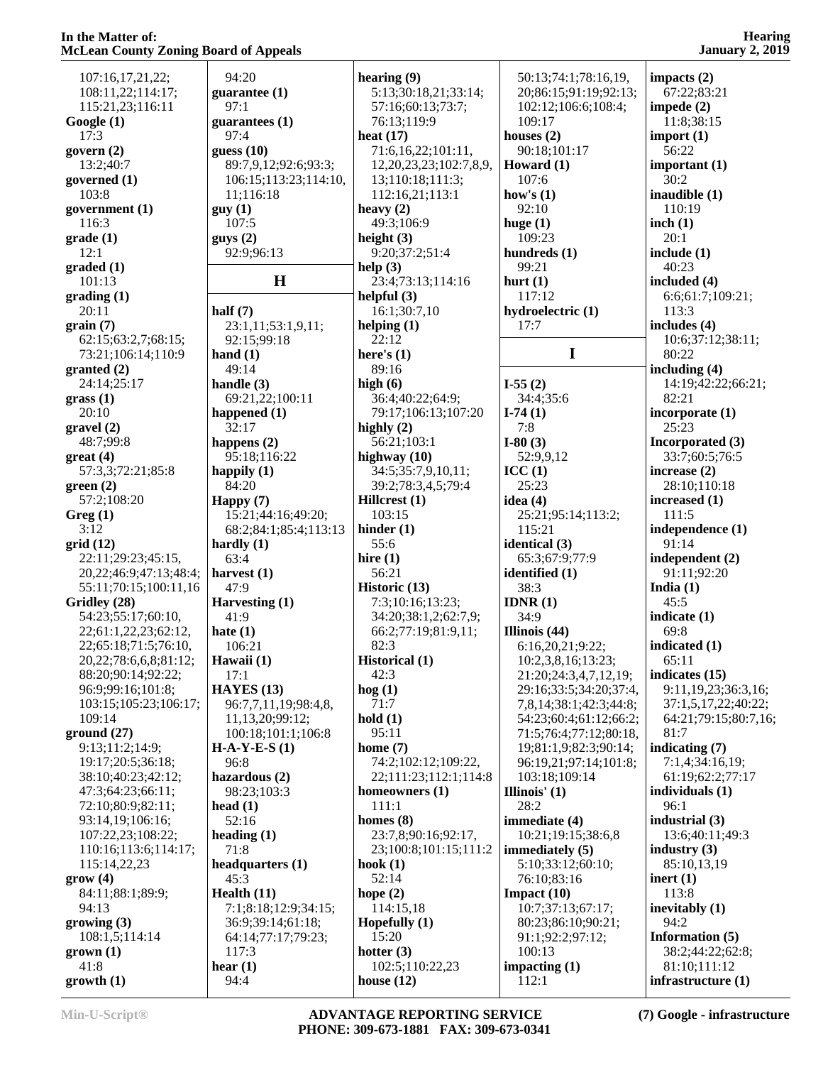107:16,17,21,22;
108:11,22;114:17;
115:21,23;116:11

**Google (1)**
17:3

**govern (2)**
13:2;40:7

**governed (1)**
103:8

**government (1)**
116:3

**grade (1)**
12:1

**graded (1)**
101:13

**grading (1)**
20:11

**grain (7)**
62:15;63:2,7;68:15;
73:21;106:14;110:9

**granted (2)**
24:14;25:17

**grass (1)**
20:10

**gravel (2)**
48:7;99:8

**great (4)**
57:3,3;72:21;85:8

**green (2)**
57:2;108:20

**Greg (1)**
3:12

**grid (12)**
22:11;29:23;45:15,
20,22;46:9;47:13;48:4;
55:11;70:15;100:11,16

**Gridley (28)**
54:23;55:17;60:10,
22;61:1,22,23;62:12,
22;65:18;71:5;76:10,
20,22;78:6,6,8;81:12;
88:20;90:14;92:22;
96:9;99:16;101:8;
103:15;105:23;106:17;
109:14

**ground (27)**
9:13;11:2;14:9;
19:17;20:5;36:18;
38:10;40:23;42:12;
47:3;64:23;66:11;
72:10;80:9;82:11;
93:14,19;106:16;
107:22,23;108:22;
110:16;113:6;114:17;
115:14,22,23

**grow (4)**
84:11;88:1;89:9;
94:13

**growing (3)**
108:1,5;114:14

**grown (1)**
41:8

**growth (1)**
94:20

**guarantee (1)**
97:1

**guarantees (1)**
97:4

**guess (10)**
89:7,9,12;92:6;93:3;
106:15;113:23;114:10,
11;116:18

**guy (1)**
107:5

**guys (2)**
92:9;96:13

## H

**half (7)**
23:1,11;53:1,9,11;
92:15;99:18

**hand (1)**
49:14

**handle (3)**
69:21,22;100:11

**happened (1)**
32:17

**happens (2)**
95:18;116:22

**happily (1)**
84:20

**Happy (7)**
15:21;44:16;49:20;
68:2;84:1;85:4;113:13

**hardly (1)**
63:4

**harvest (1)**
47:9

**Harvesting (1)**
41:9

**hate (1)**
106:21

**Hawaii (1)**
17:1

**HAYES (13)**
96:7,7,11,19;98:4,8,
11,13,20;99:12;
100:18;101:1;106:8

**H-A-Y-E-S (1)**
96:8

**hazardous (2)**
98:23;103:3

**head (1)**
52:16

**heading (1)**
71:8

**headquarters (1)**
45:3

**Health (11)**
7:1;8:18;12:9;34:15;
36:9;39:14;61:18;
64:14;77:17;79:23;
117:3

**hear (1)**
94:4

**hearing (9)**
5:13;30:18,21;33:14;
57:16;60:13;73:7;
76:13;119:9

**heat (17)**
71:6,16,22;101:11,
12,20,23,23;102:7,8,9,
13;110:18;111:3;
112:16,21;113:1

**heavy (2)**
49:3;106:9

**height (3)**
9:20;37:2;51:4

**help (3)**
23:4;73:13;114:16

**helpful (3)**
16:1;30:7,10

**helping (1)**
22:12

**here's (1)**
89:16

**high (6)**
36:4;40:22;64:9;
79:17;106:13;107:20

**highly (2)**
56:21;103:1

**highway (10)**
34:5;35:7,9,10,11;
39:2;78:3,4,5;79:4

**Hillcrest (1)**
103:15

**hinder (1)**
55:6

**hire (1)**
56:21

**Historic (13)**
7:3;10:16;13:23;
34:20;38:1,2;62:7,9;
66:2;77:19;81:9,11;
82:3

**Historical (1)**
42:3

**hog (1)**
71:7

**hold (1)**
95:11

**home (7)**
74:2;102:12;109:22,
22;111:23;112:1;114:8

**homeowners (1)**
111:1

**homes (8)**
23:7,8;90:16;92:17,
23;100:8;101:15;111:2

**hook (1)**
52:14

**hope (2)**
114:15,18

**Hopefully (1)**
15:20

**hotter (3)**
102:5;110:22,23

**house (12)**
50:13;74:1;78:16,19,
20;86:15;91:19;92:13;
102:12;106:6;108:4;
109:17

**houses (2)**
90:18;101:17

**Howard (1)**
107:6

**how's (1)**
92:10

**huge (1)**
109:23

**hundreds (1)**
99:21

**hurt (1)**
117:12

**hydroelectric (1)**
17:7

## I

**I-55 (2)**
34:4;35:6

**I-74 (1)**
7:8

**I-80 (3)**
52:9,9,12

**ICC (1)**
25:23

**idea (4)**
25:21;95:14;113:2;
115:21

**identical (3)**
65:3;67:9;77:9

**identified (1)**
38:3

**IDNR (1)**
34:9

**Illinois (44)**
6:16,20,21;9:22;
10:2,3,8,16;13:23;
21:20;24:3,4,7,12,19;
29:16;33:5;34:20;37:4,
7,8,14;38:1;42:3;44:8;
54:23;60:4;61:12;66:2;
71:5;76:4;77:12;80:18,
19;81:1,9;82:3;90:14;
96:19,21;97:14;101:8;
103:18;109:14

**Illinois' (1)**
28:2

**immediate (4)**
10:21;19:15;38:6,8

**immediately (5)**
5:10;33:12;60:10;
76:10;83:16

**Impact (10)**
10:7;37:13;67:17;
80:23;86:10;90:21;
91:1;92:2;97:12;
100:13

**impacting (1)**
112:1

**impacts (2)**
67:22;83:21

**impede (2)**
11:8;38:15

**import (1)**
56:22

**important (1)**
30:2

**inaudible (1)**
110:19

**inch (1)**
20:1

**include (1)**
40:23

**included (4)**
6:6;61:7;109:21;
113:3

**includes (4)**
10:6;37:12;38:11;
80:22

**including (4)**
14:19;42:22;66:21;
82:21

**incorporate (1)**
25:23

**Incorporated (3)**
33:7;60:5;76:5

**increase (2)**
28:10;110:18

**increased (1)**
111:5

**independence (1)**
91:14

**independent (2)**
91:11;92:20

**India (1)**
45:5

**indicate (1)**
69:8

**indicated (1)**
65:11

**indicates (15)**
9:11,19,23;36:3,16;
37:1,5,17,22;40:22;
64:21;79:15;80:7,16;
81:7

**indicating (7)**
7:1,4;34:16,19;
61:19;62:2;77:17

**individuals (1)**
96:1

**industrial (3)**
13:6;40:11;49:3

**industry (3)**
85:10,13,19

**inert (1)**
113:8

**inevitably (1)**
94:2

**Information (5)**
38:2;44:22;62:8;
81:10;111:12

**infrastructure (1)**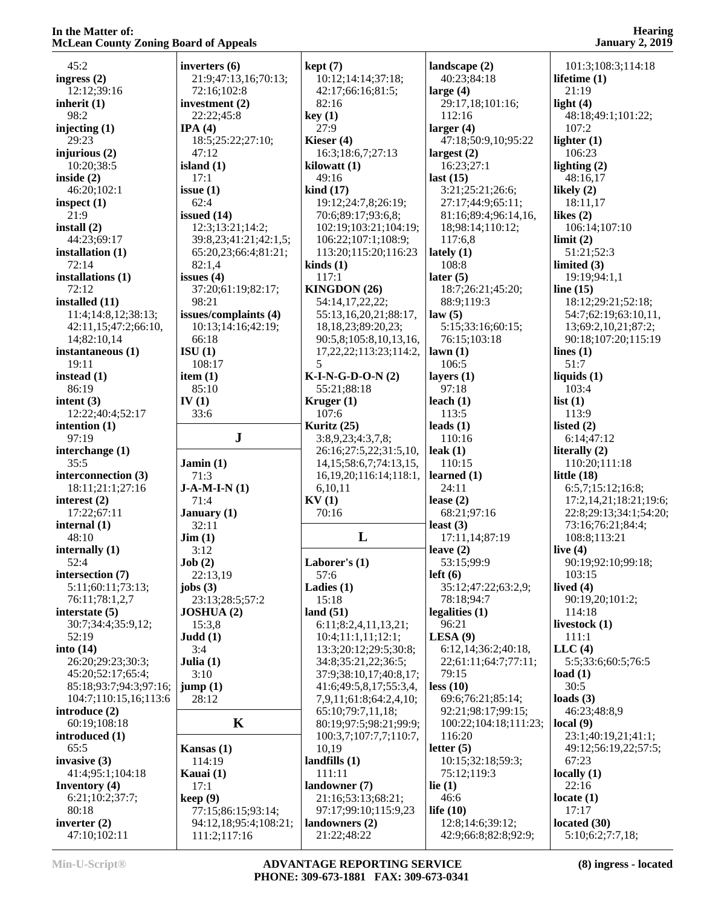45:2
**ingress (2)**
12:12;39:16
**inherit (1)**
98:2
**injecting (1)**
29:23
**injurious (2)**
10:20;38:5
**inside (2)**
46:20;102:1
**inspect (1)**
21:9
**install (2)**
44:23;69:17
**installation (1)**
72:14
**installations (1)**
72:12
**installed (11)**
11:4;14:8,12;38:13;
42:11,15;47:2;66:10,
14;82:10,14
**instantaneous (1)**
19:11
**instead (1)**
86:19
**intent (3)**
12:22;40:4;52:17
**intention (1)**
97:19
**interchange (1)**
35:5
**interconnection (3)**
18:11;21:1;27:16
**interest (2)**
17:22;67:11
**internal (1)**
48:10
**internally (1)**
52:4
**intersection (7)**
5:11;60:11;73:13;
76:11;78:1,2,7
**interstate (5)**
30:7;34:4;35:9,12;
52:19
**into (14)**
26:20;29:23;30:3;
45:20;52:17;65:4;
85:18;93:7;94:3;97:16;
104:7;110:15,16;113:6
**introduce (2)**
60:19;108:18
**introduced (1)**
65:5
**invasive (3)**
41:4;95:1;104:18
**Inventory (4)**
6:21;10:2;37:7;
80:18
**inverter (2)**
47:10;102:11
**inverters (6)**
21:9;47:13,16;70:13;
72:16;102:8
**investment (2)**
22:22;45:8
**IPA (4)**
18:5;25:22;27:10;
47:12
**island (1)**
17:1
**issue (1)**
62:4
**issued (14)**
12:3;13:21;14:2;
39:8,23;41:21;42:1,5;
65:20,23;66:4;81:21;
82:1,4
**issues (4)**
37:20;61:19;82:17;
98:21
**issues/complaints (4)**
10:13;14:16;42:19;
66:18
**ISU (1)**
108:17
**item (1)**
85:10
**IV (1)**
33:6

## J

**Jamin (1)**
71:3
**J-A-M-I-N (1)**
71:4
**January (1)**
32:11
**Jim (1)**
3:12
**Job (2)**
22:13,19
**jobs (3)**
23:13;28:5;57:2
**JOSHUA (2)**
15:3,8
**Judd (1)**
3:4
**Julia (1)**
3:10
**jump (1)**
28:12

## K

**Kansas (1)**
114:19
**Kauai (1)**
17:1
**keep (9)**
77:15;86:15;93:14;
94:12,18;95:4;108:21;
111:2;117:16
**kept (7)**
10:12;14:14;37:18;
42:17;66:16;81:5;
82:16
**key (1)**
27:9
**Kieser (4)**
16:3;18:6,7;27:13
**kilowatt (1)**
49:16
**kind (17)**
19:12;24:7,8;26:19;
70:6;89:17;93:6,8;
102:19;103:21;104:19;
106:22;107:1;108:9;
113:20;115:20;116:23
**kinds (1)**
117:1
**KINGDON (26)**
54:14,17,22,22;
55:13,16,20,21;88:17,
18,18,23;89:20,23;
90:5,8;105:8,10,13,16,
17,22,22;113:23;114:2,
5
**K-I-N-G-D-O-N (2)**
55:21;88:18
**Kruger (1)**
107:6
**Kuritz (25)**
3:8,9,23;4:3,7,8;
26:16;27:5,22;31:5,10,
14,15;58:6,7;74:13,15,
16,19,20;116:14;118:1,
6,10,11
**KV (1)**
70:16

## L

**Laborer's (1)**
57:6
**Ladies (1)**
15:18
**land (51)**
6:11;8:2,4,11,13,21;
10:4;11:1,11;12:1;
13:3;20:12;29:5;30:8;
34:8;35:21,22;36:5;
37:9;38:10,17;40:8,17;
41:6;49:5,8,17;55:3,4,
7,9,11;61:8;64:2,4,10;
65:10;79:7,11,18;
80:19;97:5;98:21;99:9;
100:3,7;107:7,7;110:7,
10,19
**landfills (1)**
111:11
**landowner (7)**
21:16;53:13;68:21;
97:17;99:10;115:9,23
**landowners (2)**
21:22;48:22
**landscape (2)**
40:23;84:18
**large (4)**
29:17,18;101:16;
112:16
**larger (4)**
47:18;50:9,10;95:22
**largest (2)**
16:23;27:1
**last (15)**
3:21;25:21;26:6;
27:17;44:9;65:11;
81:16;89:4;96:14,16,
18;98:14;110:12;
117:6,8
**lately (1)**
108:8
**later (5)**
18:7;26:21;45:20;
88:9;119:3
**law (5)**
5:15;33:16;60:15;
76:15;103:18
**lawn (1)**
106:5
**layers (1)**
97:18
**leach (1)**
113:5
**leads (1)**
110:16
**leak (1)**
110:15
**learned (1)**
24:11
**lease (2)**
68:21;97:16
**least (3)**
17:11,14;87:19
**leave (2)**
53:15;99:9
**left (6)**
35:12;47:22;63:2,9;
78:18;94:7
**legalities (1)**
96:21
**LESA (9)**
6:12,14;36:2;40:18,
22;61:11;64:7;77:11;
79:15
**less (10)**
69:6;76:21;85:14;
92:21;98:17;99:15;
100:22;104:18;111:23;
116:20
**letter (5)**
10:15;32:18;59:3;
75:12;119:3
**lie (1)**
46:6
**life (10)**
12:8;14:6;39:12;
42:9;66:8;82:8;92:9;
101:3;108:3;114:18
**lifetime (1)**
21:19
**light (4)**
48:18;49:1;101:22;
107:2
**lighter (1)**
106:23
**lighting (2)**
48:16,17
**likely (2)**
18:11,17
**likes (2)**
106:14;107:10
**limit (2)**
51:21;52:3
**limited (3)**
19:19;94:1,1
**line (15)**
18:12;29:21;52:18;
54:7;62:19;63:10,11,
13;69:2,10,21;87:2;
90:18;107:20;115:19
**lines (1)**
51:7
**liquids (1)**
103:4
**list (1)**
113:9
**listed (2)**
6:14;47:12
**literally (2)**
110:20;111:18
**little (18)**
6:5,7;15:12;16:8;
17:2,14,21;18:21;19:6;
22:8;29:13;34:1;54:20;
73:16;76:21;84:4;
108:8;113:21
**live (4)**
90:19;92:10;99:18;
103:15
**lived (4)**
90:19,20;101:2;
114:18
**livestock (1)**
111:1
**LLC (4)**
5:5;33:6;60:5;76:5
**load (1)**
30:5
**loads (3)**
46:23;48:8,9
**local (9)**
23:1;40:19,21;41:1;
49:12;56:19,22;57:5;
67:23
**locally (1)**
22:16
**locate (1)**
17:17
**located (30)**
5:10;6:2;7:7,18;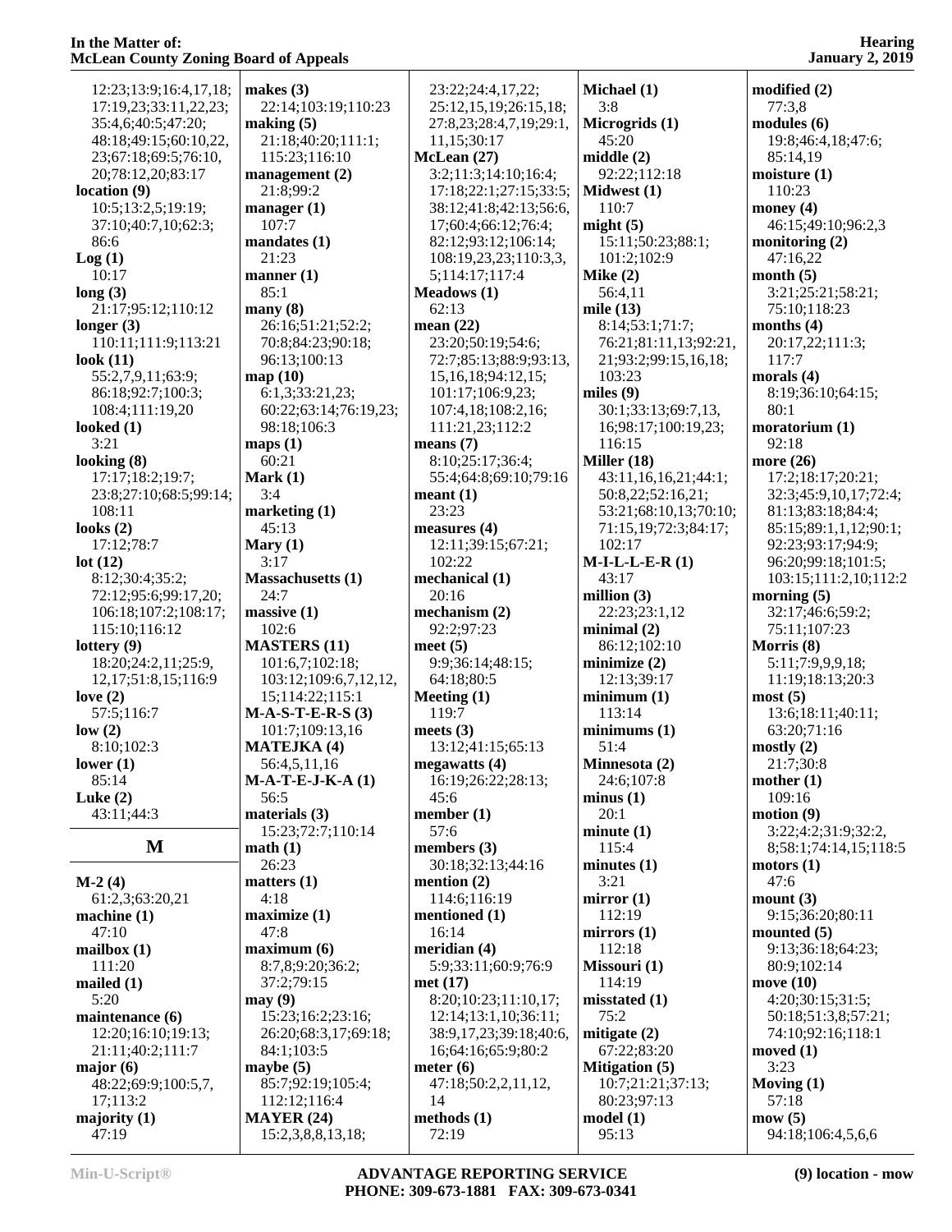12:23;13:9;16:4,17,18;
17:19,23;33:11,22,23;
35:4,6;40:5;47:20;
48:18;49:15;60:10,22,
23;67:18;69:5;76:10,
20;78:12,20;83:17

**location (9)**
10:5;13:2,5;19:19;
37:10;40:7,10;62:3;
86:6

**Log (1)**
10:17

**long (3)**
21:17;95:12;110:12

**longer (3)**
110:11;111:9;113:21

**look (11)**
55:2,7,9,11;63:9;
86:18;92:7;100:3;
108:4;111:19,20

**looked (1)**
3:21

**looking (8)**
17:17;18:2;19:7;
23:8;27:10;68:5;99:14;
108:11

**looks (2)**
17:12;78:7

**lot (12)**
8:12;30:4;35:2;
72:12;95:6;99:17,20;
106:18;107:2;108:17;
115:10;116:12

**lottery (9)**
18:20;24:2,11;25:9,
12,17;51:8,15;116:9

**love (2)**
57:5;116:7

**low (2)**
8:10;102:3

**lower (1)**
85:14

**Luke (2)**
43:11;44:3

## M

**M-2 (4)**
61:2,3;63:20,21

**machine (1)**
47:10

**mailbox (1)**
111:20

**mailed (1)**
5:20

**maintenance (6)**
12:20;16:10;19:13;
21:11;40:2;111:7

**major (6)**
48:22;69:9;100:5,7,
17;113:2

**majority (1)**
47:19

**makes (3)**
22:14;103:19;110:23

**making (5)**
21:18;40:20;111:1;
115:23;116:10

**management (2)**
21:8;99:2

**manager (1)**
107:7

**mandates (1)**
21:23

**manner (1)**
85:1

**many (8)**
26:16;51:21;52:2;
70:8;84:23;90:18;
96:13;100:13

**map (10)**
6:1,3;33:21,23;
60:22;63:14;76:19,23;
98:18;106:3

**maps (1)**
60:21

**Mark (1)**
3:4

**marketing (1)**
45:13

**Mary (1)**
3:17

**Massachusetts (1)**
24:7

**massive (1)**
102:6

**MASTERS (11)**
101:6,7;102:18;
103:12;109:6,7,12,12,
15;114:22;115:1

**M-A-S-T-E-R-S (3)**
101:7;109:13,16

**MATEJKA (4)**
56:4,5,11,16

**M-A-T-E-J-K-A (1)**
56:5

**materials (3)**
15:23;72:7;110:14

**math (1)**
26:23

**matters (1)**
4:18

**maximize (1)**
47:8

**maximum (6)**
8:7,8;9:20;36:2;
37:2;79:15

**may (9)**
15:23;16:2;23:16;
26:20;68:3,17;69:18;
84:1;103:5

**maybe (5)**
85:7;92:19;105:4;
112:12;116:4

**MAYER (24)**
15:2,3,8,8,13,18;
23:22;24:4,17,22;
25:12,15,19;26:15,18;
27:8,23;28:4,7,19;29:1,
11,15;30:17

**McLean (27)**
3:2;11:3;14:10;16:4;
17:18;22:1;27:15;33:5;
38:12;41:8;42:13;56:6,
17;60:4;66:12;76:4;
82:12;93:12;106:14;
108:19,23,23;110:3,3,
5;114:17;117:4

**Meadows (1)**
62:13

**mean (22)**
23:20;50:19;54:6;
72:7;85:13;88:9;93:13,
15,16,18;94:12,15;
101:17;106:9,23;
107:4,18;108:2,16;
111:21,23;112:2

**means (7)**
8:10;25:17;36:4;
55:4;64:8;69:10;79:16

**meant (1)**
23:23

**measures (4)**
12:11;39:15;67:21;
102:22

**mechanical (1)**
20:16

**mechanism (2)**
92:2;97:23

**meet (5)**
9:9;36:14;48:15;
64:18;80:5

**Meeting (1)**
119:7

**meets (3)**
13:12;41:15;65:13

**megawatts (4)**
16:19;26:22;28:13;
45:6

**member (1)**
57:6

**members (3)**
30:18;32:13;44:16

**mention (2)**
114:6;116:19

**mentioned (1)**
16:14

**meridian (4)**
5:9;33:11;60:9;76:9

**met (17)**
8:20;10:23;11:10,17;
12:14;13:1,10;36:11;
38:9,17,23;39:18;40:6,
16;64:16;65:9;80:2

**meter (6)**
47:18;50:2,2,11,12,
14

**methods (1)**
72:19

**Michael (1)**
3:8

**Microgrids (1)**
45:20

**middle (2)**
92:22;112:18

**Midwest (1)**
110:7

**might (5)**
15:11;50:23;88:1;
101:2;102:9

**Mike (2)**
56:4,11

**mile (13)**
8:14;53:1;71:7;
76:21;81:11,13;92:21,
21;93:2;99:15,16,18;
103:23

**miles (9)**
30:1;33:13;69:7,13,
16;98:17;100:19,23;
116:15

**Miller (18)**
43:11,16,16,21;44:1;
50:8,22;52:16,21;
53:21;68:10,13;70:10;
71:15,19;72:3;84:17;
102:17

**M-I-L-L-E-R (1)**
43:17

**million (3)**
22:23;23:1,12

**minimal (2)**
86:12;102:10

**minimize (2)**
12:13;39:17

**minimum (1)**
113:14

**minimums (1)**
51:4

**Minnesota (2)**
24:6;107:8

**minus (1)**
20:1

**minute (1)**
115:4

**minutes (1)**
3:21

**mirror (1)**
112:19

**mirrors (1)**
112:18

**Missouri (1)**
114:19

**misstated (1)**
75:2

**mitigate (2)**
67:22;83:20

**Mitigation (5)**
10:7;21:21;37:13;
80:23;97:13

**model (1)**
95:13

**modified (2)**
77:3,8

**modules (6)**
19:8;46:4,18;47:6;
85:14,19

**moisture (1)**
110:23

**money (4)**
46:15;49:10;96:2,3

**monitoring (2)**
47:16,22

**month (5)**
3:21;25:21;58:21;
75:10;118:23

**months (4)**
20:17,22;111:3;
117:7

**morals (4)**
8:19;36:10;64:15;
80:1

**moratorium (1)**
92:18

**more (26)**
17:2;18:17;20:21;
32:3;45:9,10,17;72:4;
81:13;83:18;84:4;
85:15;89:1,1,12;90:1;
92:23;93:17;94:9;
96:20;99:18;101:5;
103:15;111:2,10;112:2

**morning (5)**
32:17;46:6;59:2;
75:11;107:23

**Morris (8)**
5:11;7:9,9,9,18;
11:19;18:13;20:3

**most (5)**
13:6;18:11;40:11;
63:20;71:16

**mostly (2)**
21:7;30:8

**mother (1)**
109:16

**motion (9)**
3:22;4:2;31:9;32:2,
8;58:1;74:14,15;118:5

**motors (1)**
47:6

**mount (3)**
9:15;36:20;80:11

**mounted (5)**
9:13;36:18;64:23;
80:9;102:14

**move (10)**
4:20;30:15;31:5;
50:18;51:3,8;57:21;
74:10;92:16;118:1

**moved (1)**
3:23

**Moving (1)**
57:18

**mow (5)**
94:18;106:4,5,6,6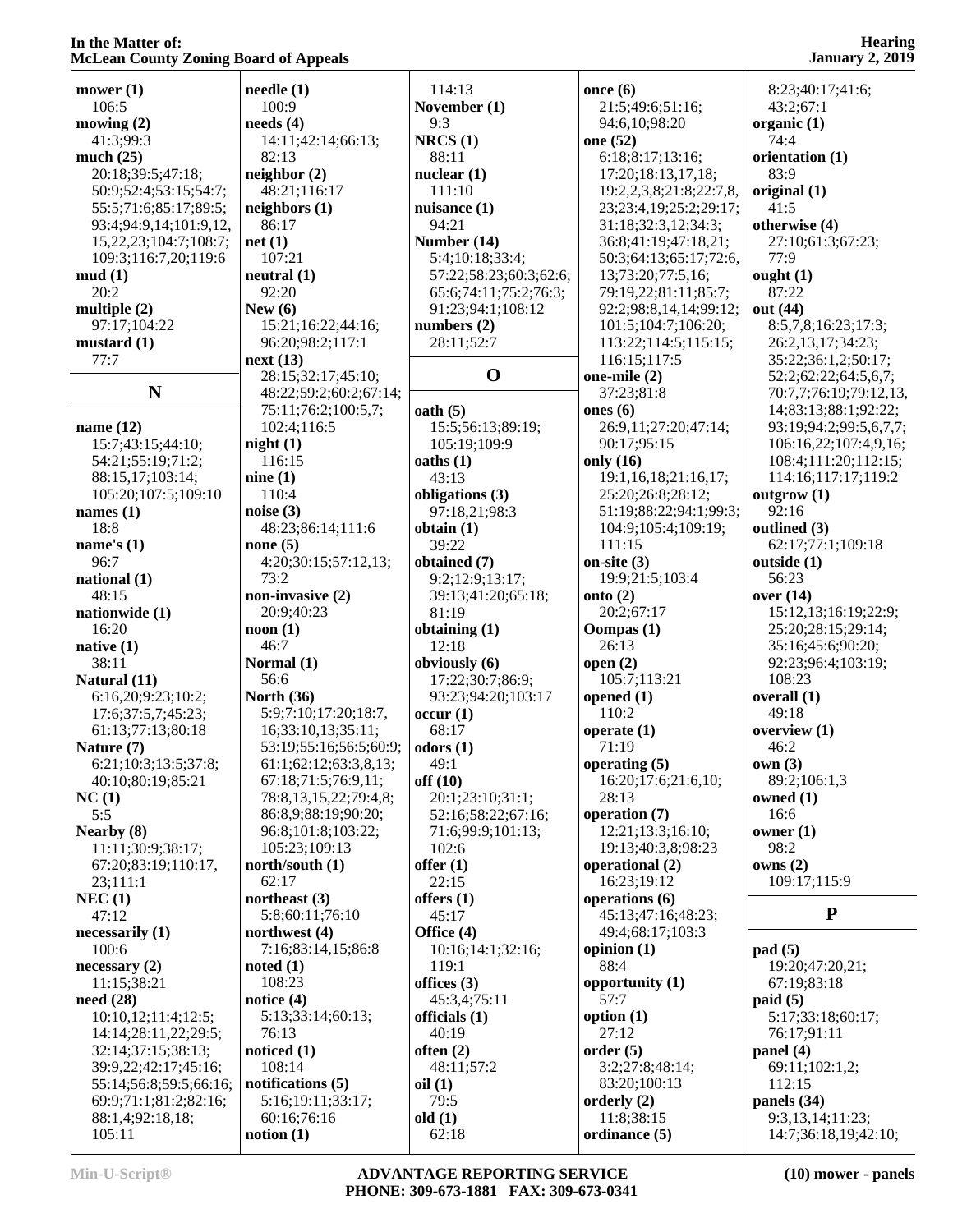**mower (1)**
106:5
**mowing (2)**
41:3;99:3
**much (25)**
20:18;39:5;47:18;
50:9;52:4;53:15;54:7;
55:5;71:6;85:17;89:5;
93:4;94:9,14;101:9,12,
15,22,23;104:7;108:7;
109:3;116:7,20;119:6
**mud (1)**
20:2
**multiple (2)**
97:17;104:22
**mustard (1)**
77:7

## N

**name (12)**
15:7;43:15;44:10;
54:21;55:19;71:2;
88:15,17;103:14;
105:20;107:5;109:10
**names (1)**
18:8
**name's (1)**
96:7
**national (1)**
48:15
**nationwide (1)**
16:20
**native (1)**
38:11
**Natural (11)**
6:16,20;9:23;10:2;
17:6;37:5,7;45:23;
61:13;77:13;80:18
**Nature (7)**
6:21;10:3;13:5;37:8;
40:10;80:19;85:21
**NC (1)**
5:5
**Nearby (8)**
11:11;30:9;38:17;
67:20;83:19;110:17,
23;111:1
**NEC (1)**
47:12
**necessarily (1)**
100:6
**necessary (2)**
11:15;38:21
**need (28)**
10:10,12;11:4;12:5;
14:14;28:11,22;29:5;
32:14;37:15;38:13;
39:9,22;42:17;45:16;
55:14;56:8;59:5;66:16;
69:9;71:1;81:2;82:16;
88:1,4;92:18,18;
105:11
**needle (1)**
100:9
**needs (4)**
14:11;42:14;66:13;
82:13
**neighbor (2)**
48:21;116:17
**neighbors (1)**
86:17
**net (1)**
107:21
**neutral (1)**
92:20
**New (6)**
15:21;16:22;44:16;
96:20;98:2;117:1
**next (13)**
28:15;32:17;45:10;
48:22;59:2;60:2;67:14;
75:11;76:2;100:5,7;
102:4;116:5
**night (1)**
116:15
**nine (1)**
110:4
**noise (3)**
48:23;86:14;111:6
**none (5)**
4:20;30:15;57:12,13;
73:2
**non-invasive (2)**
20:9;40:23
**noon (1)**
46:7
**Normal (1)**
56:6
**North (36)**
5:9;7:10;17:20;18:7,
16;33:10,13;35:11;
53:19;55:16;56:5;60:9;
61:1;62:12;63:3,8,13;
67:18;71:5;76:9,11;
78:8,13,15,22;79:4,8;
86:8,9;88:19;90:20;
96:8;101:8;103:22;
105:23;109:13
**north/south (1)**
62:17
**northeast (3)**
5:8;60:11;76:10
**northwest (4)**
7:16;83:14,15;86:8
**noted (1)**
108:23
**notice (4)**
5:13;33:14;60:13;
76:13
**noticed (1)**
108:14
**notifications (5)**
5:16;19:11;33:17;
60:16;76:16
**notion (1)**
114:13
**November (1)**
9:3
**NRCS (1)**
88:11
**nuclear (1)**
111:10
**nuisance (1)**
94:21
**Number (14)**
5:4;10:18;33:4;
57:22;58:23;60:3;62:6;
65:6;74:11;75:2;76:3;
91:23;94:1;108:12
**numbers (2)**
28:11;52:7

## O

**oath (5)**
15:5;56:13;89:19;
105:19;109:9
**oaths (1)**
43:13
**obligations (3)**
97:18,21;98:3
**obtain (1)**
39:22
**obtained (7)**
9:2;12:9;13:17;
39:13;41:20;65:18;
81:19
**obtaining (1)**
12:18
**obviously (6)**
17:22;30:7;86:9;
93:23;94:20;103:17
**occur (1)**
68:17
**odors (1)**
49:1
**off (10)**
20:1;23:10;31:1;
52:16;58:22;67:16;
71:6;99:9;101:13;
102:6
**offer (1)**
22:15
**offers (1)**
45:17
**Office (4)**
10:16;14:1;32:16;
119:1
**offices (3)**
45:3,4;75:11
**officials (1)**
40:19
**often (2)**
48:11;57:2
**oil (1)**
79:5
**old (1)**
62:18
**once (6)**
21:5;49:6;51:16;
94:6,10;98:20
**one (52)**
6:18;8:17;13:16;
17:20;18:13,17,18;
19:2,2,3,8;21:8;22:7,8,
23;23:4,19;25:2;29:17;
31:18;32:3,12;34:3;
36:8;41:19;47:18,21;
50:3;64:13;65:17;72:6,
13;73:20;77:5,16;
79:19,22;81:11;85:7;
92:2;98:8,14,14;99:12;
101:5;104:7;106:20;
113:22;114:5;115:15;
116:15;117:5
**one-mile (2)**
37:23;81:8
**ones (6)**
26:9,11;27:20;47:14;
90:17;95:15
**only (16)**
19:1,16,18;21:16,17;
25:20;26:8;28:12;
51:19;88:22;94:1;99:3;
104:9;105:4;109:19;
111:15
**on-site (3)**
19:9;21:5;103:4
**onto (2)**
20:2;67:17
**Oompas (1)**
26:13
**open (2)**
105:7;113:21
**opened (1)**
110:2
**operate (1)**
71:19
**operating (5)**
16:20;17:6;21:6,10;
28:13
**operation (7)**
12:21;13:3;16:10;
19:13;40:3,8;98:23
**operational (2)**
16:23;19:12
**operations (6)**
45:13;47:16;48:23;
49:4;68:17;103:3
**opinion (1)**
88:4
**opportunity (1)**
57:7
**option (1)**
27:12
**order (5)**
3:2;27:8;48:14;
83:20;100:13
**orderly (2)**
11:8;38:15
**ordinance (5)**
8:23;40:17;41:6;
43:2;67:1
**organic (1)**
74:4
**orientation (1)**
83:9
**original (1)**
41:5
**otherwise (4)**
27:10;61:3;67:23;
77:9
**ought (1)**
87:22
**out (44)**
8:5,7,8;16:23;17:3;
26:2,13,17;34:23;
35:22;36:1,2;50:17;
52:2;62:22;64:5,6,7;
70:7,7;76:19;79:12,13,
14;83:13;88:1;92:22;
93:19;94:2;99:5,6,7,7;
106:16,22;107:4,9,16;
108:4;111:20;112:15;
114:16;117:17;119:2
**outgrow (1)**
92:16
**outlined (3)**
62:17;77:1;109:18
**outside (1)**
56:23
**over (14)**
15:12,13;16:19;22:9;
25:20;28:15;29:14;
35:16;45:6;90:20;
92:23;96:4;103:19;
108:23
**overall (1)**
49:18
**overview (1)**
46:2
**own (3)**
89:2;106:1,3
**owned (1)**
16:6
**owner (1)**
98:2
**owns (2)**
109:17;115:9

## P

**pad (5)**
19:20;47:20,21;
67:19;83:18
**paid (5)**
5:17;33:18;60:17;
76:17;91:11
**panel (4)**
69:11;102:1,2;
112:15
**panels (34)**
9:3,13,14;11:23;
14:7;36:18,19;42:10;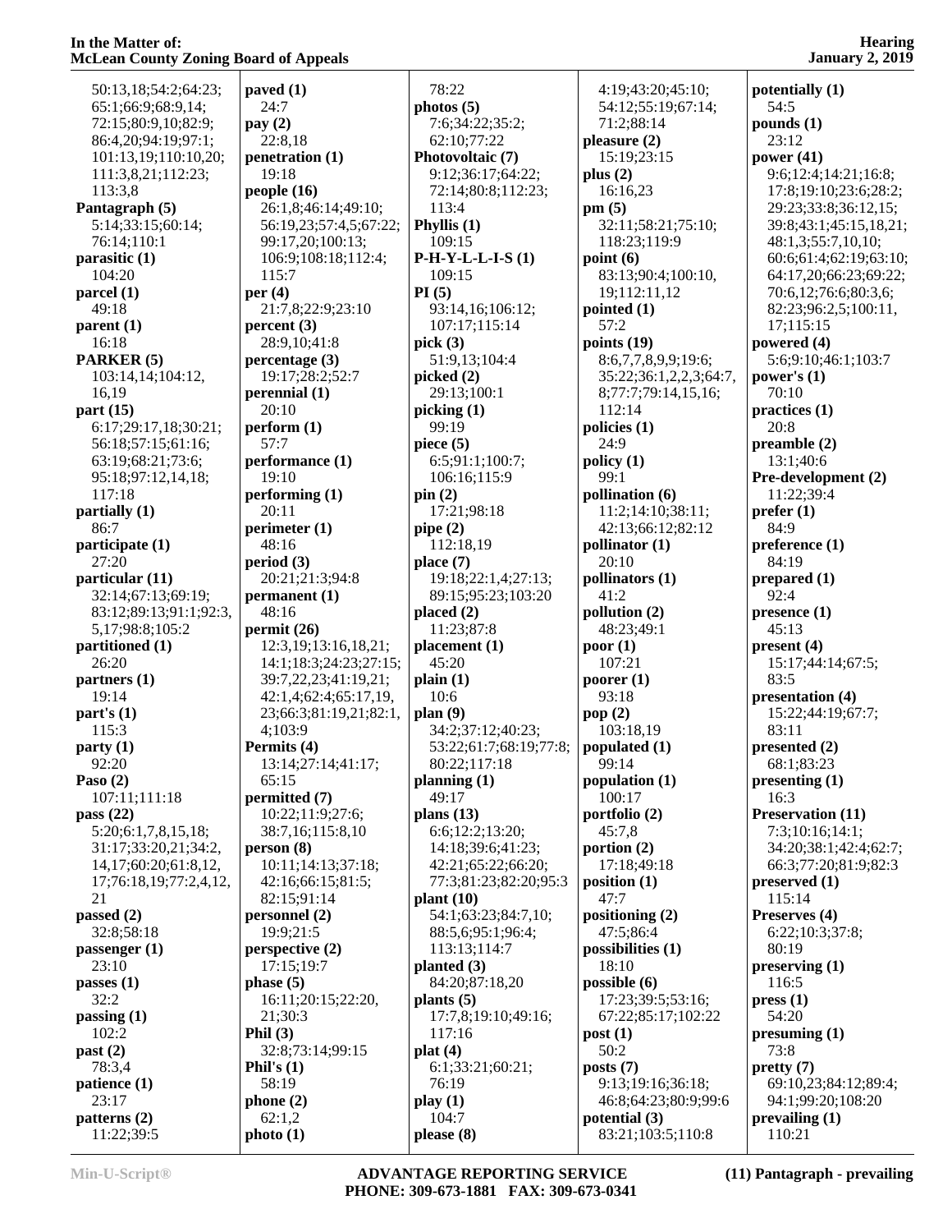50:13,18;54:2;64:23;
65:1;66:9;68:9,14;
72:15;80:9,10;82:9;
86:4,20;94:19;97:1;
101:13,19;110:10,20;
111:3,8,21;112:23;
113:3,8

**Pantagraph (5)**
5:14;33:15;60:14;
76:14;110:1

**parasitic (1)**
104:20

**parcel (1)**
49:18

**parent (1)**
16:18

**PARKER (5)**
103:14,14;104:12,
16,19

**part (15)**
6:17;29:17,18;30:21;
56:18;57:15;61:16;
63:19;68:21;73:6;
95:18;97:12,14,18;
117:18

**partially (1)**
86:7

**participate (1)**
27:20

**particular (11)**
32:14;67:13;69:19;
83:12;89:13;91:1;92:3,
5,17;98:8;105:2

**partitioned (1)**
26:20

**partners (1)**
19:14

**part's (1)**
115:3

**party (1)**
92:20

**Paso (2)**
107:11;111:18

**pass (22)**
5:20;6:1,7,8,15,18;
31:17;33:20,21;34:2,
14,17;60:20;61:8,12,
17;76:18,19;77:2,4,12,
21

**passed (2)**
32:8;58:18

**passenger (1)**
23:10

**passes (1)**
32:2

**passing (1)**
102:2

**past (2)**
78:3,4

**patience (1)**
23:17

**patterns (2)**
11:22;39:5

**paved (1)**
24:7

**pay (2)**
22:8,18

**penetration (1)**
19:18

**people (16)**
26:1,8;46:14;49:10;
56:19,23;57:4,5;67:22;
99:17,20;100:13;
106:9;108:18;112:4;
115:7

**per (4)**
21:7,8;22:9;23:10

**percent (3)**
28:9,10;41:8

**percentage (3)**
19:17;28:2;52:7

**perennial (1)**
20:10

**perform (1)**
57:7

**performance (1)**
19:10

**performing (1)**
20:11

**perimeter (1)**
48:16

**period (3)**
20:21;21:3;94:8

**permanent (1)**
48:16

**permit (26)**
12:3,19;13:16,18,21;
14:1;18:3;24:23;27:15;
39:7,22,23;41:19,21;
42:1,4;62:4;65:17,19,
23;66:3;81:19,21;82:1,
4;103:9

**Permits (4)**
13:14;27:14;41:17;
65:15

**permitted (7)**
10:22;11:9;27:6;
38:7,16;115:8,10

**person (8)**
10:11;14:13;37:18;
42:16;66:15;81:5;
82:15;91:14

**personnel (2)**
19:9;21:5

**perspective (2)**
17:15;19:7

**phase (5)**
16:11;20:15;22:20,
21;30:3

**Phil (3)**
32:8;73:14;99:15

**Phil's (1)**
58:19

**phone (2)**
62:1,2

**photo (1)**
78:22

**photos (5)**
7:6;34:22;35:2;
62:10;77:22

**Photovoltaic (7)**
9:12;36:17;64:22;
72:14;80:8;112:23;
113:4

**Phyllis (1)**
109:15

**P-H-Y-L-L-I-S (1)**
109:15

**PI (5)**
93:14,16;106:12;
107:17;115:14

**pick (3)**
51:9,13;104:4

**picked (2)**
29:13;100:1

**picking (1)**
99:19

**piece (5)**
6:5;91:1;100:7;
106:16;115:9

**pin (2)**
17:21;98:18

**pipe (2)**
112:18,19

**place (7)**
19:18;22:1,4;27:13;
89:15;95:23;103:20

**placed (2)**
11:23;87:8

**placement (1)**
45:20

**plain (1)**
10:6

**plan (9)**
34:2;37:12;40:23;
53:22;61:7;68:19;77:8;
80:22;117:18

**planning (1)**
49:17

**plans (13)**
6:6;12:2;13:20;
14:18;39:6;41:23;
42:21;65:22;66:20;
77:3;81:23;82:20;95:3

**plant (10)**
54:1;63:23;84:7,10;
88:5,6;95:1;96:4;
113:13;114:7

**planted (3)**
84:20;87:18,20

**plants (5)**
17:7,8;19:10;49:16;
117:16

**plat (4)**
6:1;33:21;60:21;
76:19

**play (1)**
104:7

**please (8)**
4:19;43:20;45:10;
54:12;55:19;67:14;
71:2;88:14

**pleasure (2)**
15:19;23:15

**plus (2)**
16:16,23

**pm (5)**
32:11;58:21;75:10;
118:23;119:9

**point (6)**
83:13;90:4;100:10,
19;112:11,12

**pointed (1)**
57:2

**points (19)**
8:6,7,7,8,9,9;19:6;
35:22;36:1,2,2,3;64:7,
8;77:7;79:14,15,16;
112:14

**policies (1)**
24:9

**policy (1)**
99:1

**pollination (6)**
11:2;14:10;38:11;
42:13;66:12;82:12

**pollinator (1)**
20:10

**pollinators (1)**
41:2

**pollution (2)**
48:23;49:1

**poor (1)**
107:21

**poorer (1)**
93:18

**pop (2)**
103:18,19

**populated (1)**
99:14

**population (1)**
100:17

**portfolio (2)**
45:7,8

**portion (2)**
17:18;49:18

**position (1)**
47:7

**positioning (2)**
47:5;86:4

**possibilities (1)**
18:10

**possible (6)**
17:23;39:5;53:16;
67:22;85:17;102:22

**post (1)**
50:2

**posts (7)**
9:13;19:16;36:18;
46:8;64:23;80:9;99:6

**potential (3)**
83:21;103:5;110:8

**potentially (1)**
54:5

**pounds (1)**
23:12

**power (41)**
9:6;12:4;14:21;16:8;
17:8;19:10;23:6;28:2;
29:23;33:8;36:12,15;
39:8;43:1;45:15,18,21;
48:1,3;55:7,10,10;
60:6;61:4;62:19;63:10;
64:17,20;66:23;69:22;
70:6,12;76:6;80:3,6;
82:23;96:2,5;100:11,
17;115:15

**powered (4)**
5:6;9:10;46:1;103:7

**power's (1)**
70:10

**practices (1)**
20:8

**preamble (2)**
13:1;40:6

**Pre-development (2)**
11:22;39:4

**prefer (1)**
84:9

**preference (1)**
84:19

**prepared (1)**
92:4

**presence (1)**
45:13

**present (4)**
15:17;44:14;67:5;
83:5

**presentation (4)**
15:22;44:19;67:7;
83:11

**presented (2)**
68:1;83:23

**presenting (1)**
16:3

**Preservation (11)**
7:3;10:16;14:1;
34:20;38:1;42:4;62:7;
66:3;77:20;81:9;82:3

**preserved (1)**
115:14

**Preserves (4)**
6:22;10:3;37:8;
80:19

**preserving (1)**
116:5

**press (1)**
54:20

**presuming (1)**
73:8

**pretty (7)**
69:10,23;84:12;89:4;
94:1;99:20;108:20

**prevailing (1)**
110:21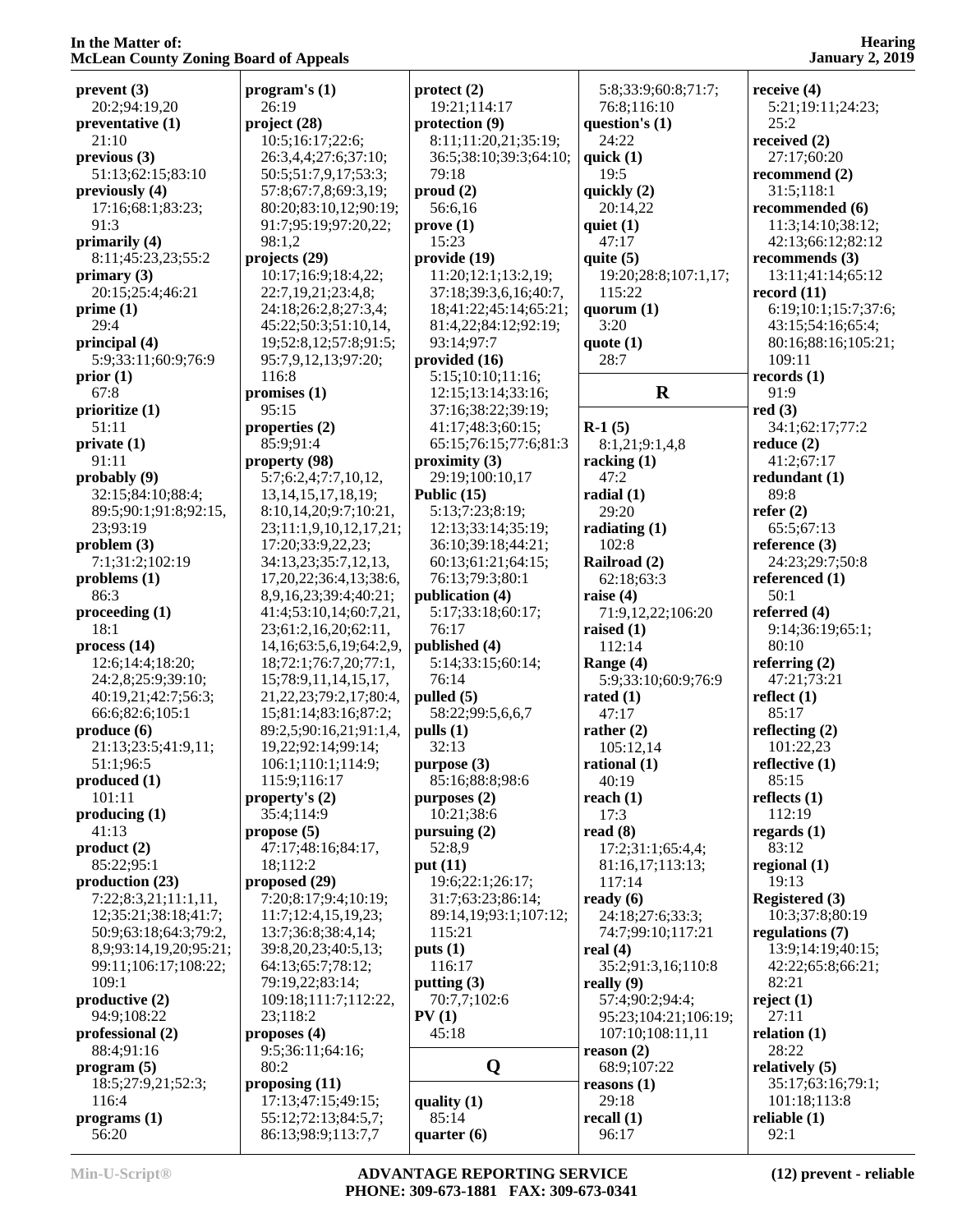**prevent (3)**
20:2;94:19,20
**preventative (1)**
21:10
**previous (3)**
51:13;62:15;83:10
**previously (4)**
17:16;68:1;83:23;
91:3
**primarily (4)**
8:11;45:23,23;55:2
**primary (3)**
20:15;25:4;46:21
**prime (1)**
29:4
**principal (4)**
5:9;33:11;60:9;76:9
**prior (1)**
67:8
**prioritize (1)**
51:11
**private (1)**
91:11
**probably (9)**
32:15;84:10;88:4;
89:5;90:1;91:8;92:15,
23;93:19
**problem (3)**
7:1;31:2;102:19
**problems (1)**
86:3
**proceeding (1)**
18:1
**process (14)**
12:6;14:4;18:20;
24:2,8;25:9;39:10;
40:19,21;42:7;56:3;
66:6;82:6;105:1
**produce (6)**
21:13;23:5;41:9,11;
51:1;96:5
**produced (1)**
101:11
**producing (1)**
41:13
**product (2)**
85:22;95:1
**production (23)**
7:22;8:3,21;11:1,11,
12;35:21;38:18;41:7;
50:9;63:18;64:3;79:2,
8,9;93:14,19,20;95:21;
99:11;106:17;108:22;
109:1
**productive (2)**
94:9;108:22
**professional (2)**
88:4;91:16
**program (5)**
18:5;27:9,21;52:3;
116:4
**programs (1)**
56:20
**program's (1)**
26:19
**project (28)**
10:5;16:17;22:6;
26:3,4,4;27:6;37:10;
50:5;51:7,9,17;53:3;
57:8;67:7,8;69:3,19;
80:20;83:10,12;90:19;
91:7;95:19;97:20,22;
98:1,2
**projects (29)**
10:17;16:9;18:4,22;
22:7,19,21;23:4,8;
24:18;26:2,8;27:3,4;
45:22;50:3;51:10,14,
19;52:8,12;57:8;91:5;
95:7,9,12,13;97:20;
116:8
**promises (1)**
95:15
**properties (2)**
85:9;91:4
**property (98)**
5:7;6:2,4;7:7,10,12,
13,14,15,17,18,19;
8:10,14,20;9:7;10:21,
23;11:1,9,10,12,17,21;
17:20;33:9,22,23;
34:13,23;35:7,12,13,
17,20,22;36:4,13;38:6,
8,9,16,23;39:4;40:21;
41:4;53:10,14;60:7,21,
23;61:2,16,20;62:11,
14,16;63:5,6,19;64:2,9,
18;72:1;76:7,20;77:1,
15;78:9,11,14,15,17,
21,22,23;79:2,17;80:4,
15;81:14;83:16;87:2;
89:2,5;90:16,21;91:1,4,
19,22;92:14;99:14;
106:1;110:1;114:9;
115:9;116:17
**property's (2)**
35:4;114:9
**propose (5)**
47:17;48:16;84:17,
18;112:2
**proposed (29)**
7:20;8:17;9:4;10:19;
11:7;12:4,15,19,23;
13:7;36:8;38:4,14;
39:8,20,23;40:5,13;
64:13;65:7;78:12;
79:19,22;83:14;
109:18;111:7;112:22,
23;118:2
**proposes (4)**
9:5;36:11;64:16;
80:2
**proposing (11)**
17:13;47:15;49:15;
55:12;72:13;84:5,7;
86:13;98:9;113:7,7
**protect (2)**
19:21;114:17
**protection (9)**
8:11;11:20,21;35:19;
36:5;38:10;39:3;64:10;
79:18
**proud (2)**
56:6,16
**prove (1)**
15:23
**provide (19)**
11:20;12:1;13:2,19;
37:18;39:3,6,16;40:7,
18;41:22;45:14;65:21;
81:4,22;84:12;92:19;
93:14;97:7
**provided (16)**
5:15;10:10;11:16;
12:15;13:14;33:16;
37:16;38:22;39:19;
41:17;48:3;60:15;
65:15;76:15;77:6;81:3
**proximity (3)**
29:19;100:10,17
**Public (15)**
5:13;7:23;8:19;
12:13;33:14;35:19;
36:10;39:18;44:21;
60:13;61:21;64:15;
76:13;79:3;80:1
**publication (4)**
5:17;33:18;60:17;
76:17
**published (4)**
5:14;33:15;60:14;
76:14
**pulled (5)**
58:22;99:5,6,6,7
**pulls (1)**
32:13
**purpose (3)**
85:16;88:8;98:6
**purposes (2)**
10:21;38:6
**pursuing (2)**
52:8,9
**put (11)**
19:6;22:1;26:17;
31:7;63:23;86:14;
89:14,19;93:1;107:12;
115:21
**puts (1)**
116:17
**putting (3)**
70:7,7;102:6
**PV (1)**
45:18

## Q

**quality (1)**
85:14
**quarter (6)**
5:8;33:9;60:8;71:7;
76:8;116:10
**question's (1)**
24:22
**quick (1)**
19:5
**quickly (2)**
20:14,22
**quiet (1)**
47:17
**quite (5)**
19:20;28:8;107:1,17;
115:22
**quorum (1)**
3:20
**quote (1)**
28:7

## R

**R-1 (5)**
8:1,21;9:1,4,8
**racking (1)**
47:2
**radial (1)**
29:20
**radiating (1)**
102:8
**Railroad (2)**
62:18;63:3
**raise (4)**
71:9,12,22;106:20
**raised (1)**
112:14
**Range (4)**
5:9;33:10;60:9;76:9
**rated (1)**
47:17
**rather (2)**
105:12,14
**rational (1)**
40:19
**reach (1)**
17:3
**read (8)**
17:2;31:1;65:4,4;
81:16,17;113:13;
117:14
**ready (6)**
24:18;27:6;33:3;
74:7;99:10;117:21
**real (4)**
35:2;91:3,16;110:8
**really (9)**
57:4;90:2;94:4;
95:23;104:21;106:19;
107:10;108:11,11
**reason (2)**
68:9;107:22
**reasons (1)**
29:18
**recall (1)**
96:17
**receive (4)**
5:21;19:11;24:23;
25:2
**received (2)**
27:17;60:20
**recommend (2)**
31:5;118:1
**recommended (6)**
11:3;14:10;38:12;
42:13;66:12;82:12
**recommends (3)**
13:11;41:14;65:12
**record (11)**
6:19;10:1;15:7;37:6;
43:15;54:16;65:4;
80:16;88:16;105:21;
109:11
**records (1)**
91:9
**red (3)**
34:1;62:17;77:2
**reduce (2)**
41:2;67:17
**redundant (1)**
89:8
**refer (2)**
65:5;67:13
**reference (3)**
24:23;29:7;50:8
**referenced (1)**
50:1
**referred (4)**
9:14;36:19;65:1;
80:10
**referring (2)**
47:21;73:21
**reflect (1)**
85:17
**reflecting (2)**
101:22,23
**reflective (1)**
85:15
**reflects (1)**
112:19
**regards (1)**
83:12
**regional (1)**
19:13
**Registered (3)**
10:3;37:8;80:19
**regulations (7)**
13:9;14:19;40:15;
42:22;65:8;66:21;
82:21
**reject (1)**
27:11
**relation (1)**
28:22
**relatively (5)**
35:17;63:16;79:1;
101:18;113:8
**reliable (1)**
92:1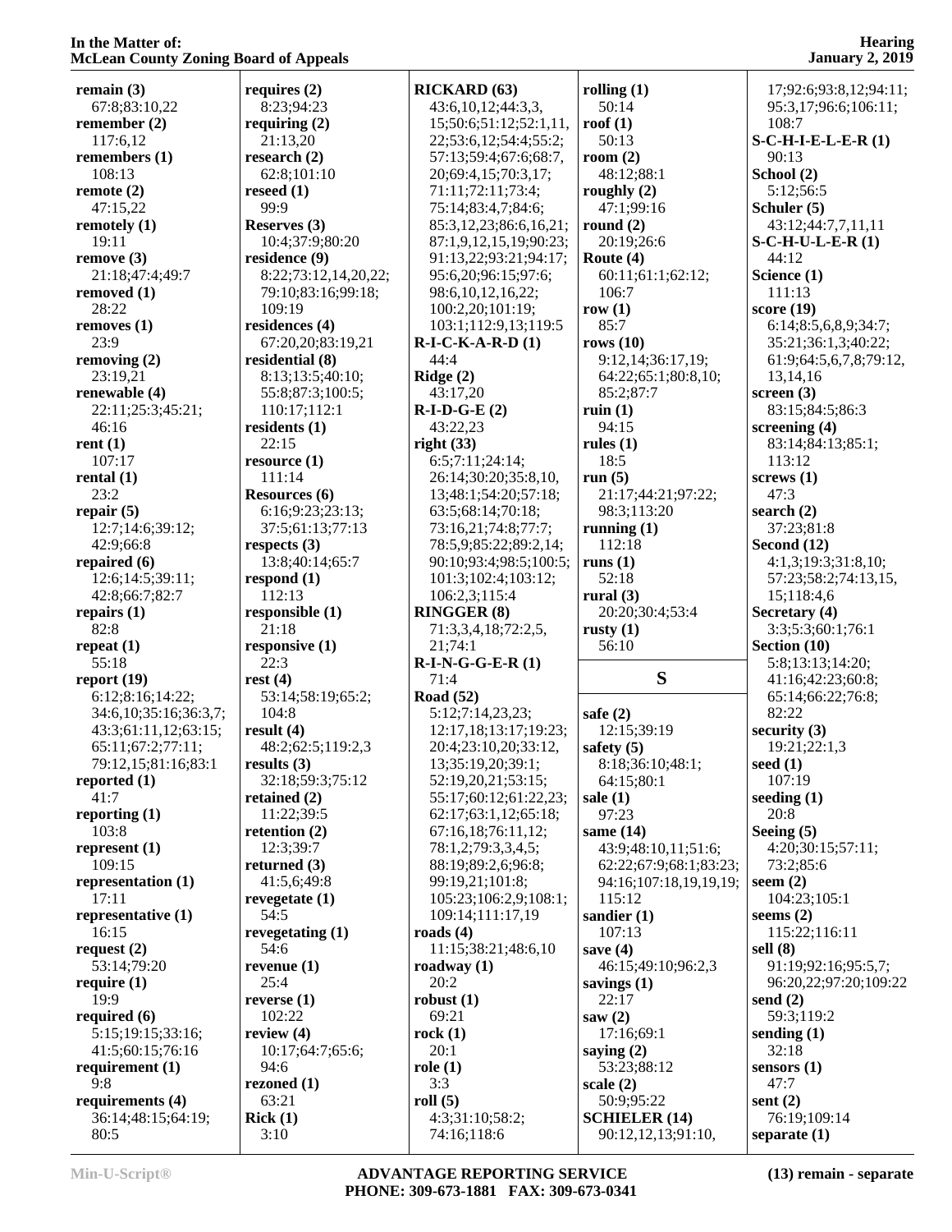**remain (3)**
67:8;83:10,22
**remember (2)**
117:6,12
**remembers (1)**
108:13
**remote (2)**
47:15,22
**remotely (1)**
19:11
**remove (3)**
21:18;47:4;49:7
**removed (1)**
28:22
**removes (1)**
23:9
**removing (2)**
23:19,21
**renewable (4)**
22:11;25:3;45:21;
46:16
**rent (1)**
107:17
**rental (1)**
23:2
**repair (5)**
12:7;14:6;39:12;
42:9;66:8
**repaired (6)**
12:6;14:5;39:11;
42:8;66:7;82:7
**repairs (1)**
82:8
**repeat (1)**
55:18
**report (19)**
6:12;8:16;14:22;
34:6,10;35:16;36:3,7;
43:3;61:11,12;63:15;
65:11;67:2;77:11;
79:12,15;81:16;83:1
**reported (1)**
41:7
**reporting (1)**
103:8
**represent (1)**
109:15
**representation (1)**
17:11
**representative (1)**
16:15
**request (2)**
53:14;79:20
**require (1)**
19:9
**required (6)**
5:15;19:15;33:16;
41:5;60:15;76:16
**requirement (1)**
9:8
**requirements (4)**
36:14;48:15;64:19;
80:5
**requires (2)**
8:23;94:23
**requiring (2)**
21:13,20
**research (2)**
62:8;101:10
**reseed (1)**
99:9
**Reserves (3)**
10:4;37:9;80:20
**residence (9)**
8:22;73:12,14,20,22;
79:10;83:16;99:18;
109:19
**residences (4)**
67:20,20;83:19,21
**residential (8)**
8:13;13:5;40:10;
55:8;87:3;100:5;
110:17;112:1
**residents (1)**
22:15
**resource (1)**
111:14
**Resources (6)**
6:16;9:23;23:13;
37:5;61:13;77:13
**respects (3)**
13:8;40:14;65:7
**respond (1)**
112:13
**responsible (1)**
21:18
**responsive (1)**
22:3
**rest (4)**
53:14;58:19;65:2;
104:8
**result (4)**
48:2;62:5;119:2,3
**results (3)**
32:18;59:3;75:12
**retained (2)**
11:22;39:5
**retention (2)**
12:3;39:7
**returned (3)**
41:5,6;49:8
**revegetate (1)**
54:5
**revegetating (1)**
54:6
**revenue (1)**
25:4
**reverse (1)**
102:22
**review (4)**
10:17;64:7;65:6;
94:6
**rezoned (1)**
63:21
**Rick (1)**
3:10
**RICKARD (63)**
43:6,10,12;44:3,3,
15;50:6;51:12;52:1,11,
22;53:6,12;54:4;55:2;
57:13;59:4;67:6;68:7,
20;69:4,15;70:3,17;
71:11;72:11;73:4;
75:14;83:4,7;84:6;
85:3,12,23;86:6,16,21;
87:1,9,12,15,19;90:23;
91:13,22;93:21;94:17;
95:6,20;96:15;97:6;
98:6,10,12,16,22;
100:2,20;101:19;
103:1;112:9,13;119:5
**R-I-C-K-A-R-D (1)**
44:4
**Ridge (2)**
43:17,20
**R-I-D-G-E (2)**
43:22,23
**right (33)**
6:5;7:11;24:14;
26:14;30:20;35:8,10,
13;48:1;54:20;57:18;
63:5;68:14;70:18;
73:16,21;74:8;77:7;
78:5,9;85:22;89:2,14;
90:10;93:4;98:5;100:5;
101:3;102:4;103:12;
106:2,3;115:4
**RINGGER (8)**
71:3,3,4,18;72:2,5,
21;74:1
**R-I-N-G-G-E-R (1)**
71:4
**Road (52)**
5:12;7:14,23,23;
12:17,18;13:17;19:23;
20:4;23:10,20;33:12,
13;35:19,20;39:1;
52:19,20,21;53:15;
55:17;60:12;61:22,23;
62:17;63:1,12;65:18;
67:16,18;76:11,12;
78:1,2;79:3,3,4,5;
88:19;89:2,6;96:8;
99:19,21;101:8;
105:23;106:2,9;108:1;
109:14;111:17,19
**roads (4)**
11:15;38:21;48:6,10
**roadway (1)**
20:2
**robust (1)**
69:21
**rock (1)**
20:1
**role (1)**
3:3
**roll (5)**
4:3;31:10;58:2;
74:16;118:6
**rolling (1)**
50:14
**roof (1)**
50:13
**room (2)**
48:12;88:1
**roughly (2)**
47:1;99:16
**round (2)**
20:19;26:6
**Route (4)**
60:11;61:1;62:12;
106:7
**row (1)**
85:7
**rows (10)**
9:12,14;36:17,19;
64:22;65:1;80:8,10;
85:2;87:7
**ruin (1)**
94:15
**rules (1)**
18:5
**run (5)**
21:17;44:21;97:22;
98:3;113:20
**running (1)**
112:18
**runs (1)**
52:18
**rural (3)**
20:20;30:4;53:4
**rusty (1)**
56:10

## S

**safe (2)**
12:15;39:19
**safety (5)**
8:18;36:10;48:1;
64:15;80:1
**sale (1)**
97:23
**same (14)**
43:9;48:10,11;51:6;
62:22;67:9;68:1;83:23;
94:16;107:18,19,19,19;
115:12
**sandier (1)**
107:13
**save (4)**
46:15;49:10;96:2,3
**savings (1)**
22:17
**saw (2)**
17:16;69:1
**saying (2)**
53:23;88:12
**scale (2)**
50:9;95:22
**SCHIELER (14)**
90:12,12,13;91:10,
17;92:6;93:8,12;94:11;
95:3,17;96:6;106:11;
108:7
**S-C-H-I-E-L-E-R (1)**
90:13
**School (2)**
5:12;56:5
**Schuler (5)**
43:12;44:7,7,11,11
**S-C-H-U-L-E-R (1)**
44:12
**Science (1)**
111:13
**score (19)**
6:14;8:5,6,8,9;34:7;
35:21;36:1,3;40:22;
61:9;64:5,6,7,8;79:12,
13,14,16
**screen (3)**
83:15;84:5;86:3
**screening (4)**
83:14;84:13;85:1;
113:12
**screws (1)**
47:3
**search (2)**
37:23;81:8
**Second (12)**
4:1,3;19:3;31:8,10;
57:23;58:2;74:13,15,
15;118:4,6
**Secretary (4)**
3:3;5:3;60:1;76:1
**Section (10)**
5:8;13:13;14:20;
41:16;42:23;60:8;
65:14;66:22;76:8;
82:22
**security (3)**
19:21;22:1,3
**seed (1)**
107:19
**seeding (1)**
20:8
**Seeing (5)**
4:20;30:15;57:11;
73:2;85:6
**seem (2)**
104:23;105:1
**seems (2)**
115:22;116:11
**sell (8)**
91:19;92:16;95:5,7;
96:20,22;97:20;109:22
**send (2)**
59:3;119:2
**sending (1)**
32:18
**sensors (1)**
47:7
**sent (2)**
76:19;109:14
**separate (1)**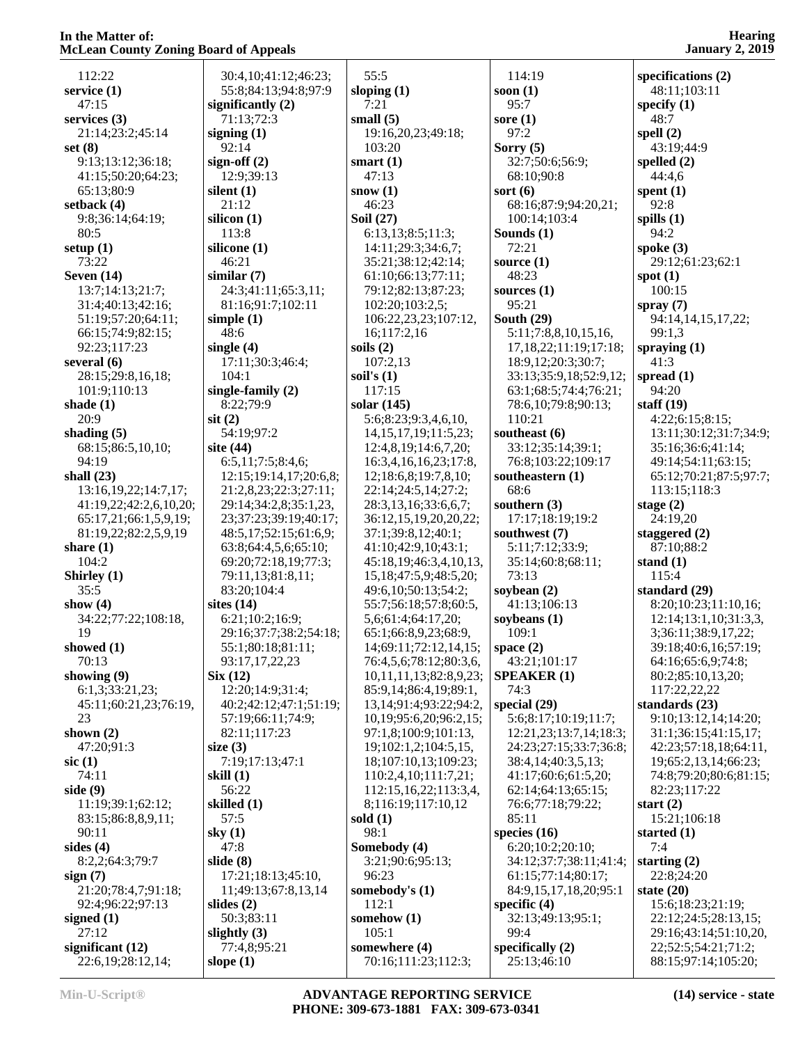112:22
**service (1)**
47:15
**services (3)**
21:14;23:2;45:14
**set (8)**
9:13;13:12;36:18;
41:15;50:20;64:23;
65:13;80:9
**setback (4)**
9:8;36:14;64:19;
80:5
**setup (1)**
73:22
**Seven (14)**
13:7;14:13;21:7;
31:4;40:13;42:16;
51:19;57:20;64:11;
66:15;74:9;82:15;
92:23;117:23
**several (6)**
28:15;29:8,16,18;
101:9;110:13
**shade (1)**
20:9
**shading (5)**
68:15;86:5,10,10;
94:19
**shall (23)**
13:16,19,22;14:7,17;
41:19,22;42:2,6,10,20;
65:17,21;66:1,5,9,19;
81:19,22;82:2,5,9,19
**share (1)**
104:2
**Shirley (1)**
35:5
**show (4)**
34:22;77:22;108:18,
19
**showed (1)**
70:13
**showing (9)**
6:1,3;33:21,23;
45:11;60:21,23;76:19,
23
**shown (2)**
47:20;91:3
**sic (1)**
74:11
**side (9)**
11:19;39:1;62:12;
83:15;86:8,8,9,11;
90:11
**sides (4)**
8:2,2;64:3;79:7
**sign (7)**
21:20;78:4,7;91:18;
92:4;96:22;97:13
**signed (1)**
27:12
**significant (12)**
22:6,19;28:12,14;
30:4,10;41:12;46:23;
55:8;84:13;94:8;97:9
**significantly (2)**
71:13;72:3
**signing (1)**
92:14
**sign-off (2)**
12:9;39:13
**silent (1)**
21:12
**silicon (1)**
113:8
**silicone (1)**
46:21
**similar (7)**
24:3;41:11;65:3,11;
81:16;91:7;102:11
**simple (1)**
48:6
**single (4)**
17:11;30:3;46:4;
104:1
**single-family (2)**
8:22;79:9
**sit (2)**
54:19;97:2
**site (44)**
6:5,11;7:5;8:4,6;
12:15;19:14,17;20:6,8;
21:2,8,23;22:3;27:11;
29:14;34:2,8;35:1,23,
23;37:23;39:19;40:17;
48:5,17;52:15;61:6,9;
63:8;64:4,5,6;65:10;
69:20;72:18,19;77:3;
79:11,13;81:8,11;
83:20;104:4
**sites (14)**
6:21;10:2;16:9;
29:16;37:7;38:2;54:18;
55:1;80:18;81:11;
93:17,17,22,23
**Six (12)**
12:20;14:9;31:4;
40:2;42:12;47:1;51:19;
57:19;66:11;74:9;
82:11;117:23
**size (3)**
7:19;17:13;47:1
**skill (1)**
56:22
**skilled (1)**
57:5
**sky (1)**
47:8
**slide (8)**
17:21;18:13;45:10,
11;49:13;67:8,13,14
**slides (2)**
50:3;83:11
**slightly (3)**
77:4,8;95:21
**slope (1)**
55:5
**sloping (1)**
7:21
**small (5)**
19:16,20,23;49:18;
103:20
**smart (1)**
47:13
**snow (1)**
46:23
**Soil (27)**
6:13,13;8:5;11:3;
14:11;29:3;34:6,7;
35:21;38:12;42:14;
61:10;66:13;77:11;
79:12;82:13;87:23;
102:20;103:2,5;
106:22,23,23;107:12,
16;117:2,16
**soils (2)**
107:2,13
**soil's (1)**
117:15
**solar (145)**
5:6;8:23;9:3,4,6,10,
14,15,17,19;11:5,23;
12:4,8,19;14:6,7,20;
16:3,4,16,16,23;17:8,
12;18:6,8;19:7,8,10;
22:14;24:5,14;27:2;
28:3,13,16;33:6,6,7;
36:12,15,19,20,20,22;
37:1;39:8,12;40:1;
41:10;42:9,10;43:1;
45:18,19;46:3,4,10,13,
15,15,18;47:5,9;48:5,20;
49:6,10;50:13;54:2;
55:7;56:18;57:8;60:5,
5,6;61:4;64:17,20;
65:1;66:8,9,23;68:9,
14;69:11;72:14,15;
76:4,5,6;78:12;80:3,6,
10,11,11,13;82:8,9,23;
85:9,14;86:4,19;89:1,
13,14;91:4;93:22;94:2,
10,19;95:6,20;96:2,15;
97:1,8;100:9;101:13,
19;102:1,2;104:5,15,
18;107:10,13;109:23;
110:2,4,10;111:7,21;
112:15,16,22;113:3,4,
8;116:19;117:10,12
**sold (1)**
98:1
**Somebody (4)**
3:21;90:6;95:13;
96:23
**somebody's (1)**
112:1
**somehow (1)**
105:1
**somewhere (4)**
70:16;111:23;112:3;
114:19
**soon (1)**
95:7
**sore (1)**
97:2
**Sorry (5)**
32:7;50:6;56:9;
68:10;90:8
**sort (6)**
68:16;87:9;94:20,21;
100:14;103:4
**Sounds (1)**
72:21
**source (1)**
48:23
**sources (1)**
95:21
**South (29)**
5:11;7:8,8,10,15,16,
17,18,22;11:19;17:18;
18:9,12;20:3;30:7;
33:13;35:9,18;52:9,12;
63:1;68:5;74:4;76:21;
78:6,10;79:8;90:13;
110:21
**southeast (6)**
33:12;35:14;39:1;
76:8;103:22;109:17
**southeastern (1)**
68:6
**southern (3)**
17:17;18:19;19:2
**southwest (7)**
5:11;7:12;33:9;
35:14;60:8;68:11;
73:13
**soybean (2)**
41:13;106:13
**soybeans (1)**
109:1
**space (2)**
43:21;101:17
**SPEAKER (1)**
74:3
**special (29)**
5:6;8:17;10:19;11:7;
12:21,23;13:7,14;18:3;
24:23;27:15;33:7;36:8;
38:4,14;40:3,5,13;
41:17;60:6;61:5,20;
62:14;64:13;65:15;
76:6;77:18;79:22;
85:11
**species (16)**
6:20;10:2;20:10;
34:12;37:7;38:11;41:4;
61:15;77:14;80:17;
84:9,15,17,18,20;95:1
**specific (4)**
32:13;49:13;95:1;
99:4
**specifically (2)**
25:13;46:10
**specifications (2)**
48:11;103:11
**specify (1)**
48:7
**spell (2)**
43:19;44:9
**spelled (2)**
44:4,6
**spent (1)**
92:8
**spills (1)**
94:2
**spoke (3)**
29:12;61:23;62:1
**spot (1)**
100:15
**spray (7)**
94:14,14,15,17,22;
99:1,3
**spraying (1)**
41:3
**spread (1)**
94:20
**staff (19)**
4:22;6:15;8:15;
13:11;30:12;31:7;34:9;
35:16;36:6;41:14;
49:14;54:11;63:15;
65:12;70:21;87:5;97:7;
113:15;118:3
**stage (2)**
24:19,20
**staggered (2)**
87:10;88:2
**stand (1)**
115:4
**standard (29)**
8:20;10:23;11:10,16;
12:14;13:1,10;31:3,3,
3;36:11;38:9,17,22;
39:18;40:6,16;57:19;
64:16;65:6,9;74:8;
80:2;85:10,13,20;
117:22,22,22
**standards (23)**
9:10;13:12,14;14:20;
31:1;36:15;41:15,17;
42:23;57:18,18;64:11,
19;65:2,13,14;66:23;
74:8;79:20;80:6;81:15;
82:23;117:22
**start (2)**
15:21;106:18
**started (1)**
7:4
**starting (2)**
22:8;24:20
**state (20)**
15:6;18:23;21:19;
22:12;24:5;28:13,15;
29:16;43:14;51:10,20,
22;52:5;54:21;71:2;
88:15;97:14;105:20;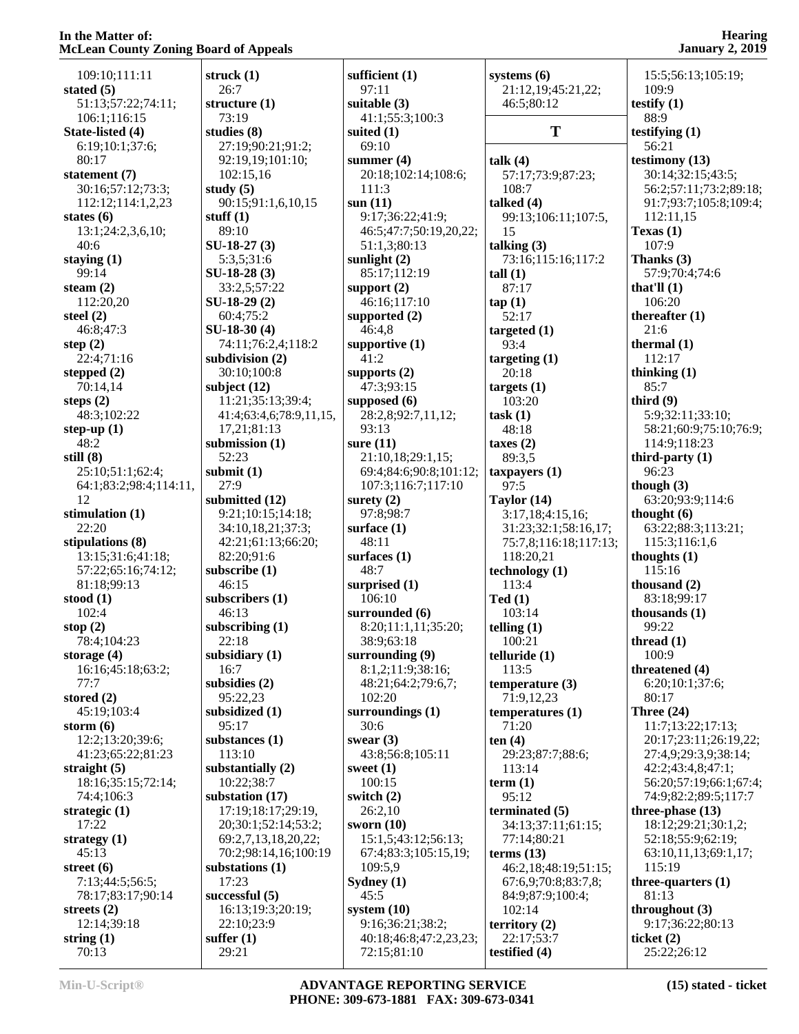109:10;111:11
**stated (5)**
51:13;57:22;74:11;
106:1;116:15
**State-listed (4)**
6:19;10:1;37:6;
80:17
**statement (7)**
30:16;57:12;73:3;
112:12;114:1,2,23
**states (6)**
13:1;24:2,3,6,10;
40:6
**staying (1)**
99:14
**steam (2)**
112:20,20
**steel (2)**
46:8;47:3
**step (2)**
22:4;71:16
**stepped (2)**
70:14,14
**steps (2)**
48:3;102:22
**step-up (1)**
48:2
**still (8)**
25:10;51:1;62:4;
64:1;83:2;98:4;114:11,
12
**stimulation (1)**
22:20
**stipulations (8)**
13:15;31:6;41:18;
57:22;65:16;74:12;
81:18;99:13
**stood (1)**
102:4
**stop (2)**
78:4;104:23
**storage (4)**
16:16;45:18;63:2;
77:7
**stored (2)**
45:19;103:4
**storm (6)**
12:2;13:20;39:6;
41:23;65:22;81:23
**straight (5)**
18:16;35:15;72:14;
74:4;106:3
**strategic (1)**
17:22
**strategy (1)**
45:13
**street (6)**
7:13;44:5;56:5;
78:17;83:17;90:14
**streets (2)**
12:14;39:18
**string (1)**
70:13

**struck (1)**
26:7
**structure (1)**
73:19
**studies (8)**
27:19;90:21;91:2;
92:19,19;101:10;
102:15,16
**study (5)**
90:15;91:1,6,10,15
**stuff (1)**
89:10
**SU-18-27 (3)**
5:3,5;31:6
**SU-18-28 (3)**
33:2,5;57:22
**SU-18-29 (2)**
60:4;75:2
**SU-18-30 (4)**
74:11;76:2,4;118:2
**subdivision (2)**
30:10;100:8
**subject (12)**
11:21;35:13;39:4;
41:4;63:4,6;78:9,11,15,
17,21;81:13
**submission (1)**
52:23
**submit (1)**
27:9
**submitted (12)**
9:21;10:15;14:18;
34:10,18,21;37:3;
42:21;61:13;66:20;
82:20;91:6
**subscribe (1)**
46:15
**subscribers (1)**
46:13
**subscribing (1)**
22:18
**subsidiary (1)**
16:7
**subsidies (2)**
95:22,23
**subsidized (1)**
95:17
**substances (1)**
113:10
**substantially (2)**
10:22;38:7
**substation (17)**
17:19;18:17;29:19,
20;30:1;52:14;53:2;
69:2,7,13,18,20,22;
70:2;98:14,16;100:19
**substations (1)**
17:23
**successful (5)**
16:13;19:3;20:19;
22:10;23:9
**suffer (1)**
29:21

**sufficient (1)**
97:11
**suitable (3)**
41:1;55:3;100:3
**suited (1)**
69:10
**summer (4)**
20:18;102:14;108:6;
111:3
**sun (11)**
9:17;36:22;41:9;
46:5;47:7;50:19,20,22;
51:1,3;80:13
**sunlight (2)**
85:17;112:19
**support (2)**
46:16;117:10
**supported (2)**
46:4,8
**supportive (1)**
41:2
**supports (2)**
47:3;93:15
**supposed (6)**
28:2,8;92:7,11,12;
93:13
**sure (11)**
21:10,18;29:1,15;
69:4;84:6;90:8;101:12;
107:3;116:7;117:10
**surety (2)**
97:8;98:7
**surface (1)**
48:11
**surfaces (1)**
48:7
**surprised (1)**
106:10
**surrounded (6)**
8:20;11:1,11;35:20;
38:9;63:18
**surrounding (9)**
8:1,2;11:9;38:16;
48:21;64:2;79:6,7;
102:20
**surroundings (1)**
30:6
**swear (3)**
43:8;56:8;105:11
**sweet (1)**
100:15
**switch (2)**
26:2,10
**sworn (10)**
15:1,5;43:12;56:13;
67:4;83:3;105:15,19;
109:5,9
**Sydney (1)**
45:5
**system (10)**
9:16;36:21;38:2;
40:18;46:8;47:2,23,23;
72:15;81:10

**systems (6)**
21:12,19;45:21,22;
46:5;80:12

## T

**talk (4)**
57:17;73:9;87:23;
108:7
**talked (4)**
99:13;106:11;107:5,
15
**talking (3)**
73:16;115:16;117:2
**tall (1)**
87:17
**tap (1)**
52:17
**targeted (1)**
93:4
**targeting (1)**
20:18
**targets (1)**
103:20
**task (1)**
48:18
**taxes (2)**
89:3,5
**taxpayers (1)**
97:5
**Taylor (14)**
3:17,18;4:15,16;
31:23;32:1;58:16,17;
75:7,8;116:18;117:13;
118:20,21
**technology (1)**
113:4
**Ted (1)**
103:14
**telling (1)**
100:21
**telluride (1)**
113:5
**temperature (3)**
71:9,12,23
**temperatures (1)**
71:20
**ten (4)**
29:23;87:7;88:6;
113:14
**term (1)**
95:12
**terminated (5)**
34:13;37:11;61:15;
77:14;80:21
**terms (13)**
46:2,18;48:19;51:15;
67:6,9;70:8;83:7,8;
84:9;87:9;100:4;
102:14
**territory (2)**
22:17;53:7
**testified (4)**

15:5;56:13;105:19;
109:9
**testify (1)**
88:9
**testifying (1)**
56:21
**testimony (13)**
30:14;32:15;43:5;
56:2;57:11;73:2;89:18;
91:7;93:7;105:8;109:4;
112:11,15
**Texas (1)**
107:9
**Thanks (3)**
57:9;70:4;74:6
**that'll (1)**
106:20
**thereafter (1)**
21:6
**thermal (1)**
112:17
**thinking (1)**
85:7
**third (9)**
5:9;32:11;33:10;
58:21;60:9;75:10;76:9;
114:9;118:23
**third-party (1)**
96:23
**though (3)**
63:20;93:9;114:6
**thought (6)**
63:22;88:3;113:21;
115:3;116:1,6
**thoughts (1)**
115:16
**thousand (2)**
83:18;99:17
**thousands (1)**
99:22
**thread (1)**
100:9
**threatened (4)**
6:20;10:1;37:6;
80:17
**Three (24)**
11:7;13:22;17:13;
20:17;23:11;26:19,22;
27:4,9;29:3,9;38:14;
42:2;43:4,8;47:1;
56:20;57:19;66:1;67:4;
74:9;82:2;89:5;117:7
**three-phase (13)**
18:12;29:21;30:1,2;
52:18;55:9;62:19;
63:10,11,13;69:1,17;
115:19
**three-quarters (1)**
81:13
**throughout (3)**
9:17;36:22;80:13
**ticket (2)**
25:22;26:12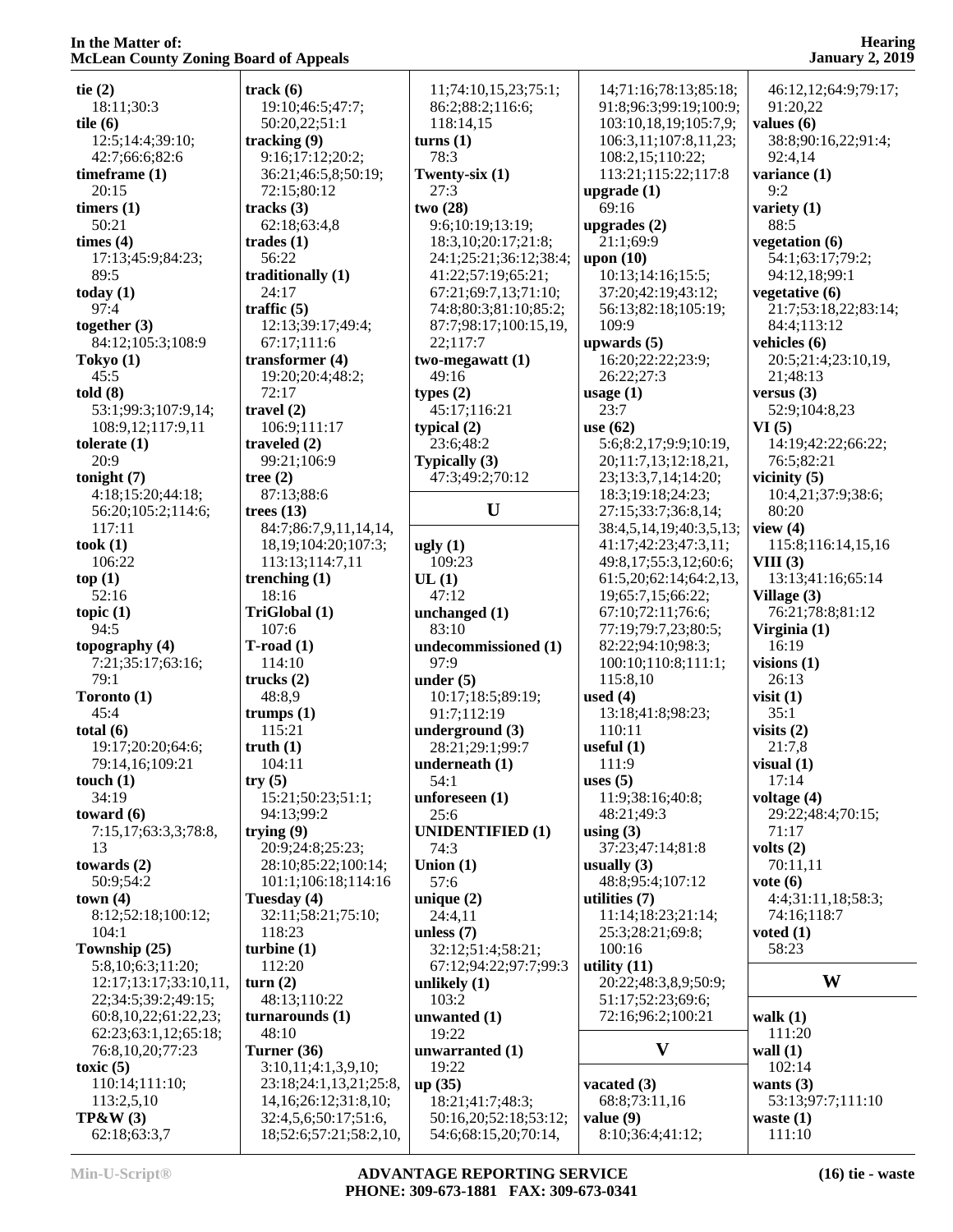**tie (2)**
18:11;30:3
**tile (6)**
12:5;14:4;39:10;
42:7;66:6;82:6
**timeframe (1)**
20:15
**timers (1)**
50:21
**times (4)**
17:13;45:9;84:23;
89:5
**today (1)**
97:4
**together (3)**
84:12;105:3;108:9
**Tokyo (1)**
45:5
**told (8)**
53:1;99:3;107:9,14;
108:9,12;117:9,11
**tolerate (1)**
20:9
**tonight (7)**
4:18;15:20;44:18;
56:20;105:2;114:6;
117:11
**took (1)**
106:22
**top (1)**
52:16
**topic (1)**
94:5
**topography (4)**
7:21;35:17;63:16;
79:1
**Toronto (1)**
45:4
**total (6)**
19:17;20:20;64:6;
79:14,16;109:21
**touch (1)**
34:19
**toward (6)**
7:15,17;63:3,3;78:8,
13
**towards (2)**
50:9;54:2
**town (4)**
8:12;52:18;100:12;
104:1
**Township (25)**
5:8,10;6:3;11:20;
12:17;13:17;33:10,11,
22;34:5;39:2;49:15;
60:8,10,22;61:22,23;
62:23;63:1,12;65:18;
76:8,10,20;77:23
**toxic (5)**
110:14;111:10;
113:2,5,10
**TP&W (3)**
62:18;63:3,7

**track (6)**
19:10;46:5;47:7;
50:20,22;51:1
**tracking (9)**
9:16;17:12;20:2;
36:21;46:5,8;50:19;
72:15;80:12
**tracks (3)**
62:18;63:4,8
**trades (1)**
56:22
**traditionally (1)**
24:17
**traffic (5)**
12:13;39:17;49:4;
67:17;111:6
**transformer (4)**
19:20;20:4;48:2;
72:17
**travel (2)**
106:9;111:17
**traveled (2)**
99:21;106:9
**tree (2)**
87:13;88:6
**trees (13)**
84:7;86:7,9,11,14,14,
18,19;104:20;107:3;
113:13;114:7,11
**trenching (1)**
18:16
**TriGlobal (1)**
107:6
**T-road (1)**
114:10
**trucks (2)**
48:8,9
**trumps (1)**
115:21
**truth (1)**
104:11
**try (5)**
15:21;50:23;51:1;
94:13;99:2
**trying (9)**
20:9;24:8;25:23;
28:10;85:22;100:14;
101:1;106:18;114:16
**Tuesday (4)**
32:11;58:21;75:10;
118:23
**turbine (1)**
112:20
**turn (2)**
48:13;110:22
**turnarounds (1)**
48:10
**Turner (36)**
3:10,11;4:1,3,9,10;
23:18;24:1,13,21;25:8,
14,16;26:12;31:8,10;
32:4,5,6;50:17;51:6,
18;52:6;57:21;58:2,10,
11;74:10,15,23;75:1;
86:2;88:2;116:6;
118:14,15
**turns (1)**
78:3
**Twenty-six (1)**
27:3
**two (28)**
9:6;10:19;13:19;
18:3,10;20:17;21:8;
24:1;25:21;36:12;38:4;
41:22;57:19;65:21;
67:21;69:7,13;71:10;
74:8;80:3;81:10;85:2;
87:7;98:17;100:15,19,
22;117:7
**two-megawatt (1)**
49:16
**types (2)**
45:17;116:21
**typical (2)**
23:6;48:2
**Typically (3)**
47:3;49:2;70:12

## U

**ugly (1)**
109:23
**UL (1)**
47:12
**unchanged (1)**
83:10
**undecommissioned (1)**
97:9
**under (5)**
10:17;18:5;89:19;
91:7;112:19
**underground (3)**
28:21;29:1;99:7
**underneath (1)**
54:1
**unforeseen (1)**
25:6
**UNIDENTIFIED (1)**
74:3
**Union (1)**
57:6
**unique (2)**
24:4,11
**unless (7)**
32:12;51:4;58:21;
67:12;94:22;97:7;99:3
**unlikely (1)**
103:2
**unwanted (1)**
19:22
**unwarranted (1)**
19:22
**up (35)**
18:21;41:7;48:3;
50:16,20;52:18;53:12;
54:6;68:15,20;70:14,
14;71:16;78:13;85:18;
91:8;96:3;99:19;100:9;
103:10,18,19;105:7,9;
106:3,11;107:8,11,23;
108:2,15;110:22;
113:21;115:22;117:8
**upgrade (1)**
69:16
**upgrades (2)**
21:1;69:9
**upon (10)**
10:13;14:16;15:5;
37:20;42:19;43:12;
56:13;82:18;105:19;
109:9
**upwards (5)**
16:20;22:22;23:9;
26:22;27:3
**usage (1)**
23:7
**use (62)**
5:6;8:2,17;9:9;10:19,
20;11:7,13;12:18,21,
23;13:3,7,14;14:20;
18:3;19:18;24:23;
27:15;33:7;36:8,14;
38:4,5,14,19;40:3,5,13;
41:17;42:23;47:3,11;
49:8,17;55:3,12;60:6;
61:5,20;62:14;64:2,13,
19;65:7,15;66:22;
67:10;72:11;76:6;
77:19;79:7,23;80:5;
82:22;94:10;98:3;
100:10;110:8;111:1;
115:8,10
**used (4)**
13:18;41:8;98:23;
110:11
**useful (1)**
111:9
**uses (5)**
11:9;38:16;40:8;
48:21;49:3
**using (3)**
37:23;47:14;81:8
**usually (3)**
48:8;95:4;107:12
**utilities (7)**
11:14;18:23;21:14;
25:3;28:21;69:8;
100:16
**utility (11)**
20:22;48:3,8,9;50:9;
51:17;52:23;69:6;
72:16;96:2;100:21

## V

**vacated (3)**
68:8;73:11,16
**value (9)**
8:10;36:4;41:12;
46:12,12;64:9;79:17;
91:20,22
**values (6)**
38:8;90:16,22;91:4;
92:4,14
**variance (1)**
9:2
**variety (1)**
88:5
**vegetation (6)**
54:1;63:17;79:2;
94:12,18;99:1
**vegetative (6)**
21:7;53:18,22;83:14;
84:4;113:12
**vehicles (6)**
20:5;21:4;23:10,19,
21;48:13
**versus (3)**
52:9;104:8,23
**VI (5)**
14:19;42:22;66:22;
76:5;82:21
**vicinity (5)**
10:4,21;37:9;38:6;
80:20
**view (4)**
115:8;116:14,15,16
**VIII (3)**
13:13;41:16;65:14
**Village (3)**
76:21;78:8;81:12
**Virginia (1)**
16:19
**visions (1)**
26:13
**visit (1)**
35:1
**visits (2)**
21:7,8
**visual (1)**
17:14
**voltage (4)**
29:22;48:4;70:15;
71:17
**volts (2)**
70:11,11
**vote (6)**
4:4;31:11,18;58:3;
74:16;118:7
**voted (1)**
58:23

## W

**walk (1)**
111:20
**wall (1)**
102:14
**wants (3)**
53:13;97:7;111:10
**waste (1)**
111:10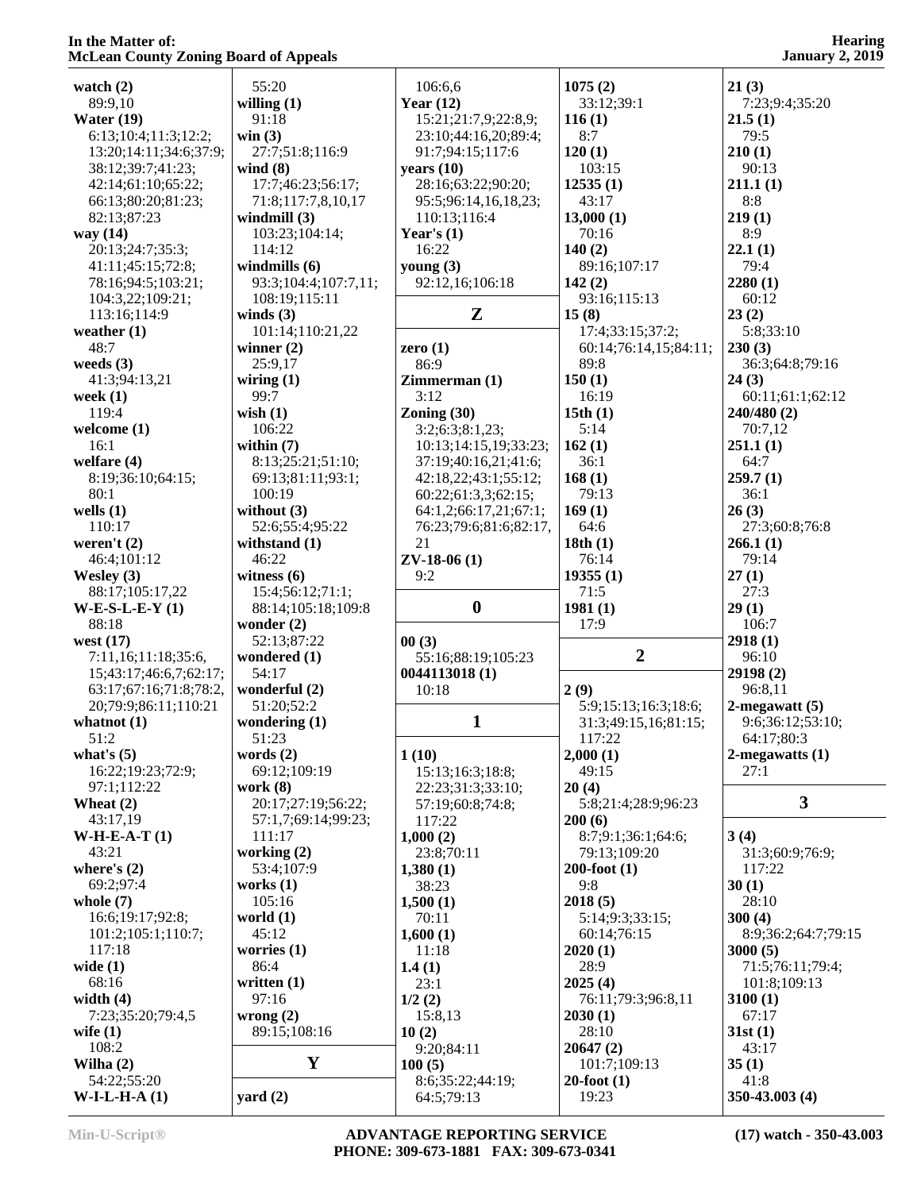**watch (2)**
89:9,10
**Water (19)**
6:13;10:4;11:3;12:2;
13:20;14:11;34:6;37:9;
38:12;39:7;41:23;
42:14;61:10;65:22;
66:13;80:20;81:23;
82:13;87:23
**way (14)**
20:13;24:7;35:3;
41:11;45:15;72:8;
78:16;94:5;103:21;
104:3,22;109:21;
113:16;114:9
**weather (1)**
48:7
**weeds (3)**
41:3;94:13,21
**week (1)**
119:4
**welcome (1)**
16:1
**welfare (4)**
8:19;36:10;64:15;
80:1
**wells (1)**
110:17
**weren't (2)**
46:4;101:12
**Wesley (3)**
88:17;105:17,22
**W-E-S-L-E-Y (1)**
88:18
**west (17)**
7:11,16;11:18;35:6,
15;43:17;46:6,7;62:17;
63:17;67:16;71:8;78:2,
20;79:9;86:11;110:21
**whatnot (1)**
51:2
**what's (5)**
16:22;19:23;72:9;
97:1;112:22
**Wheat (2)**
43:17,19
**W-H-E-A-T (1)**
43:21
**where's (2)**
69:2;97:4
**whole (7)**
16:6;19:17;92:8;
101:2;105:1;110:7;
117:18
**wide (1)**
68:16
**width (4)**
7:23;35:20;79:4,5
**wife (1)**
108:2
**Wilha (2)**
54:22;55:20
**W-I-L-H-A (1)**
55:20
**willing (1)**
91:18
**win (3)**
27:7;51:8;116:9
**wind (8)**
17:7;46:23;56:17;
71:8;117:7,8,10,17
**windmill (3)**
103:23;104:14;
114:12
**windmills (6)**
93:3;104:4;107:7,11;
108:19;115:11
**winds (3)**
101:14;110:21,22
**winner (2)**
25:9,17
**wiring (1)**
99:7
**wish (1)**
106:22
**within (7)**
8:13;25:21;51:10;
69:13;81:11;93:1;
100:19
**without (3)**
52:6;55:4;95:22
**withstand (1)**
46:22
**witness (6)**
15:4;56:12;71:1;
88:14;105:18;109:8
**wonder (2)**
52:13;87:22
**wondered (1)**
54:17
**wonderful (2)**
51:20;52:2
**wondering (1)**
51:23
**words (2)**
69:12;109:19
**work (8)**
20:17;27:19;56:22;
57:1,7;69:14;99:23;
111:17
**working (2)**
53:4;107:9
**works (1)**
105:16
**world (1)**
45:12
**worries (1)**
86:4
**written (1)**
97:16
**wrong (2)**
89:15;108:16

## Y

**yard (2)**
106:6,6
**Year (12)**
15:21;21:7,9;22:8,9;
23:10;44:16,20;89:4;
91:7;94:15;117:6
**years (10)**
28:16;63:22;90:20;
95:5;96:14,16,18,23;
110:13;116:4
**Year's (1)**
16:22
**young (3)**
92:12,16;106:18

## Z

**zero (1)**
86:9
**Zimmerman (1)**
3:12
**Zoning (30)**
3:2;6:3;8:1,23;
10:13;14:15,19;33:23;
37:19;40:16,21;41:6;
42:18,22;43:1;55:12;
60:22;61:3,3;62:15;
64:1,2;66:17,21;67:1;
76:23;79:6;81:6;82:17,
21
**ZV-18-06 (1)**
9:2

## 0

**00 (3)**
55:16;88:19;105:23
**0044113018 (1)**
10:18

## 1

**1 (10)**
15:13;16:3;18:8;
22:23;31:3;33:10;
57:19;60:8;74:8;
117:22
**1,000 (2)**
23:8;70:11
**1,380 (1)**
38:23
**1,500 (1)**
70:11
**1,600 (1)**
11:18
**1.4 (1)**
23:1
**1/2 (2)**
15:8,13
**10 (2)**
9:20;84:11
**100 (5)**
8:6;35:22;44:19;
64:5;79:13
**1075 (2)**
33:12;39:1
**116 (1)**
8:7
**120 (1)**
103:15
**12535 (1)**
43:17
**13,000 (1)**
70:16
**140 (2)**
89:16;107:17
**142 (2)**
93:16;115:13
**15 (8)**
17:4;33:15;37:2;
60:14;76:14,15;84:11;
89:8
**150 (1)**
16:19
**15th (1)**
5:14
**162 (1)**
36:1
**168 (1)**
79:13
**169 (1)**
64:6
**18th (1)**
76:14
**19355 (1)**
71:5
**1981 (1)**
17:9

## 2

**2 (9)**
5:9;15:13;16:3;18:6;
31:3;49:15,16;81:15;
117:22
**2,000 (1)**
49:15
**20 (4)**
5:8;21:4;28:9;96:23
**200 (6)**
8:7;9:1;36:1;64:6;
79:13;109:20
**200-foot (1)**
9:8
**2018 (5)**
5:14;9:3;33:15;
60:14;76:15
**2020 (1)**
28:9
**2025 (4)**
76:11;79:3;96:8,11
**2030 (1)**
28:10
**20647 (2)**
101:7;109:13
**20-foot (1)**
19:23
**21 (3)**
7:23;9:4;35:20
**21.5 (1)**
79:5
**210 (1)**
90:13
**211.1 (1)**
8:8
**219 (1)**
8:9
**22.1 (1)**
79:4
**2280 (1)**
60:12
**23 (2)**
5:8;33:10
**230 (3)**
36:3;64:8;79:16
**24 (3)**
60:11;61:1;62:12
**240/480 (2)**
70:7,12
**251.1 (1)**
64:7
**259.7 (1)**
36:1
**26 (3)**
27:3;60:8;76:8
**266.1 (1)**
79:14
**27 (1)**
27:3
**29 (1)**
106:7
**2918 (1)**
96:10
**29198 (2)**
96:8,11
**2-megawatt (5)**
9:6;36:12;53:10;
64:17;80:3
**2-megawatts (1)**
27:1

## 3

**3 (4)**
31:3;60:9;76:9;
117:22
**30 (1)**
28:10
**300 (4)**
8:9;36:2;64:7;79:15
**3000 (5)**
71:5;76:11;79:4;
101:8;109:13
**3100 (1)**
67:17
**31st (1)**
43:17
**35 (1)**
41:8
**350-43.003 (4)**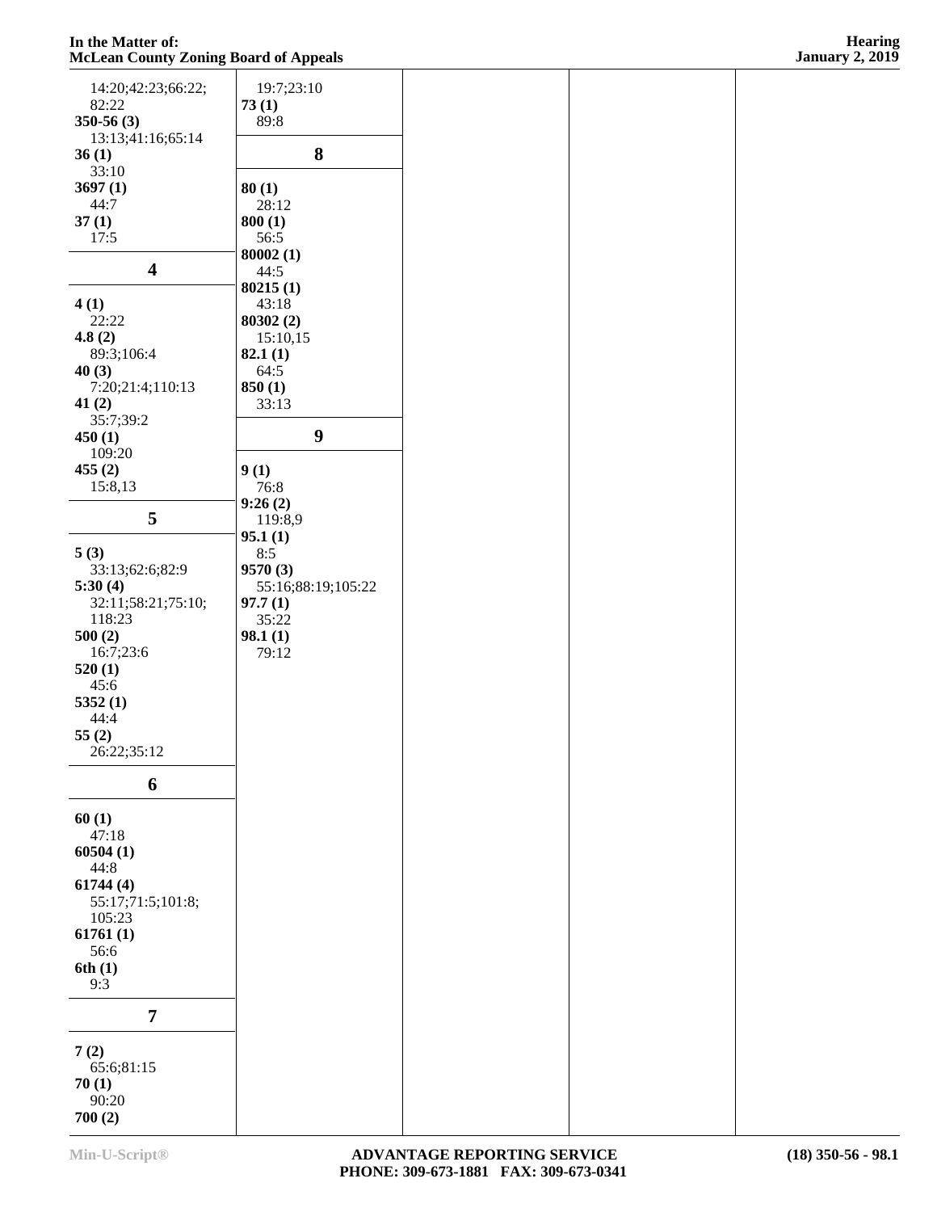14:20;42:23;66:22;
82:22

**350-56 (3)**
13:13;41:16;65:14

**36 (1)**
33:10

**3697 (1)**
44:7

**37 (1)**
17:5

### 4

**4 (1)**
22:22

**4.8 (2)**
89:3;106:4

**40 (3)**
7:20;21:4;110:13

**41 (2)**
35:7;39:2

**450 (1)**
109:20

**455 (2)**
15:8,13

### 5

**5 (3)**
33:13;62:6;82:9

**5:30 (4)**
32:11;58:21;75:10;
118:23

**500 (2)**
16:7;23:6

**520 (1)**
45:6

**5352 (1)**
44:4

**55 (2)**
26:22;35:12

### 6

**60 (1)**
47:18

**60504 (1)**
44:8

**61744 (4)**
55:17;71:5;101:8;
105:23

**61761 (1)**
56:6

**6th (1)**
9:3

### 7

**7 (2)**
65:6;81:15

**70 (1)**
90:20

**700 (2)**
19:7;23:10

**73 (1)**
89:8

### 8

**80 (1)**
28:12

**800 (1)**
56:5

**80002 (1)**
44:5

**80215 (1)**
43:18

**80302 (2)**
15:10,15

**82.1 (1)**
64:5

**850 (1)**
33:13

### 9

**9 (1)**
76:8

**9:26 (2)**
119:8,9

**95.1 (1)**
8:5

**9570 (3)**
55:16;88:19;105:22

**97.7 (1)**
35:22

**98.1 (1)**
79:12